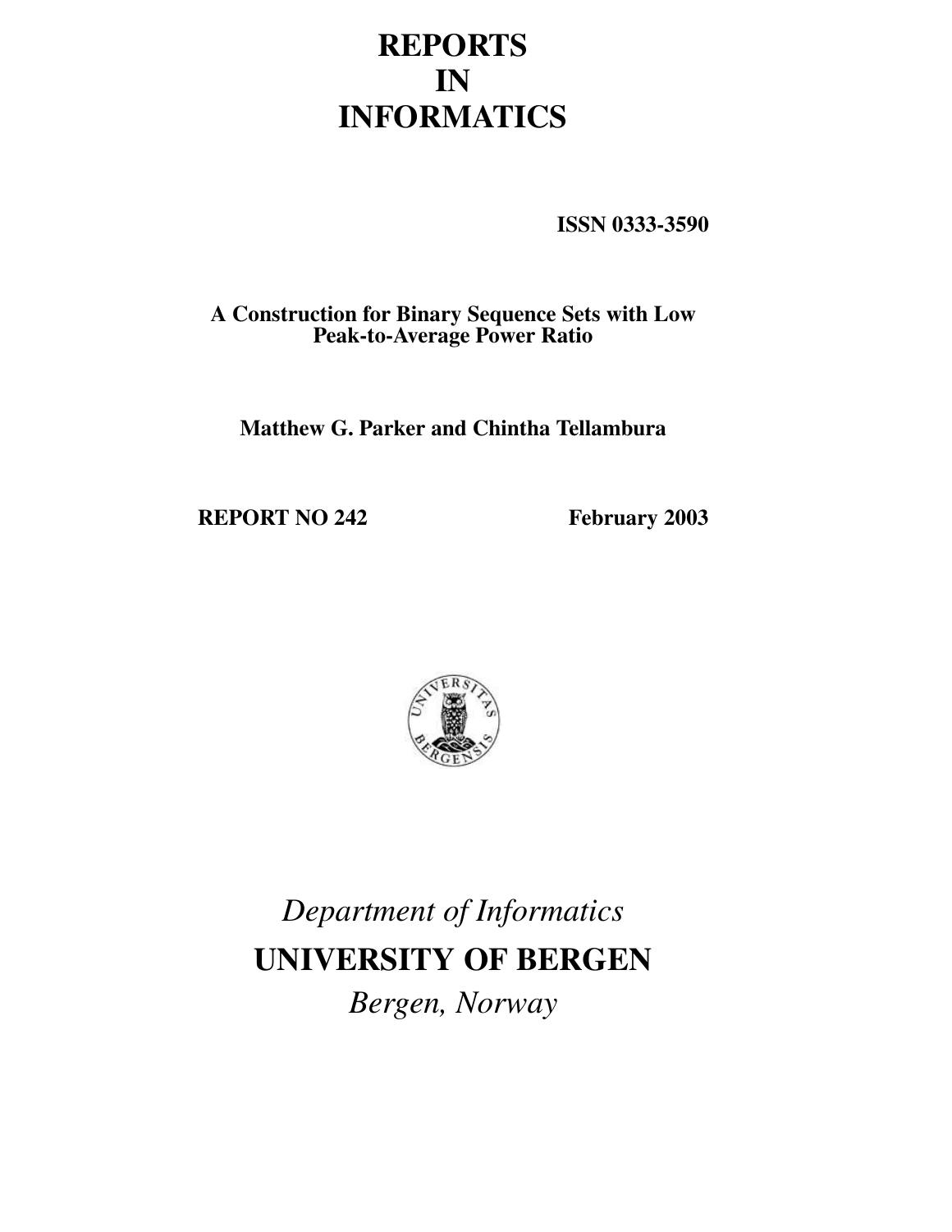# REPORTS IN INFORMATICS

**ISSN 0333-3590**

**A Construction for Binary Sequence Sets with Low Peak-to-Average Power Ratio**

**Matthew G. Parker and Chintha Tellambura**

**REPORT NO 242** **February 2003**

*Department of Informatics*

**UNIVERSITY OF BERGEN**

*Bergen, Norway*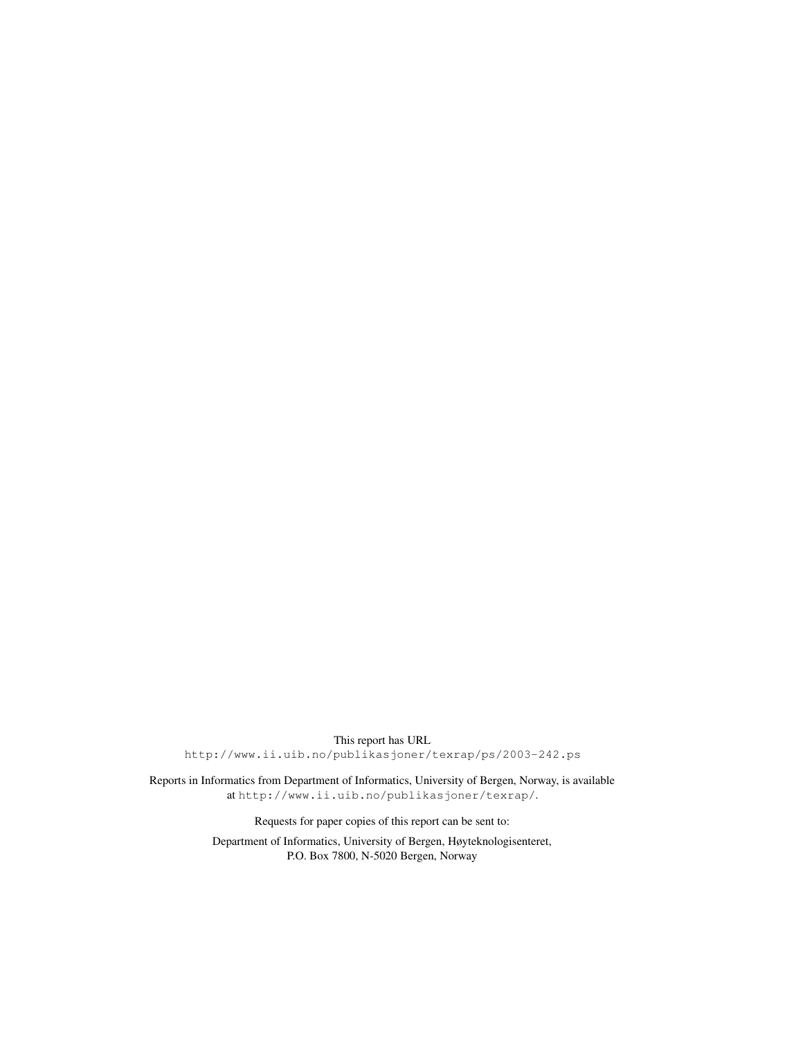This report has URL
`http://www.ii.uib.no/publikasjoner/texrap/ps/2003-242.ps`

Reports in Informatics from Department of Informatics, University of Bergen, Norway, is available at `http://www.ii.uib.no/publikasjoner/texrap/`.

Requests for paper copies of this report can be sent to:

Department of Informatics, University of Bergen, Høyteknologisenteret,
P.O. Box 7800, N-5020 Bergen, Norway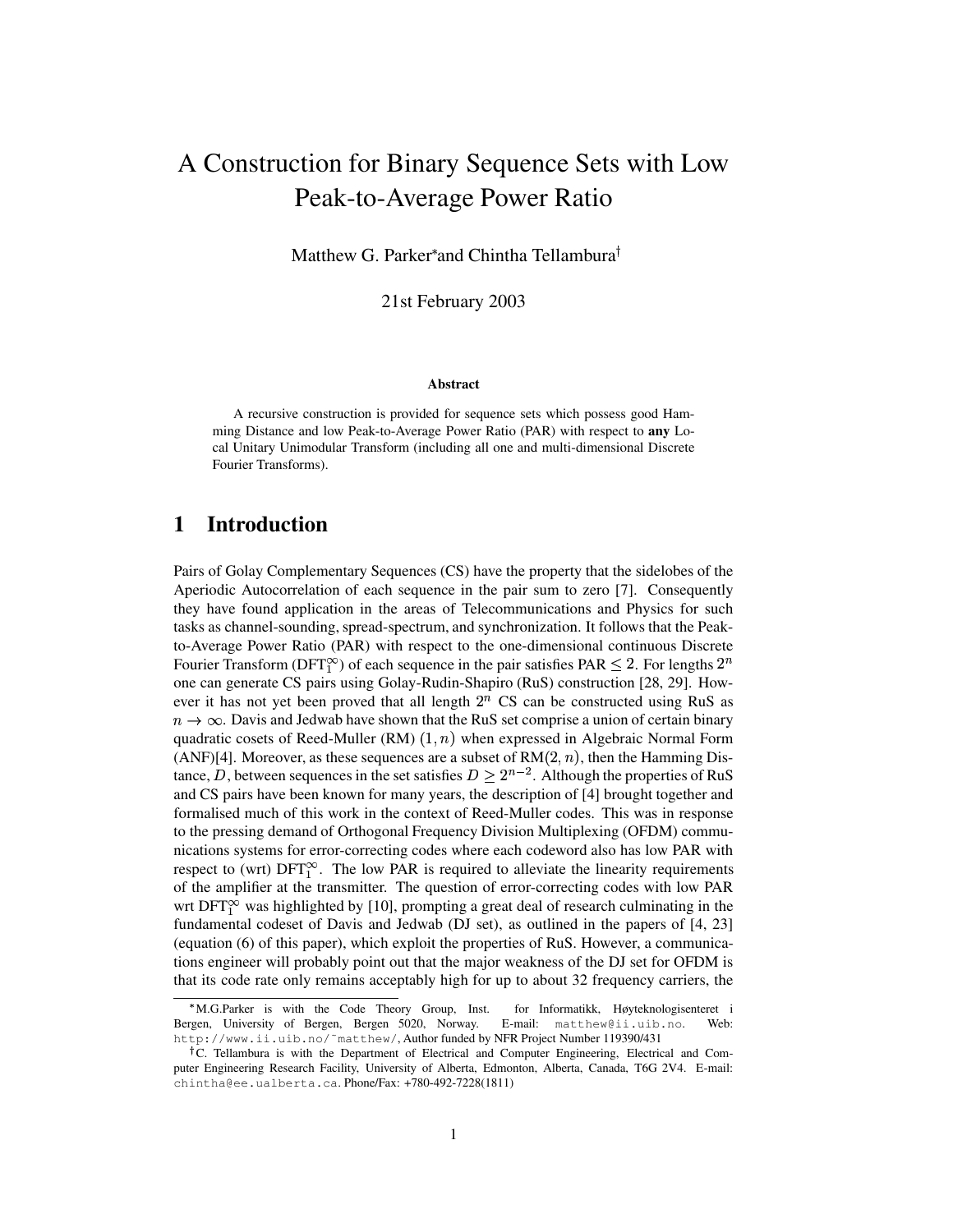# A Construction for Binary Sequence Sets with Low Peak-to-Average Power Ratio

Matthew G. Parker* and Chintha Tellambura†

21st February 2003

### Abstract

A recursive construction is provided for sequence sets which possess good Hamming Distance and low Peak-to-Average Power Ratio (PAR) with respect to **any** Local Unitary Unimodular Transform (including all one and multi-dimensional Discrete Fourier Transforms).

## 1 Introduction

Pairs of Golay Complementary Sequences (CS) have the property that the sidelobes of the Aperiodic Autocorrelation of each sequence in the pair sum to zero [7]. Consequently they have found application in the areas of Telecommunications and Physics for such tasks as channel-sounding, spread-spectrum, and synchronization. It follows that the Peak-to-Average Power Ratio (PAR) with respect to the one-dimensional continuous Discrete Fourier Transform ($\text{DFT}_1^\infty$) of each sequence in the pair satisfies PAR $\leq 2$. For lengths $2^n$ one can generate CS pairs using Golay-Rudin-Shapiro (RuS) construction [28, 29]. However it has not yet been proved that all length $2^n$ CS can be constructed using RuS as $n \rightarrow \infty$. Davis and Jedwab have shown that the RuS set comprise a union of certain binary quadratic cosets of Reed-Muller (RM) $(1, n)$ when expressed in Algebraic Normal Form (ANF)[4]. Moreover, as these sequences are a subset of RM$(2, n)$, then the Hamming Distance, $D$, between sequences in the set satisfies $D \geq 2^{n-2}$. Although the properties of RuS and CS pairs have been known for many years, the description of [4] brought together and formalised much of this work in the context of Reed-Muller codes. This was in response to the pressing demand of Orthogonal Frequency Division Multiplexing (OFDM) communications systems for error-correcting codes where each codeword also has low PAR with respect to (wrt) $\text{DFT}_1^\infty$. The low PAR is required to alleviate the linearity requirements of the amplifier at the transmitter. The question of error-correcting codes with low PAR wrt $\text{DFT}_1^\infty$ was highlighted by [10], prompting a great deal of research culminating in the fundamental codeset of Davis and Jedwab (DJ set), as outlined in the papers of [4, 23] (equation (6) of this paper), which exploit the properties of RuS. However, a communications engineer will probably point out that the major weakness of the DJ set for OFDM is that its code rate only remains acceptably high for up to about 32 frequency carriers, the

*M.G.Parker is with the Code Theory Group, Inst. for Informatikk, Høyteknologisenteret i Bergen, University of Bergen, Bergen 5020, Norway. E-mail: matthew@ii.uib.no. Web: http://www.ii.uib.no/~matthew/, Author funded by NFR Project Number 119390/431

†C. Tellambura is with the Department of Electrical and Computer Engineering, Electrical and Computer Engineering Research Facility, University of Alberta, Edmonton, Alberta, Canada, T6G 2V4. E-mail: chintha@ee.ualberta.ca. Phone/Fax: +780-492-7228(1811)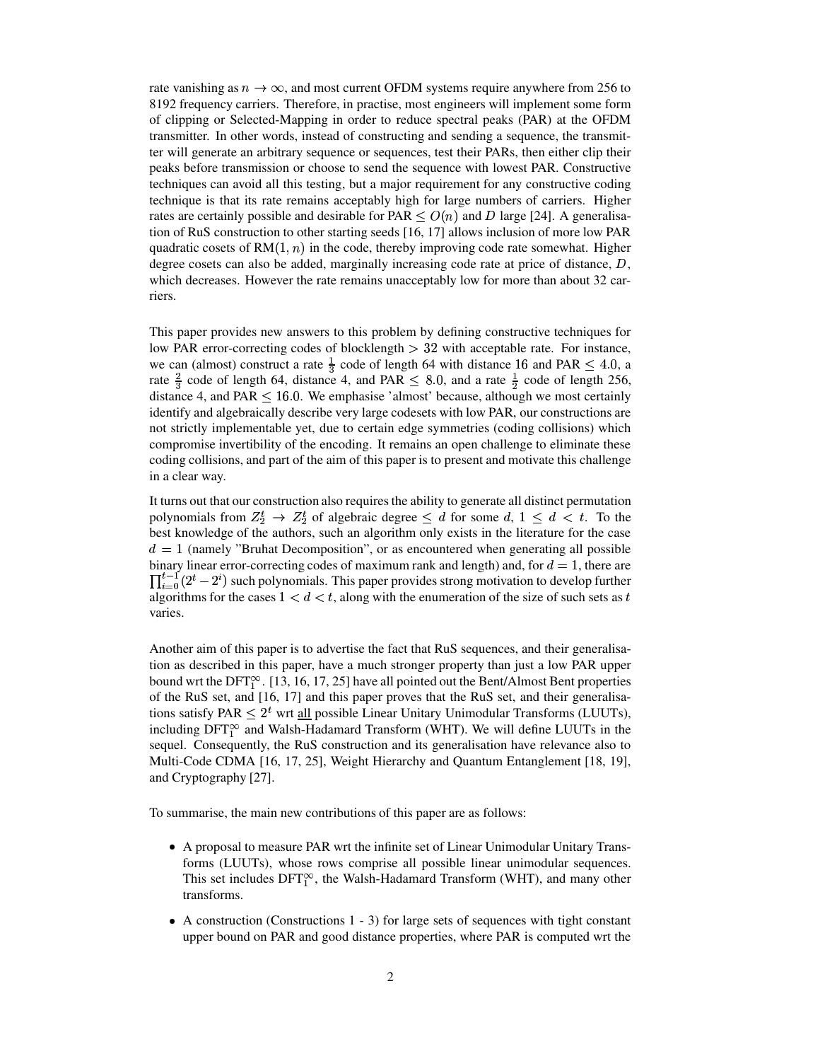rate vanishing as $n \to \infty$, and most current OFDM systems require anywhere from 256 to 8192 frequency carriers. Therefore, in practise, most engineers will implement some form of clipping or Selected-Mapping in order to reduce spectral peaks (PAR) at the OFDM transmitter. In other words, instead of constructing and sending a sequence, the transmitter will generate an arbitrary sequence or sequences, test their PARs, then either clip their peaks before transmission or choose to send the sequence with lowest PAR. Constructive techniques can avoid all this testing, but a major requirement for any constructive coding technique is that its rate remains acceptably high for large numbers of carriers. Higher rates are certainly possible and desirable for PAR $\leq O(n)$ and $D$ large [24]. A generalisation of RuS construction to other starting seeds [16, 17] allows inclusion of more low PAR quadratic cosets of RM$(1, n)$ in the code, thereby improving code rate somewhat. Higher degree cosets can also be added, marginally increasing code rate at price of distance, $D$, which decreases. However the rate remains unacceptably low for more than about 32 carriers.

This paper provides new answers to this problem by defining constructive techniques for low PAR error-correcting codes of blocklength $> 32$ with acceptable rate. For instance, we can (almost) construct a rate $\frac{1}{3}$ code of length 64 with distance 16 and PAR $\leq 4.0$, a rate $\frac{2}{3}$ code of length 64, distance 4, and PAR $\leq 8.0$, and a rate $\frac{1}{2}$ code of length 256, distance 4, and PAR $\leq 16.0$. We emphasise 'almost' because, although we most certainly identify and algebraically describe very large codesets with low PAR, our constructions are not strictly implementable yet, due to certain edge symmetries (coding collisions) which compromise invertibility of the encoding. It remains an open challenge to eliminate these coding collisions, and part of the aim of this paper is to present and motivate this challenge in a clear way.

It turns out that our construction also requires the ability to generate all distinct permutation polynomials from $Z_2^t \to Z_2^t$ of algebraic degree $\leq d$ for some $d$, $1 \leq d < t$. To the best knowledge of the authors, such an algorithm only exists in the literature for the case $d = 1$ (namely "Bruhat Decomposition", or as encountered when generating all possible binary linear error-correcting codes of maximum rank and length) and, for $d = 1$, there are $\prod_{i=0}^{t-1}(2^t - 2^i)$ such polynomials. This paper provides strong motivation to develop further algorithms for the cases $1 < d < t$, along with the enumeration of the size of such sets as $t$ varies.

Another aim of this paper is to advertise the fact that RuS sequences, and their generalisation as described in this paper, have a much stronger property than just a low PAR upper bound wrt the DFT$_1^\infty$. [13, 16, 17, 25] have all pointed out the Bent/Almost Bent properties of the RuS set, and [16, 17] and this paper proves that the RuS set, and their generalisations satisfy PAR $\leq 2^t$ wrt all possible Linear Unitary Unimodular Transforms (LUUTs), including DFT$_1^\infty$ and Walsh-Hadamard Transform (WHT). We will define LUUTs in the sequel. Consequently, the RuS construction and its generalisation have relevance also to Multi-Code CDMA [16, 17, 25], Weight Hierarchy and Quantum Entanglement [18, 19], and Cryptography [27].

To summarise, the main new contributions of this paper are as follows:

- A proposal to measure PAR wrt the infinite set of Linear Unimodular Unitary Transforms (LUUTs), whose rows comprise all possible linear unimodular sequences. This set includes DFT$_1^\infty$, the Walsh-Hadamard Transform (WHT), and many other transforms.
- A construction (Constructions 1 - 3) for large sets of sequences with tight constant upper bound on PAR and good distance properties, where PAR is computed wrt the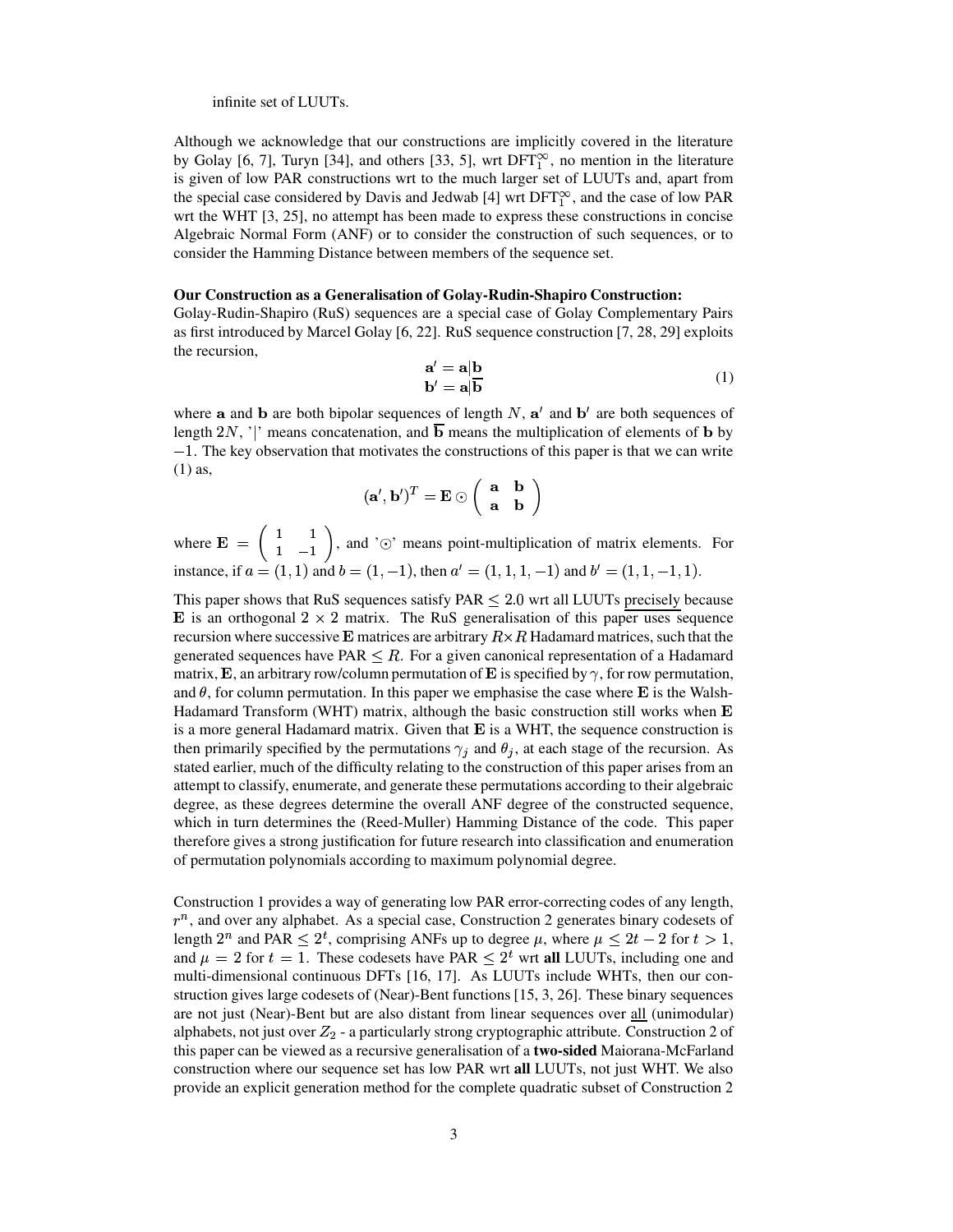infinite set of LUUTs.

Although we acknowledge that our constructions are implicitly covered in the literature by Golay [6, 7], Turyn [34], and others [33, 5], wrt $\text{DFT}_1^\infty$, no mention in the literature is given of low PAR constructions wrt to the much larger set of LUUTs and, apart from the special case considered by Davis and Jedwab [4] wrt $\text{DFT}_1^\infty$, and the case of low PAR wrt the WHT [3, 25], no attempt has been made to express these constructions in concise Algebraic Normal Form (ANF) or to consider the construction of such sequences, or to consider the Hamming Distance between members of the sequence set.

**Our Construction as a Generalisation of Golay-Rudin-Shapiro Construction:**
Golay-Rudin-Shapiro (RuS) sequences are a special case of Golay Complementary Pairs as first introduced by Marcel Golay [6, 22]. RuS sequence construction [7, 28, 29] exploits the recursion,

$$\begin{array}{c} \mathbf{a}' = \mathbf{a}|\mathbf{b} \\ \mathbf{b}' = \mathbf{a}|\overline{\mathbf{b}} \end{array} \tag{1}$$

where $\mathbf{a}$ and $\mathbf{b}$ are both bipolar sequences of length $N$, $\mathbf{a}'$ and $\mathbf{b}'$ are both sequences of length $2N$, '|' means concatenation, and $\overline{\mathbf{b}}$ means the multiplication of elements of $\mathbf{b}$ by $-1$. The key observation that motivates the constructions of this paper is that we can write (1) as,

$$(\mathbf{a}', \mathbf{b}')^T = \mathbf{E} \odot \begin{pmatrix} \mathbf{a} & \mathbf{b} \\ \mathbf{a} & \mathbf{b} \end{pmatrix}$$

where $\mathbf{E} = \begin{pmatrix} 1 & 1 \\ 1 & -1 \end{pmatrix}$, and '$\odot$' means point-multiplication of matrix elements. For instance, if $a = (1, 1)$ and $b = (1, -1)$, then $a' = (1, 1, 1, -1)$ and $b' = (1, 1, -1, 1)$.

This paper shows that RuS sequences satisfy PAR $\leq 2.0$ wrt all LUUTs <u>precisely</u> because $\mathbf{E}$ is an orthogonal $2 \times 2$ matrix. The RuS generalisation of this paper uses sequence recursion where successive $\mathbf{E}$ matrices are arbitrary $R \times R$ Hadamard matrices, such that the generated sequences have PAR $\leq R$. For a given canonical representation of a Hadamard matrix, $\mathbf{E}$, an arbitrary row/column permutation of $\mathbf{E}$ is specified by $\gamma$, for row permutation, and $\theta$, for column permutation. In this paper we emphasise the case where $\mathbf{E}$ is the Walsh-Hadamard Transform (WHT) matrix, although the basic construction still works when $\mathbf{E}$ is a more general Hadamard matrix. Given that $\mathbf{E}$ is a WHT, the sequence construction is then primarily specified by the permutations $\gamma_j$ and $\theta_j$, at each stage of the recursion. As stated earlier, much of the difficulty relating to the construction of this paper arises from an attempt to classify, enumerate, and generate these permutations according to their algebraic degree, as these degrees determine the overall ANF degree of the constructed sequence, which in turn determines the (Reed-Muller) Hamming Distance of the code. This paper therefore gives a strong justification for future research into classification and enumeration of permutation polynomials according to maximum polynomial degree.

Construction 1 provides a way of generating low PAR error-correcting codes of any length, $r^n$, and over any alphabet. As a special case, Construction 2 generates binary codesets of length $2^n$ and PAR $\leq 2^t$, comprising ANFs up to degree $\mu$, where $\mu \leq 2t - 2$ for $t > 1$, and $\mu = 2$ for $t = 1$. These codesets have PAR $\leq 2^t$ wrt **all** LUUTs, including one and multi-dimensional continuous DFTs [16, 17]. As LUUTs include WHTs, then our construction gives large codesets of (Near)-Bent functions [15, 3, 26]. These binary sequences are not just (Near)-Bent but are also distant from linear sequences over <u>all</u> (unimodular) alphabets, not just over $Z_2$ - a particularly strong cryptographic attribute. Construction 2 of this paper can be viewed as a recursive generalisation of a **two-sided** Maiorana-McFarland construction where our sequence set has low PAR wrt **all** LUUTs, not just WHT. We also provide an explicit generation method for the complete quadratic subset of Construction 2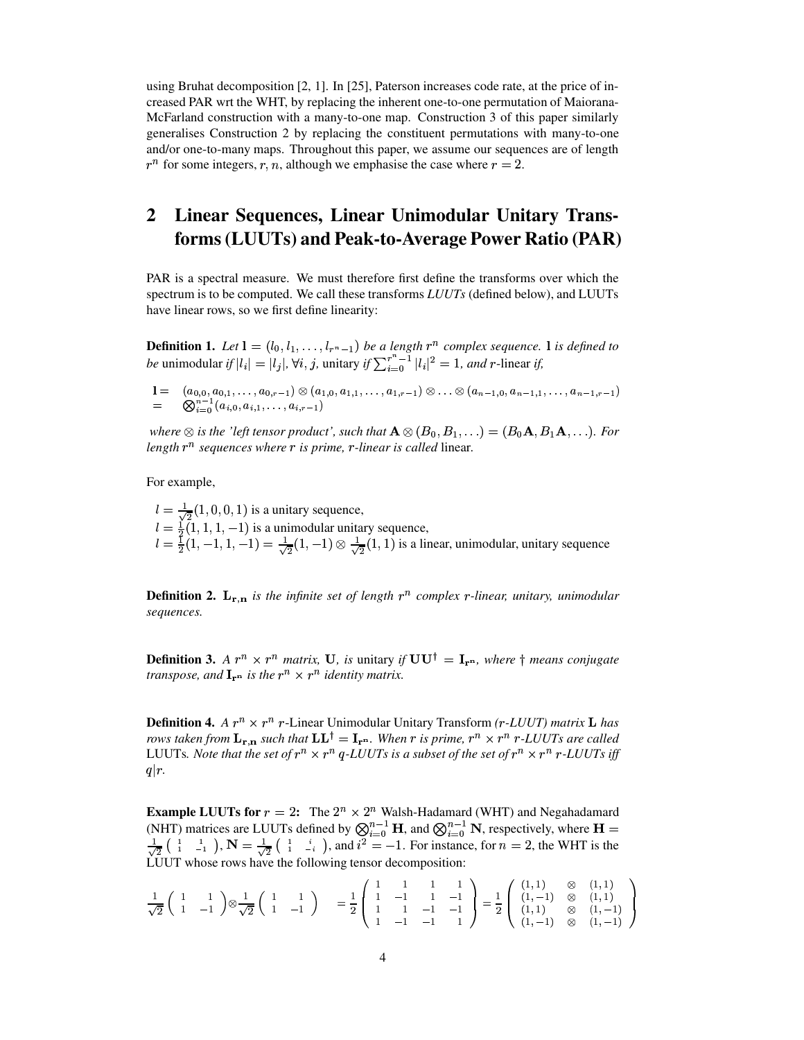using Bruhat decomposition [2, 1]. In [25], Paterson increases code rate, at the price of increased PAR wrt the WHT, by replacing the inherent one-to-one permutation of Maiorana-McFarland construction with a many-to-one map. Construction 3 of this paper similarly generalises Construction 2 by replacing the constituent permutations with many-to-one and/or one-to-many maps. Throughout this paper, we assume our sequences are of length $r^n$ for some integers, $r, n$, although we emphasise the case where $r = 2$.

## 2 Linear Sequences, Linear Unimodular Unitary Transforms (LUUTs) and Peak-to-Average Power Ratio (PAR)

PAR is a spectral measure. We must therefore first define the transforms over which the spectrum is to be computed. We call these transforms *LUUTs* (defined below), and LUUTs have linear rows, so we first define linearity:

**Definition 1.** *Let* $\mathbf{l} = (l_0, l_1, \ldots, l_{r^n-1})$ *be a length* $r^n$ *complex sequence.* $\mathbf{l}$ *is defined to be* unimodular *if* $|l_i| = |l_j|, \forall i, j,$ unitary *if* $\sum_{i=0}^{r^n-1} |l_i|^2 = 1$, *and* $r$-linear *if,*

$$\begin{aligned}\mathbf{l} = & \quad (a_{0,0}, a_{0,1}, \ldots, a_{0,r-1}) \otimes (a_{1,0}, a_{1,1}, \ldots, a_{1,r-1}) \otimes \ldots \otimes (a_{n-1,0}, a_{n-1,1}, \ldots, a_{n-1,r-1}) \\ = & \quad \bigotimes_{i=0}^{n-1} (a_{i,0}, a_{i,1}, \ldots, a_{i,r-1})\end{aligned}$$

*where* $\otimes$ *is the 'left tensor product', such that* $\mathbf{A} \otimes (B_0, B_1, \ldots) = (B_0\mathbf{A}, B_1\mathbf{A}, \ldots)$. *For length* $r^n$ *sequences where* $r$ *is prime,* $r$*-linear is called* linear.

For example,

$l = \frac{1}{\sqrt{2}}(1, 0, 0, 1)$ is a unitary sequence,
$l = \frac{1}{2}(1, 1, 1, -1)$ is a unimodular unitary sequence,
$l = \frac{1}{2}(1, -1, 1, -1) = \frac{1}{\sqrt{2}}(1, -1) \otimes \frac{1}{\sqrt{2}}(1, 1)$ is a linear, unimodular, unitary sequence

**Definition 2.** $\mathbf{L_{r,n}}$ *is the infinite set of length* $r^n$ *complex* $r$*-linear, unitary, unimodular sequences.*

**Definition 3.** *A* $r^n \times r^n$ *matrix,* $\mathbf{U}$*, is* unitary *if* $\mathbf{U}\mathbf{U}^\dagger = \mathbf{I_{r^n}}$*, where* $\dagger$ *means conjugate transpose, and* $\mathbf{I_{r^n}}$ *is the* $r^n \times r^n$ *identity matrix.*

**Definition 4.** *A* $r^n \times r^n$ $r$-Linear Unimodular Unitary Transform *(*$r$*-LUUT) matrix* $\mathbf{L}$ *has rows taken from* $\mathbf{L_{r,n}}$ *such that* $\mathbf{L}\mathbf{L}^\dagger = \mathbf{I_{r^n}}$*. When* $r$ *is prime,* $r^n \times r^n$ $r$*-LUUTs are called* LUUTs*. Note that the set of* $r^n \times r^n$ $q$*-LUUTs is a subset of the set of* $r^n \times r^n$ $r$*-LUUTs iff* $q|r$*.*

**Example LUUTs for $r = 2$:** The $2^n \times 2^n$ Walsh-Hadamard (WHT) and Negahadamard (NHT) matrices are LUUTs defined by $\bigotimes_{i=0}^{n-1} \mathbf{H}$, and $\bigotimes_{i=0}^{n-1} \mathbf{N}$, respectively, where $\mathbf{H} = \frac{1}{\sqrt{2}}\begin{pmatrix} 1 & 1 \\ 1 & -1 \end{pmatrix}$, $\mathbf{N} = \frac{1}{\sqrt{2}}\begin{pmatrix} 1 & i \\ 1 & -i \end{pmatrix}$, and $i^2 = -1$. For instance, for $n = 2$, the WHT is the LUUT whose rows have the following tensor decomposition:

$$\frac{1}{\sqrt{2}}\begin{pmatrix} 1 & 1 \\ 1 & -1 \end{pmatrix} \otimes \frac{1}{\sqrt{2}}\begin{pmatrix} 1 & 1 \\ 1 & -1 \end{pmatrix} = \frac{1}{2}\begin{pmatrix} 1 & 1 & 1 & 1 \\ 1 & -1 & 1 & -1 \\ 1 & 1 & -1 & -1 \\ 1 & -1 & -1 & 1 \end{pmatrix} = \frac{1}{2}\begin{pmatrix} (1,1) & \otimes & (1,1) \\ (1,-1) & \otimes & (1,1) \\ (1,1) & \otimes & (1,-1) \\ (1,-1) & \otimes & (1,-1) \end{pmatrix}$$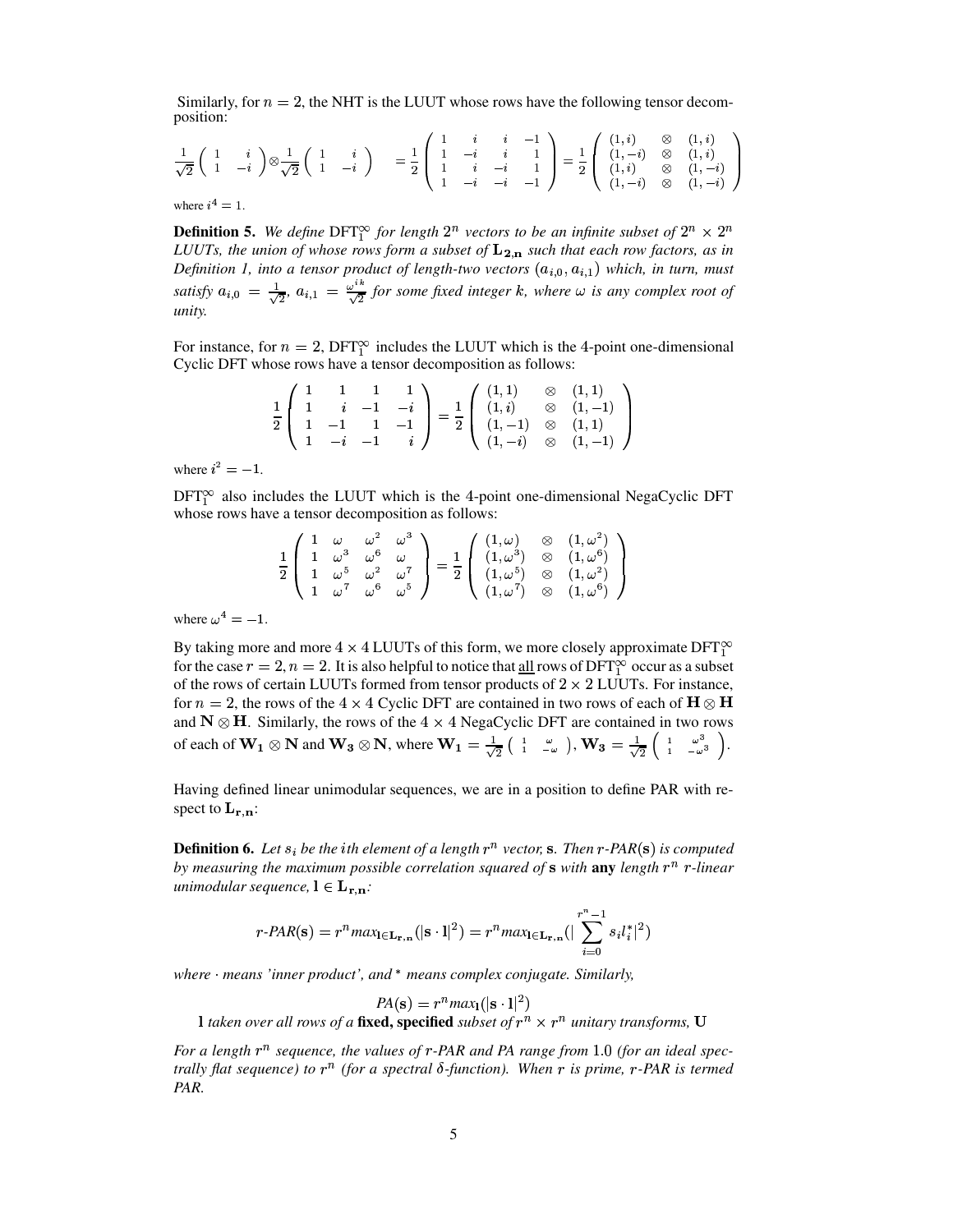Similarly, for $n = 2$, the NHT is the LUUT whose rows have the following tensor decomposition:

$$\frac{1}{\sqrt{2}}\begin{pmatrix} 1 & i \\ 1 & -i \end{pmatrix} \otimes \frac{1}{\sqrt{2}}\begin{pmatrix} 1 & i \\ 1 & -i \end{pmatrix} = \frac{1}{2}\begin{pmatrix} 1 & i & i & -1 \\ 1 & -i & i & 1 \\ 1 & i & -i & 1 \\ 1 & -i & -i & -1 \end{pmatrix} = \frac{1}{2}\begin{pmatrix} (1,i) & \otimes & (1,i) \\ (1,-i) & \otimes & (1,i) \\ (1,i) & \otimes & (1,-i) \\ (1,-i) & \otimes & (1,-i) \end{pmatrix}$$

where $i^4 = 1$.

**Definition 5.** *We define* $\mathrm{DFT}_1^\infty$ *for length* $2^n$ *vectors to be an infinite subset of* $2^n \times 2^n$ *LUUTs, the union of whose rows form a subset of* $\mathbf{L_{2,n}}$ *such that each row factors, as in Definition 1, into a tensor product of length-two vectors* $(a_{i,0}, a_{i,1})$ *which, in turn, must satisfy* $a_{i,0} = \frac{1}{\sqrt{2}}$, $a_{i,1} = \frac{\omega^{ik}}{\sqrt{2}}$ *for some fixed integer* $k$, *where* $\omega$ *is any complex root of unity.*

For instance, for $n = 2$, $\mathrm{DFT}_1^\infty$ includes the LUUT which is the 4-point one-dimensional Cyclic DFT whose rows have a tensor decomposition as follows:

$$\frac{1}{2}\begin{pmatrix} 1 & 1 & 1 & 1 \\ 1 & i & -1 & -i \\ 1 & -1 & 1 & -1 \\ 1 & -i & -1 & i \end{pmatrix} = \frac{1}{2}\begin{pmatrix} (1,1) & \otimes & (1,1) \\ (1,i) & \otimes & (1,-1) \\ (1,-1) & \otimes & (1,1) \\ (1,-i) & \otimes & (1,-1) \end{pmatrix}$$

where $i^2 = -1$.

$\mathrm{DFT}_1^\infty$ also includes the LUUT which is the 4-point one-dimensional NegaCyclic DFT whose rows have a tensor decomposition as follows:

$$\frac{1}{2}\begin{pmatrix} 1 & \omega & \omega^2 & \omega^3 \\ 1 & \omega^3 & \omega^6 & \omega \\ 1 & \omega^5 & \omega^2 & \omega^7 \\ 1 & \omega^7 & \omega^6 & \omega^5 \end{pmatrix} = \frac{1}{2}\begin{pmatrix} (1,\omega) & \otimes & (1,\omega^2) \\ (1,\omega^3) & \otimes & (1,\omega^6) \\ (1,\omega^5) & \otimes & (1,\omega^2) \\ (1,\omega^7) & \otimes & (1,\omega^6) \end{pmatrix}$$

where $\omega^4 = -1$.

By taking more and more $4 \times 4$ LUUTs of this form, we more closely approximate $\mathrm{DFT}_1^\infty$ for the case $r = 2, n = 2$. It is also helpful to notice that all rows of $\mathrm{DFT}_1^\infty$ occur as a subset of the rows of certain LUUTs formed from tensor products of $2 \times 2$ LUUTs. For instance, for $n = 2$, the rows of the $4 \times 4$ Cyclic DFT are contained in two rows of each of $\mathbf{H} \otimes \mathbf{H}$ and $\mathbf{N} \otimes \mathbf{H}$. Similarly, the rows of the $4 \times 4$ NegaCyclic DFT are contained in two rows of each of $\mathbf{W_1} \otimes \mathbf{N}$ and $\mathbf{W_3} \otimes \mathbf{N}$, where $\mathbf{W_1} = \frac{1}{\sqrt{2}}\begin{pmatrix} 1 & \omega \\ 1 & -\omega \end{pmatrix}$, $\mathbf{W_3} = \frac{1}{\sqrt{2}}\begin{pmatrix} 1 & \omega^3 \\ 1 & -\omega^3 \end{pmatrix}$.

Having defined linear unimodular sequences, we are in a position to define PAR with respect to $\mathbf{L_{r,n}}$:

**Definition 6.** *Let* $s_i$ *be the* $i$*th element of a length* $r^n$ *vector,* $\mathbf{s}$. *Then* $r$*-PAR*$(\mathbf{s})$ *is computed by measuring the maximum possible correlation squared of* $\mathbf{s}$ *with* **any** *length* $r^n$ $r$*-linear unimodular sequence,* $\mathbf{l} \in \mathbf{L_{r,n}}$*:*

$$r\text{-}PAR(\mathbf{s}) = r^n max_{\mathbf{l} \in \mathbf{L_{r,n}}}(|\mathbf{s} \cdot \mathbf{l}|^2) = r^n max_{\mathbf{l} \in \mathbf{L_{r,n}}}(|\sum_{i=0}^{r^n-1} s_i l_i^*|^2)$$

*where* $\cdot$ *means 'inner product', and* $^*$ *means complex conjugate. Similarly,*

$$PA(\mathbf{s}) = r^n max_{\mathbf{l}}(|\mathbf{s} \cdot \mathbf{l}|^2)$$

$\mathbf{l}$ *taken over all rows of a* **fixed, specified** *subset of* $r^n \times r^n$ *unitary transforms,* $\mathbf{U}$

*For a length* $r^n$ *sequence, the values of* $r$*-PAR and PA range from* $1.0$ *(for an ideal spectrally flat sequence) to* $r^n$ *(for a spectral* $\delta$*-function). When* $r$ *is prime,* $r$*-PAR is termed PAR.*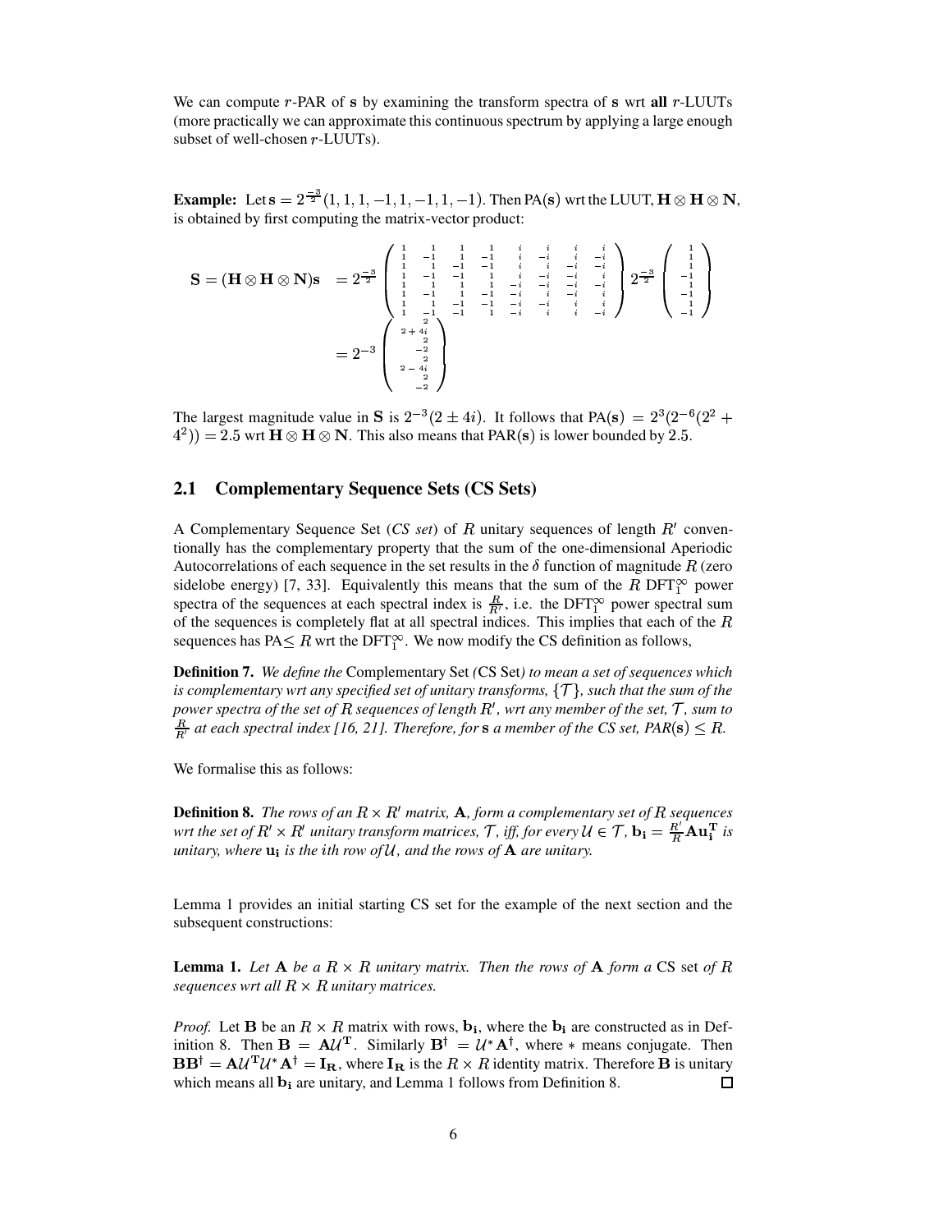We can compute $r$-PAR of $\mathbf{s}$ by examining the transform spectra of $\mathbf{s}$ wrt **all** $r$-LUUTs (more practically we can approximate this continuous spectrum by applying a large enough subset of well-chosen $r$-LUUTs).

**Example:** Let $\mathbf{s} = 2^{\frac{-3}{2}}(1, 1, 1, -1, 1, -1, 1, -1)$. Then PA($\mathbf{s}$) wrt the LUUT, $\mathbf{H} \otimes \mathbf{H} \otimes \mathbf{N}$, is obtained by first computing the matrix-vector product:

$$
\begin{aligned}
\mathbf{S} = (\mathbf{H} \otimes \mathbf{H} \otimes \mathbf{N})\mathbf{s} &= 2^{\frac{-3}{2}} \begin{pmatrix} 1 & 1 & 1 & 1 & i & i & i & i \\ 1 & -1 & 1 & -1 & i & -i & i & -i \\ 1 & 1 & -1 & -1 & i & i & -i & -i \\ 1 & -1 & -1 & 1 & i & -i & -i & i \\ 1 & 1 & 1 & 1 & -i & -i & -i & -i \\ 1 & -1 & 1 & -1 & -i & i & -i & i \\ 1 & 1 & -1 & -1 & -i & -i & i & i \\ 1 & -1 & -1 & 1 & -i & i & i & -i \end{pmatrix} 2^{\frac{-3}{2}} \begin{pmatrix} 1 \\ 1 \\ 1 \\ -1 \\ 1 \\ -1 \\ 1 \\ -1 \end{pmatrix} \\
&= 2^{-3} \begin{pmatrix} 2 \\ 2+4i \\ 2 \\ -2 \\ 2 \\ 2-4i \\ 2 \\ -2 \end{pmatrix}
\end{aligned}
$$

The largest magnitude value in $\mathbf{S}$ is $2^{-3}(2 \pm 4i)$. It follows that PA($\mathbf{s}$) $= 2^3(2^{-6}(2^2 + 4^2)) = 2.5$ wrt $\mathbf{H} \otimes \mathbf{H} \otimes \mathbf{N}$. This also means that PAR($\mathbf{s}$) is lower bounded by $2.5$.

## 2.1 Complementary Sequence Sets (CS Sets)

A Complementary Sequence Set (*CS set*) of $R$ unitary sequences of length $R'$ conventionally has the complementary property that the sum of the one-dimensional Aperiodic Autocorrelations of each sequence in the set results in the $\delta$ function of magnitude $R$ (zero sidelobe energy) [7, 33]. Equivalently this means that the sum of the $R$ DFT$_1^\infty$ power spectra of the sequences at each spectral index is $\frac{R}{R'}$, i.e. the DFT$_1^\infty$ power spectral sum of the sequences is completely flat at all spectral indices. This implies that each of the $R$ sequences has PA$\leq R$ wrt the DFT$_1^\infty$. We now modify the CS definition as follows,

**Definition 7.** *We define the* Complementary Set *(*CS Set*) to mean a set of sequences which is complementary wrt any specified set of unitary transforms, $\{\mathcal{T}\}$, such that the sum of the power spectra of the set of $R$ sequences of length $R'$, wrt any member of the set, $\mathcal{T}$, sum to $\frac{R}{R'}$ at each spectral index [16, 21]. Therefore, for $\mathbf{s}$ a member of the CS set, PAR($\mathbf{s}$) $\leq R$.*

We formalise this as follows:

**Definition 8.** *The rows of an $R \times R'$ matrix, $\mathbf{A}$, form a complementary set of $R$ sequences wrt the set of $R' \times R'$ unitary transform matrices, $\mathcal{T}$, iff, for every $\mathcal{U} \in \mathcal{T}$, $\mathbf{b_i} = \frac{R'}{R}\mathbf{A}\mathbf{u_i^T}$ is unitary, where $\mathbf{u_i}$ is the $i$th row of $\mathcal{U}$, and the rows of $\mathbf{A}$ are unitary.*

Lemma 1 provides an initial starting CS set for the example of the next section and the subsequent constructions:

**Lemma 1.** *Let $\mathbf{A}$ be a $R \times R$ unitary matrix. Then the rows of $\mathbf{A}$ form a* CS set *of $R$ sequences wrt all $R \times R$ unitary matrices.*

*Proof.* Let $\mathbf{B}$ be an $R \times R$ matrix with rows, $\mathbf{b_i}$, where the $\mathbf{b_i}$ are constructed as in Definition 8. Then $\mathbf{B} = \mathbf{A}\mathcal{U}^\mathbf{T}$. Similarly $\mathbf{B}^\dagger = \mathcal{U}^*\mathbf{A}^\dagger$, where $*$ means conjugate. Then $\mathbf{B}\mathbf{B}^\dagger = \mathbf{A}\mathcal{U}^\mathbf{T}\mathcal{U}^*\mathbf{A}^\dagger = \mathbf{I_R}$, where $\mathbf{I_R}$ is the $R \times R$ identity matrix. Therefore $\mathbf{B}$ is unitary which means all $\mathbf{b_i}$ are unitary, and Lemma 1 follows from Definition 8. □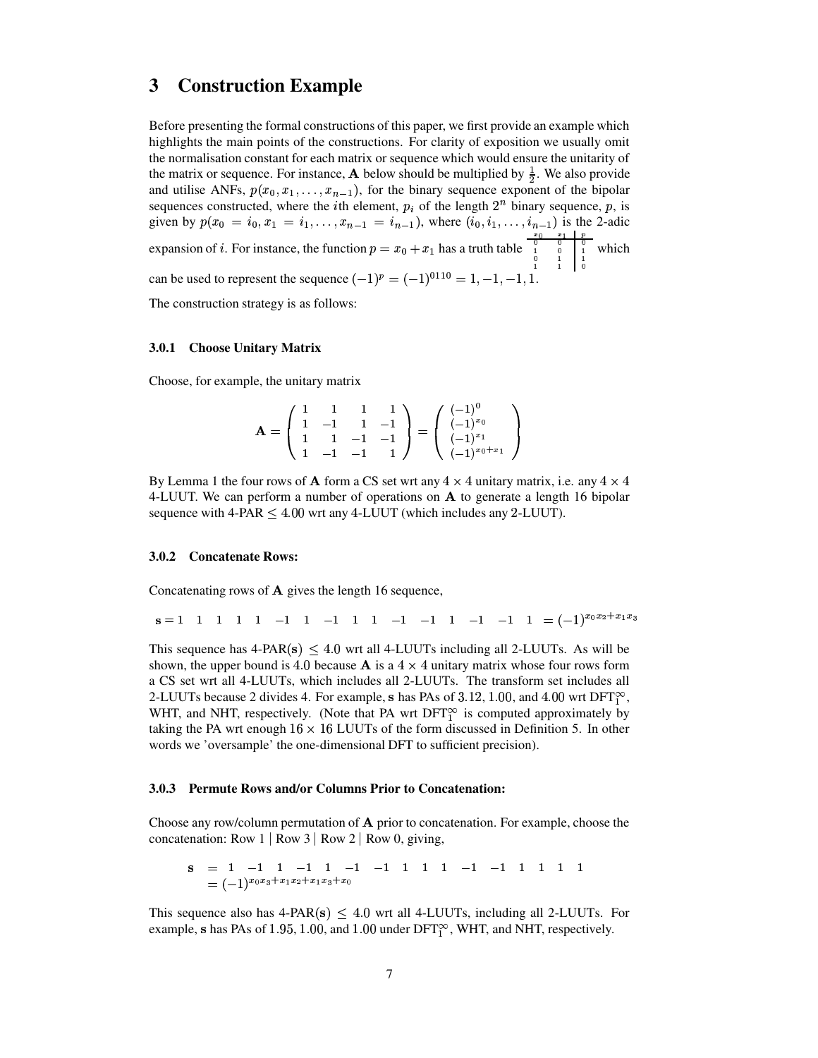# 3 Construction Example

Before presenting the formal constructions of this paper, we first provide an example which highlights the main points of the constructions. For clarity of exposition we usually omit the normalisation constant for each matrix or sequence which would ensure the unitarity of the matrix or sequence. For instance, $\mathbf{A}$ below should be multiplied by $\frac{1}{2}$. We also provide and utilise ANFs, $p(x_0, x_1, \ldots, x_{n-1})$, for the binary sequence exponent of the bipolar sequences constructed, where the $i$th element, $p_i$ of the length $2^n$ binary sequence, $p$, is given by $p(x_0 = i_0, x_1 = i_1, \ldots, x_{n-1} = i_{n-1})$, where $(i_0, i_1, \ldots, i_{n-1})$ is the 2-adic expansion of $i$. For instance, the function $p = x_0 + x_1$ has a truth table

| $x_0$ | $x_1$ | $p$ |
|---|---|---|
| 0 | 0 | 0 |
| 1 | 0 | 1 |
| 0 | 1 | 1 |
| 1 | 1 | 0 |

which can be used to represent the sequence $(-1)^p = (-1)^{0110} = 1, -1, -1, 1$.

The construction strategy is as follows:

### 3.0.1 Choose Unitary Matrix

Choose, for example, the unitary matrix

$$\mathbf{A} = \begin{pmatrix} 1 & 1 & 1 & 1 \\ 1 & -1 & 1 & -1 \\ 1 & 1 & -1 & -1 \\ 1 & -1 & -1 & 1 \end{pmatrix} = \begin{pmatrix} (-1)^0 \\ (-1)^{x_0} \\ (-1)^{x_1} \\ (-1)^{x_0+x_1} \end{pmatrix}$$

By Lemma 1 the four rows of $\mathbf{A}$ form a CS set wrt any $4 \times 4$ unitary matrix, i.e. any $4 \times 4$ 4-LUUT. We can perform a number of operations on $\mathbf{A}$ to generate a length 16 bipolar sequence with 4-PAR $\leq 4.00$ wrt any 4-LUUT (which includes any 2-LUUT).

### 3.0.2 Concatenate Rows:

Concatenating rows of $\mathbf{A}$ gives the length 16 sequence,

$$\mathbf{s} = 1 \quad 1 \quad 1 \quad 1 \quad 1 \quad -1 \quad 1 \quad -1 \quad 1 \quad 1 \quad -1 \quad -1 \quad 1 \quad -1 \quad -1 \quad 1 \quad = (-1)^{x_0x_2 + x_1x_3}$$

This sequence has 4-PAR($\mathbf{s}$) $\leq 4.0$ wrt all 4-LUUTs including all 2-LUUTs. As will be shown, the upper bound is 4.0 because $\mathbf{A}$ is a $4 \times 4$ unitary matrix whose four rows form a CS set wrt all 4-LUUTs, which includes all 2-LUUTs. The transform set includes all 2-LUUTs because 2 divides 4. For example, $\mathbf{s}$ has PAs of 3.12, 1.00, and 4.00 wrt DFT$_1^\infty$, WHT, and NHT, respectively. (Note that PA wrt DFT$_1^\infty$ is computed approximately by taking the PA wrt enough $16 \times 16$ LUUTs of the form discussed in Definition 5. In other words we 'oversample' the one-dimensional DFT to sufficient precision).

### 3.0.3 Permute Rows and/or Columns Prior to Concatenation:

Choose any row/column permutation of $\mathbf{A}$ prior to concatenation. For example, choose the concatenation: Row 1 | Row 3 | Row 2 | Row 0, giving,

$$\begin{aligned} \mathbf{s} &= 1 \quad -1 \quad 1 \quad -1 \quad 1 \quad -1 \quad -1 \quad 1 \quad 1 \quad 1 \quad -1 \quad -1 \quad 1 \quad 1 \quad 1 \quad 1 \\ &= (-1)^{x_0x_3 + x_1x_2 + x_1x_3 + x_0} \end{aligned}$$

This sequence also has 4-PAR($\mathbf{s}$) $\leq 4.0$ wrt all 4-LUUTs, including all 2-LUUTs. For example, $\mathbf{s}$ has PAs of 1.95, 1.00, and 1.00 under DFT$_1^\infty$, WHT, and NHT, respectively.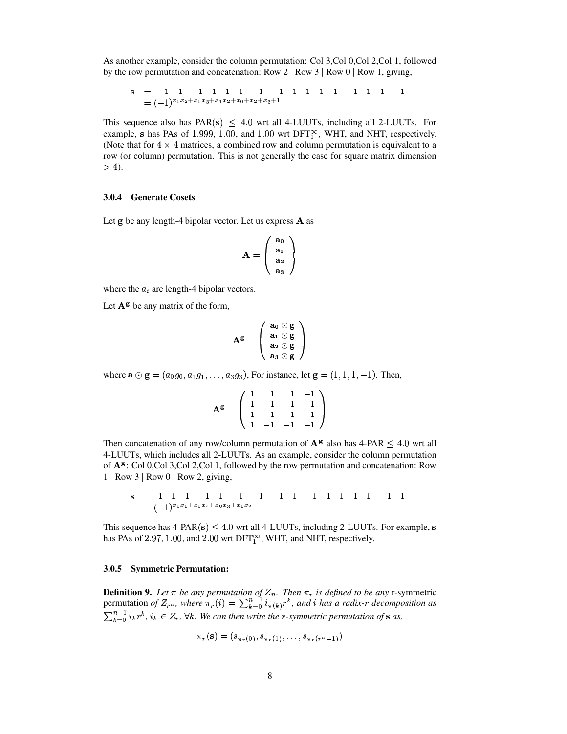As another example, consider the column permutation: Col 3,Col 0,Col 2,Col 1, followed by the row permutation and concatenation: Row 2 | Row 3 | Row 0 | Row 1, giving,

$$
\begin{aligned}
\mathbf{s} &= -1 \quad 1 \quad -1 \quad 1 \quad 1 \quad 1 \quad -1 \quad -1 \quad 1 \quad 1 \quad 1 \quad 1 \quad -1 \quad 1 \quad 1 \quad -1 \\
&= (-1)^{x_0x_2+x_0x_3+x_1x_2+x_0+x_2+x_3+1}
\end{aligned}
$$

This sequence also has PAR($\mathbf{s}$) $\leq$ 4.0 wrt all 4-LUUTs, including all 2-LUUTs. For example, $\mathbf{s}$ has PAs of 1.999, 1.00, and 1.00 wrt DFT$_1^\infty$, WHT, and NHT, respectively. (Note that for $4 \times 4$ matrices, a combined row and column permutation is equivalent to a row (or column) permutation. This is not generally the case for square matrix dimension $> 4$).

### 3.0.4 Generate Cosets

Let $\mathbf{g}$ be any length-4 bipolar vector. Let us express $\mathbf{A}$ as

$$
\mathbf{A} = \begin{pmatrix} \mathbf{a_0} \\ \mathbf{a_1} \\ \mathbf{a_2} \\ \mathbf{a_3} \end{pmatrix}
$$

where the $a_i$ are length-4 bipolar vectors.

Let $\mathbf{A}^{\mathbf{g}}$ be any matrix of the form,

$$
\mathbf{A}^{\mathbf{g}} = \begin{pmatrix} \mathbf{a_0} \odot \mathbf{g} \\ \mathbf{a_1} \odot \mathbf{g} \\ \mathbf{a_2} \odot \mathbf{g} \\ \mathbf{a_3} \odot \mathbf{g} \end{pmatrix}
$$

where $\mathbf{a} \odot \mathbf{g} = (a_0g_0, a_1g_1, \ldots, a_3g_3)$, For instance, let $\mathbf{g} = (1, 1, 1, -1)$. Then,

$$
\mathbf{A}^{\mathbf{g}} = \begin{pmatrix} 1 & 1 & 1 & -1 \\ 1 & -1 & 1 & 1 \\ 1 & 1 & -1 & 1 \\ 1 & -1 & -1 & -1 \end{pmatrix}
$$

Then concatenation of any row/column permutation of $\mathbf{A}^{\mathbf{g}}$ also has 4-PAR $\leq$ 4.0 wrt all 4-LUUTs, which includes all 2-LUUTs. As an example, consider the column permutation of $\mathbf{A}^{\mathbf{g}}$: Col 0,Col 3,Col 2,Col 1, followed by the row permutation and concatenation: Row 1 | Row 3 | Row 0 | Row 2, giving,

$$
\begin{aligned}
\mathbf{s} &= 1 \quad 1 \quad 1 \quad -1 \quad 1 \quad -1 \quad -1 \quad -1 \quad 1 \quad -1 \quad 1 \quad 1 \quad 1 \quad 1 \quad -1 \quad 1 \\
&= (-1)^{x_0x_1+x_0x_2+x_0x_3+x_1x_2}
\end{aligned}
$$

This sequence has 4-PAR($\mathbf{s}$) $\leq$ 4.0 wrt all 4-LUUTs, including 2-LUUTs. For example, $\mathbf{s}$ has PAs of 2.97, 1.00, and 2.00 wrt DFT$_1^\infty$, WHT, and NHT, respectively.

### 3.0.5 Symmetric Permutation:

**Definition 9.** *Let $\pi$ be any permutation of $Z_n$. Then $\pi_r$ is defined to be any* r-symmetric permutation *of $Z_{r^n}$, where $\pi_r(i) = \sum_{k=0}^{n-1} i_{\pi(k)}r^k$, and $i$ has a radix-$r$ decomposition as $\sum_{k=0}^{n-1} i_k r^k$, $i_k \in Z_r$, $\forall k$. We can then write the $r$-symmetric permutation of $\mathbf{s}$ as,*

$$
\pi_r(\mathbf{s}) = (s_{\pi_r(0)}, s_{\pi_r(1)}, \ldots, s_{\pi_r(r^n-1)})
$$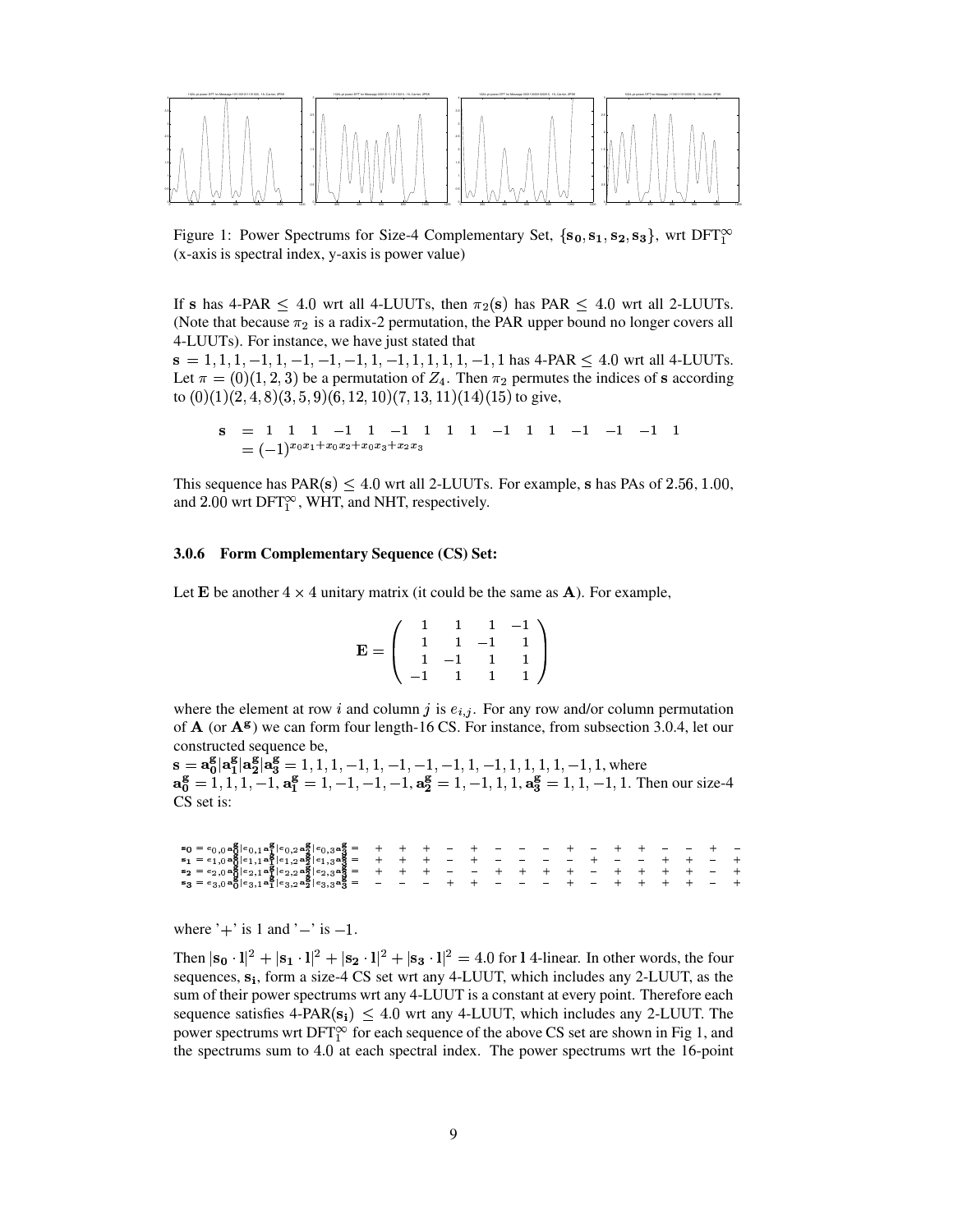Figure 1: Power Spectrums for Size-4 Complementary Set, $\{\mathbf{s_0}, \mathbf{s_1}, \mathbf{s_2}, \mathbf{s_3}\}$, wrt $\text{DFT}_1^\infty$ (x-axis is spectral index, y-axis is power value)

If $\mathbf{s}$ has 4-PAR $\leq 4.0$ wrt all 4-LUUTs, then $\pi_2(\mathbf{s})$ has PAR $\leq 4.0$ wrt all 2-LUUTs. (Note that because $\pi_2$ is a radix-2 permutation, the PAR upper bound no longer covers all 4-LUUTs). For instance, we have just stated that

$\mathbf{s} = 1, 1, 1, -1, 1, -1, -1, -1, 1, -1, 1, 1, 1, 1, -1, 1$ has 4-PAR $\leq 4.0$ wrt all 4-LUUTs. Let $\pi = (0)(1, 2, 3)$ be a permutation of $Z_4$. Then $\pi_2$ permutes the indices of $\mathbf{s}$ according to $(0)(1)(2, 4, 8)(3, 5, 9)(6, 12, 10)(7, 13, 11)(14)(15)$ to give,

$$\begin{aligned} \mathbf{s} &= 1 \quad 1 \quad 1 \quad -1 \quad 1 \quad -1 \quad 1 \quad 1 \quad 1 \quad -1 \quad 1 \quad 1 \quad -1 \quad -1 \quad -1 \quad 1 \\ &= (-1)^{x_0x_1 + x_0x_2 + x_0x_3 + x_2x_3} \end{aligned}$$

This sequence has $\text{PAR}(\mathbf{s}) \leq 4.0$ wrt all 2-LUUTs. For example, $\mathbf{s}$ has PAs of $2.56$, $1.00$, and $2.00$ wrt $\text{DFT}_1^\infty$, WHT, and NHT, respectively.

### 3.0.6 Form Complementary Sequence (CS) Set:

Let $\mathbf{E}$ be another $4 \times 4$ unitary matrix (it could be the same as $\mathbf{A}$). For example,

$$\mathbf{E} = \begin{pmatrix} 1 & 1 & 1 & -1 \\ 1 & 1 & -1 & 1 \\ 1 & -1 & 1 & 1 \\ -1 & 1 & 1 & 1 \end{pmatrix}$$

where the element at row $i$ and column $j$ is $e_{i,j}$. For any row and/or column permutation of $\mathbf{A}$ (or $\mathbf{A^g}$) we can form four length-16 CS. For instance, from subsection 3.0.4, let our constructed sequence be,

$\mathbf{s} = \mathbf{a_0^g}|\mathbf{a_1^g}|\mathbf{a_2^g}|\mathbf{a_3^g} = 1, 1, 1, -1, 1, -1, -1, -1, 1, -1, 1, 1, 1, 1, -1, 1$, where $\mathbf{a_0^g} = 1, 1, 1, -1$, $\mathbf{a_1^g} = 1, -1, -1, -1$, $\mathbf{a_2^g} = 1, -1, 1, 1$, $\mathbf{a_3^g} = 1, 1, -1, 1$. Then our size-4 CS set is:

$$\begin{aligned}
\mathbf{s_0} &= e_{0,0}\mathbf{a_0^g}|e_{0,1}\mathbf{a_1^g}|e_{0,2}\mathbf{a_2^g}|e_{0,3}\mathbf{a_3^g} = + + + - + - - - + - + + - - + - \\
\mathbf{s_1} &= e_{1,0}\mathbf{a_0^g}|e_{1,1}\mathbf{a_1^g}|e_{1,2}\mathbf{a_2^g}|e_{1,3}\mathbf{a_3^g} = + + + - + - - - - + - - + + - + \\
\mathbf{s_2} &= e_{2,0}\mathbf{a_0^g}|e_{2,1}\mathbf{a_1^g}|e_{2,2}\mathbf{a_2^g}|e_{2,3}\mathbf{a_3^g} = + + + - - + + + + - + + + + - + \\
\mathbf{s_3} &= e_{3,0}\mathbf{a_0^g}|e_{3,1}\mathbf{a_1^g}|e_{3,2}\mathbf{a_2^g}|e_{3,3}\mathbf{a_3^g} = - - - + + - - - + - + + + + - +
\end{aligned}$$

where '$+$' is 1 and '$-$' is $-1$.

Then $|\mathbf{s_0} \cdot \mathbf{l}|^2 + |\mathbf{s_1} \cdot \mathbf{l}|^2 + |\mathbf{s_2} \cdot \mathbf{l}|^2 + |\mathbf{s_3} \cdot \mathbf{l}|^2 = 4.0$ for $\mathbf{l}$ 4-linear. In other words, the four sequences, $\mathbf{s_i}$, form a size-4 CS set wrt any 4-LUUT, which includes any 2-LUUT, as the sum of their power spectrums wrt any 4-LUUT is a constant at every point. Therefore each sequence satisfies 4-PAR$(\mathbf{s_i}) \leq 4.0$ wrt any 4-LUUT, which includes any 2-LUUT. The power spectrums wrt $\text{DFT}_1^\infty$ for each sequence of the above CS set are shown in Fig 1, and the spectrums sum to 4.0 at each spectral index. The power spectrums wrt the 16-point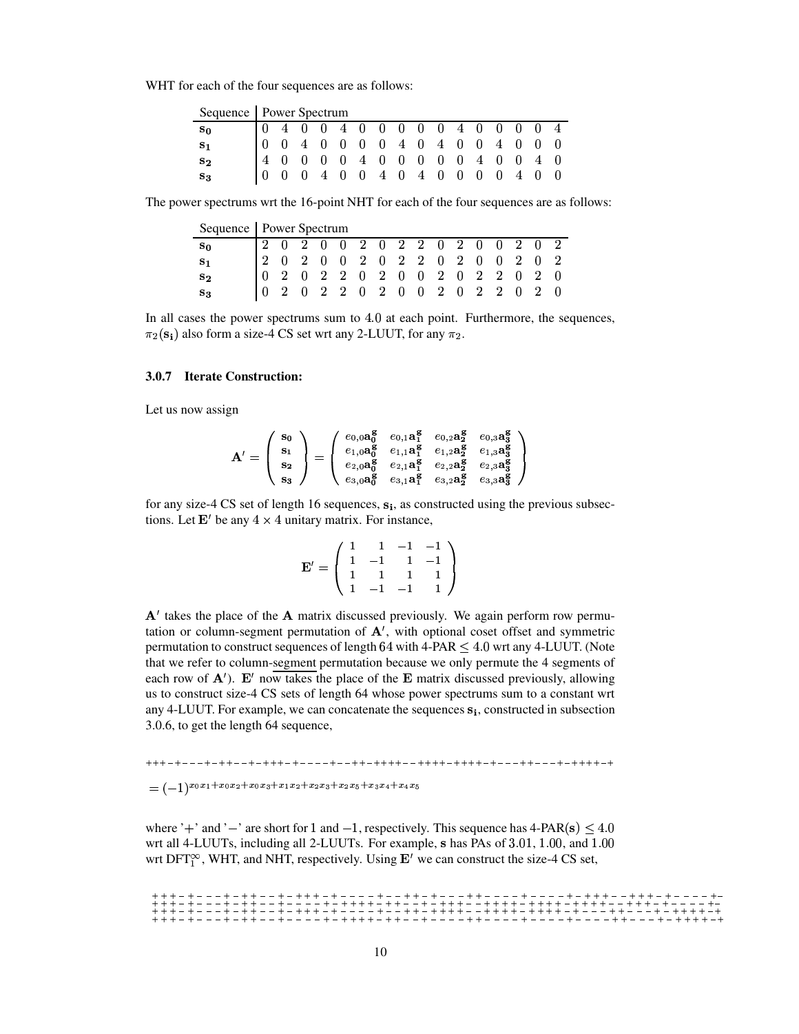WHT for each of the four sequences are as follows:

| Sequence | Power Spectrum | | | | | | | | | | | | | | | |
|---|---|---|---|---|---|---|---|---|---|---|---|---|---|---|---|---|
| $\mathbf{s_0}$ | 0 | 4 | 0 | 0 | 4 | 0 | 0 | 0 | 0 | 0 | 4 | 0 | 0 | 0 | 0 | 4 |
| $\mathbf{s_1}$ | 0 | 0 | 4 | 0 | 0 | 0 | 0 | 4 | 0 | 4 | 0 | 0 | 4 | 0 | 0 | 0 |
| $\mathbf{s_2}$ | 4 | 0 | 0 | 0 | 0 | 4 | 0 | 0 | 0 | 0 | 0 | 4 | 0 | 0 | 4 | 0 |
| $\mathbf{s_3}$ | 0 | 0 | 0 | 4 | 0 | 0 | 4 | 0 | 4 | 0 | 0 | 0 | 0 | 4 | 0 | 0 |

The power spectrums wrt the 16-point NHT for each of the four sequences are as follows:

| Sequence | Power Spectrum | | | | | | | | | | | | | | | |
|---|---|---|---|---|---|---|---|---|---|---|---|---|---|---|---|---|
| $\mathbf{s_0}$ | 2 | 0 | 2 | 0 | 0 | 2 | 0 | 2 | 2 | 0 | 2 | 0 | 0 | 2 | 0 | 2 |
| $\mathbf{s_1}$ | 2 | 0 | 2 | 0 | 0 | 2 | 0 | 2 | 2 | 0 | 2 | 0 | 0 | 2 | 0 | 2 |
| $\mathbf{s_2}$ | 0 | 2 | 0 | 2 | 2 | 0 | 2 | 0 | 0 | 2 | 0 | 2 | 2 | 0 | 2 | 0 |
| $\mathbf{s_3}$ | 0 | 2 | 0 | 2 | 2 | 0 | 2 | 0 | 0 | 2 | 0 | 2 | 2 | 0 | 2 | 0 |

In all cases the power spectrums sum to 4.0 at each point. Furthermore, the sequences, $\pi_2(\mathbf{s_i})$ also form a size-4 CS set wrt any 2-LUUT, for any $\pi_2$.

### 3.0.7 Iterate Construction:

Let us now assign

$$\mathbf{A}' = \begin{pmatrix} \mathbf{s_0} \\ \mathbf{s_1} \\ \mathbf{s_2} \\ \mathbf{s_3} \end{pmatrix} = \begin{pmatrix} e_{0,0}\mathbf{a_0^g} & e_{0,1}\mathbf{a_1^g} & e_{0,2}\mathbf{a_2^g} & e_{0,3}\mathbf{a_3^g} \\ e_{1,0}\mathbf{a_0^g} & e_{1,1}\mathbf{a_1^g} & e_{1,2}\mathbf{a_2^g} & e_{1,3}\mathbf{a_3^g} \\ e_{2,0}\mathbf{a_0^g} & e_{2,1}\mathbf{a_1^g} & e_{2,2}\mathbf{a_2^g} & e_{2,3}\mathbf{a_3^g} \\ e_{3,0}\mathbf{a_0^g} & e_{3,1}\mathbf{a_1^g} & e_{3,2}\mathbf{a_2^g} & e_{3,3}\mathbf{a_3^g} \end{pmatrix}$$

for any size-4 CS set of length 16 sequences, $\mathbf{s_i}$, as constructed using the previous subsections. Let $\mathbf{E}'$ be any $4 \times 4$ unitary matrix. For instance,

$$\mathbf{E}' = \begin{pmatrix} 1 & 1 & -1 & -1 \\ 1 & -1 & 1 & -1 \\ 1 & 1 & 1 & 1 \\ 1 & -1 & -1 & 1 \end{pmatrix}$$

$\mathbf{A}'$ takes the place of the $\mathbf{A}$ matrix discussed previously. We again perform row permutation or column-segment permutation of $\mathbf{A}'$, with optional coset offset and symmetric permutation to construct sequences of length 64 with 4-PAR $\leq 4.0$ wrt any 4-LUUT. (Note that we refer to column-segment permutation because we only permute the 4 segments of each row of $\mathbf{A}'$). $\mathbf{E}'$ now takes the place of the $\mathbf{E}$ matrix discussed previously, allowing us to construct size-4 CS sets of length 64 whose power spectrums sum to a constant wrt any 4-LUUT. For example, we can concatenate the sequences $\mathbf{s_i}$, constructed in subsection 3.0.6, to get the length 64 sequence,

```
+++-+---+-++--+-+++-+----+--++-++++--++++-++++-+---++---+-++++-+
```

$= (-1)^{x_0x_1+x_0x_2+x_0x_3+x_1x_2+x_2x_3+x_2x_5+x_3x_4+x_4x_5}$

where '+' and '−' are short for 1 and −1, respectively. This sequence has 4-PAR$(\mathbf{s}) \leq 4.0$ wrt all 4-LUUTs, including all 2-LUUTs. For example, $\mathbf{s}$ has PAs of 3.01, 1.00, and 1.00 wrt $\text{DFT}_1^\infty$, WHT, and NHT, respectively. Using $\mathbf{E}'$ we can construct the size-4 CS set,

```
+++-+---+-++--+-+++-+----+--++-++--+++-----+----+-+++--+++-+----+-
+++-+---+-++--+-+----+-++++-++-+-+++--++++-++++-++++--+++-+----+-
+++-+---+-++--+-+++-+----+--++-++++--++++-++++-+---++---+-++++-+
+++-+---+-++--+-+----+-++++-++-+----++----+----+----++---+-++++-+
```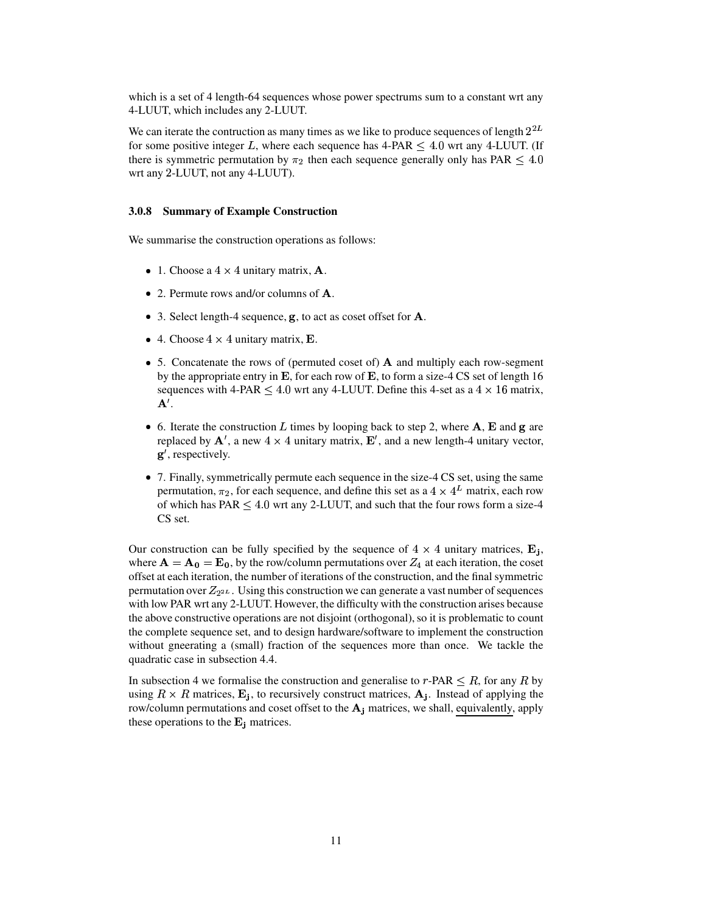which is a set of 4 length-64 sequences whose power spectrums sum to a constant wrt any 4-LUUT, which includes any 2-LUUT.

We can iterate the contruction as many times as we like to produce sequences of length $2^{2L}$ for some positive integer $L$, where each sequence has 4-PAR $\leq 4.0$ wrt any 4-LUUT. (If there is symmetric permutation by $\pi_2$ then each sequence generally only has PAR $\leq 4.0$ wrt any 2-LUUT, not any 4-LUUT).

### 3.0.8 Summary of Example Construction

We summarise the construction operations as follows:

- 1. Choose a $4 \times 4$ unitary matrix, $\mathbf{A}$.
- 2. Permute rows and/or columns of $\mathbf{A}$.
- 3. Select length-4 sequence, $\mathbf{g}$, to act as coset offset for $\mathbf{A}$.
- 4. Choose $4 \times 4$ unitary matrix, $\mathbf{E}$.
- 5. Concatenate the rows of (permuted coset of) $\mathbf{A}$ and multiply each row-segment by the appropriate entry in $\mathbf{E}$, for each row of $\mathbf{E}$, to form a size-4 CS set of length 16 sequences with 4-PAR $\leq 4.0$ wrt any 4-LUUT. Define this 4-set as a $4 \times 16$ matrix, $\mathbf{A}'$.
- 6. Iterate the construction $L$ times by looping back to step 2, where $\mathbf{A}$, $\mathbf{E}$ and $\mathbf{g}$ are replaced by $\mathbf{A}'$, a new $4 \times 4$ unitary matrix, $\mathbf{E}'$, and a new length-4 unitary vector, $\mathbf{g}'$, respectively.
- 7. Finally, symmetrically permute each sequence in the size-4 CS set, using the same permutation, $\pi_2$, for each sequence, and define this set as a $4 \times 4^L$ matrix, each row of which has PAR $\leq 4.0$ wrt any 2-LUUT, and such that the four rows form a size-4 CS set.

Our construction can be fully specified by the sequence of $4 \times 4$ unitary matrices, $\mathbf{E_j}$, where $\mathbf{A} = \mathbf{A_0} = \mathbf{E_0}$, by the row/column permutations over $Z_4$ at each iteration, the coset offset at each iteration, the number of iterations of the construction, and the final symmetric permutation over $Z_{2^{2L}}$. Using this construction we can generate a vast number of sequences with low PAR wrt any 2-LUUT. However, the difficulty with the construction arises because the above constructive operations are not disjoint (orthogonal), so it is problematic to count the complete sequence set, and to design hardware/software to implement the construction without gneerating a (small) fraction of the sequences more than once. We tackle the quadratic case in subsection 4.4.

In subsection 4 we formalise the construction and generalise to $r$-PAR $\leq R$, for any $R$ by using $R \times R$ matrices, $\mathbf{E_j}$, to recursively construct matrices, $\mathbf{A_j}$. Instead of applying the row/column permutations and coset offset to the $\mathbf{A_j}$ matrices, we shall, equivalently, apply these operations to the $\mathbf{E_j}$ matrices.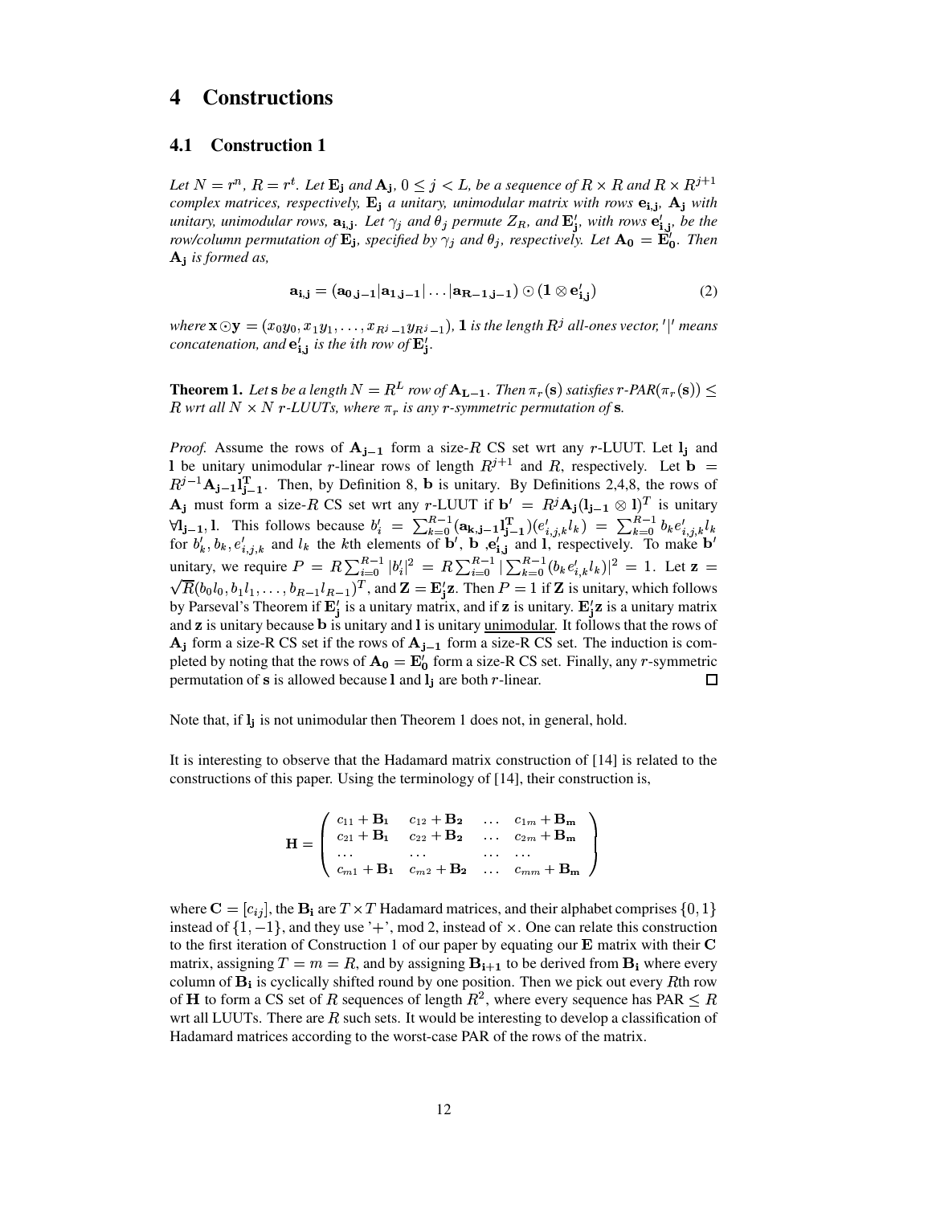# 4 Constructions

## 4.1 Construction 1

*Let $N = r^n$, $R = r^t$. Let $\mathbf{E_j}$ and $\mathbf{A_j}$, $0 \leq j < L$, be a sequence of $R \times R$ and $R \times R^{j+1}$ complex matrices, respectively, $\mathbf{E_j}$ a unitary, unimodular matrix with rows $\mathbf{e_{i,j}}$, $\mathbf{A_j}$ with unitary, unimodular rows, $\mathbf{a_{i,j}}$. Let $\gamma_j$ and $\theta_j$ permute $Z_R$, and $\mathbf{E'_j}$, with rows $\mathbf{e'_{i,j}}$, be the row/column permutation of $\mathbf{E_j}$, specified by $\gamma_j$ and $\theta_j$, respectively. Let $\mathbf{A_0} = \mathbf{E'_0}$. Then $\mathbf{A_j}$ is formed as,*

$$\mathbf{a_{i,j}} = (\mathbf{a_{0,j-1}}|\mathbf{a_{1,j-1}}|\ldots|\mathbf{a_{R-1,j-1}}) \odot (\mathbf{1} \otimes \mathbf{e'_{i,j}}) \tag{2}$$

*where $\mathbf{x} \odot \mathbf{y} = (x_0y_0, x_1y_1, \ldots, x_{R^j-1}y_{R^j-1})$, $\mathbf{1}$ is the length $R^j$ all-ones vector, '$|$' means concatenation, and $\mathbf{e'_{i,j}}$ is the $i$th row of $\mathbf{E'_j}$.*

**Theorem 1.** *Let $\mathbf{s}$ be a length $N = R^L$ row of $\mathbf{A_{L-1}}$. Then $\pi_r(\mathbf{s})$ satisfies r-PAR$(\pi_r(\mathbf{s})) \leq R$ wrt all $N \times N$ r-LUUTs, where $\pi_r$ is any r-symmetric permutation of $\mathbf{s}$.*

*Proof.* Assume the rows of $\mathbf{A_{j-1}}$ form a size-$R$ CS set wrt any $r$-LUUT. Let $\mathbf{l_j}$ and $\mathbf{l}$ be unitary unimodular $r$-linear rows of length $R^{j+1}$ and $R$, respectively. Let $\mathbf{b} = R^{j-1}\mathbf{A_{j-1}}\mathbf{l^T_{j-1}}$. Then, by Definition 8, $\mathbf{b}$ is unitary. By Definitions 2,4,8, the rows of $\mathbf{A_j}$ must form a size-$R$ CS set wrt any $r$-LUUT if $\mathbf{b'} = R^j\mathbf{A_j}(\mathbf{l_{j-1}} \otimes \mathbf{l})^T$ is unitary $\forall \mathbf{l_{j-1}}, \mathbf{l}$. This follows because $b'_i = \sum_{k=0}^{R-1}(\mathbf{a_{k,j-1}}\mathbf{l^T_{j-1}})(e'_{i,j,k}l_k) = \sum_{k=0}^{R-1} b_k e'_{i,j,k} l_k$ for $b'_k, b_k, e'_{i,j,k}$ and $l_k$ the $k$th elements of $\mathbf{b'}$, $\mathbf{b}$ ,$\mathbf{e'_{i,j}}$ and $\mathbf{l}$, respectively. To make $\mathbf{b'}$ unitary, we require $P = R\sum_{i=0}^{R-1}|b'_i|^2 = R\sum_{i=0}^{R-1}|\sum_{k=0}^{R-1}(b_k e'_{i,k} l_k)|^2 = 1$. Let $\mathbf{z} = \sqrt{R}(b_0l_0, b_1l_1, \ldots, b_{R-1}l_{R-1})^T$, and $\mathbf{Z} = \mathbf{E'_j}\mathbf{z}$. Then $P = 1$ if $\mathbf{Z}$ is unitary, which follows by Parseval's Theorem if $\mathbf{E'_j}$ is a unitary matrix, and if $\mathbf{z}$ is unitary. $\mathbf{E'_j}\mathbf{z}$ is a unitary matrix and $\mathbf{z}$ is unitary because $\mathbf{b}$ is unitary and $\mathbf{l}$ is unitary <u>unimodular</u>. It follows that the rows of $\mathbf{A_j}$ form a size-R CS set if the rows of $\mathbf{A_{j-1}}$ form a size-R CS set. The induction is completed by noting that the rows of $\mathbf{A_0} = \mathbf{E'_0}$ form a size-R CS set. Finally, any $r$-symmetric permutation of $\mathbf{s}$ is allowed because $\mathbf{l}$ and $\mathbf{l_j}$ are both $r$-linear. $\square$

Note that, if $\mathbf{l_j}$ is not unimodular then Theorem 1 does not, in general, hold.

It is interesting to observe that the Hadamard matrix construction of [14] is related to the constructions of this paper. Using the terminology of [14], their construction is,

$$\mathbf{H} = \begin{pmatrix} c_{11} + \mathbf{B_1} & c_{12} + \mathbf{B_2} & \ldots & c_{1m} + \mathbf{B_m} \\ c_{21} + \mathbf{B_1} & c_{22} + \mathbf{B_2} & \ldots & c_{2m} + \mathbf{B_m} \\ \ldots & \ldots & \ldots & \ldots \\ c_{m1} + \mathbf{B_1} & c_{m2} + \mathbf{B_2} & \ldots & c_{mm} + \mathbf{B_m} \end{pmatrix}$$

where $\mathbf{C} = [c_{ij}]$, the $\mathbf{B_i}$ are $T \times T$ Hadamard matrices, and their alphabet comprises $\{0, 1\}$ instead of $\{1, -1\}$, and they use '$+$', mod 2, instead of $\times$. One can relate this construction to the first iteration of Construction 1 of our paper by equating our $\mathbf{E}$ matrix with their $\mathbf{C}$ matrix, assigning $T = m = R$, and by assigning $\mathbf{B_{i+1}}$ to be derived from $\mathbf{B_i}$ where every column of $\mathbf{B_i}$ is cyclically shifted round by one position. Then we pick out every $R$th row of $\mathbf{H}$ to form a CS set of $R$ sequences of length $R^2$, where every sequence has PAR $\leq R$ wrt all LUUTs. There are $R$ such sets. It would be interesting to develop a classification of Hadamard matrices according to the worst-case PAR of the rows of the matrix.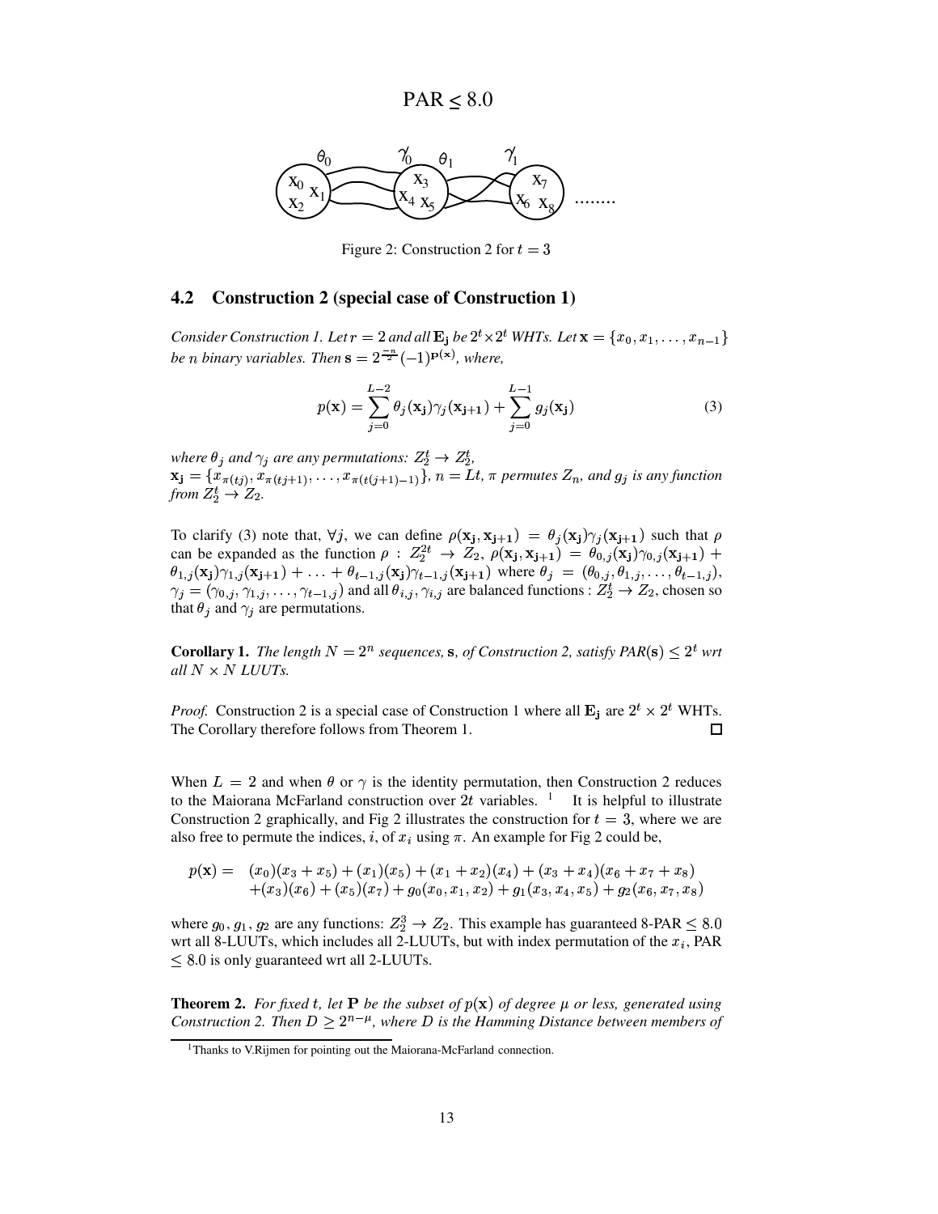PAR $\leq 8.0$

Figure 2: Construction 2 for $t = 3$

### 4.2 Construction 2 (special case of Construction 1)

*Consider Construction 1. Let $r = 2$ and all $\mathbf{E_j}$ be $2^t \times 2^t$ WHTs. Let $\mathbf{x} = \{x_0, x_1, \ldots, x_{n-1}\}$ be $n$ binary variables. Then $\mathbf{s} = 2^{\frac{-n}{2}}(-1)^{\mathbf{p}(\mathbf{x})}$, where,*

$$p(\mathbf{x}) = \sum_{j=0}^{L-2} \theta_j(\mathbf{x_j})\gamma_j(\mathbf{x_{j+1}}) + \sum_{j=0}^{L-1} g_j(\mathbf{x_j}) \tag{3}$$

*where $\theta_j$ and $\gamma_j$ are any permutations: $Z_2^t \rightarrow Z_2^t$,*
*$\mathbf{x_j} = \{x_{\pi(tj)}, x_{\pi(tj+1)}, \ldots, x_{\pi(t(j+1)-1)}\}$, $n = Lt$, $\pi$ permutes $Z_n$, and $g_j$ is any function from $Z_2^t \rightarrow Z_2$.*

To clarify (3) note that, $\forall j$, we can define $\rho(\mathbf{x_j}, \mathbf{x_{j+1}}) = \theta_j(\mathbf{x_j})\gamma_j(\mathbf{x_{j+1}})$ such that $\rho$ can be expanded as the function $\rho : Z_2^{2t} \rightarrow Z_2$, $\rho(\mathbf{x_j}, \mathbf{x_{j+1}}) = \theta_{0,j}(\mathbf{x_j})\gamma_{0,j}(\mathbf{x_{j+1}}) + \theta_{1,j}(\mathbf{x_j})\gamma_{1,j}(\mathbf{x_{j+1}}) + \ldots + \theta_{t-1,j}(\mathbf{x_j})\gamma_{t-1,j}(\mathbf{x_{j+1}})$ where $\theta_j = (\theta_{0,j}, \theta_{1,j}, \ldots, \theta_{t-1,j})$, $\gamma_j = (\gamma_{0,j}, \gamma_{1,j}, \ldots, \gamma_{t-1,j})$ and all $\theta_{i,j}, \gamma_{i,j}$ are balanced functions : $Z_2^t \rightarrow Z_2$, chosen so that $\theta_j$ and $\gamma_j$ are permutations.

**Corollary 1.** *The length $N = 2^n$ sequences, $\mathbf{s}$, of Construction 2, satisfy PAR$(\mathbf{s}) \leq 2^t$ wrt all $N \times N$ LUUTs.*

*Proof.* Construction 2 is a special case of Construction 1 where all $\mathbf{E_j}$ are $2^t \times 2^t$ WHTs. The Corollary therefore follows from Theorem 1. □

When $L = 2$ and when $\theta$ or $\gamma$ is the identity permutation, then Construction 2 reduces to the Maiorana McFarland construction over $2t$ variables. [1] It is helpful to illustrate Construction 2 graphically, and Fig 2 illustrates the construction for $t = 3$, where we are also free to permute the indices, $i$, of $x_i$ using $\pi$. An example for Fig 2 could be,

$$\begin{aligned} p(\mathbf{x}) = \; & (x_0)(x_3 + x_5) + (x_1)(x_5) + (x_1 + x_2)(x_4) + (x_3 + x_4)(x_6 + x_7 + x_8) \\ & + (x_3)(x_6) + (x_5)(x_7) + g_0(x_0, x_1, x_2) + g_1(x_3, x_4, x_5) + g_2(x_6, x_7, x_8) \end{aligned}$$

where $g_0, g_1, g_2$ are any functions: $Z_2^3 \rightarrow Z_2$. This example has guaranteed 8-PAR $\leq 8.0$ wrt all 8-LUUTs, which includes all 2-LUUTs, but with index permutation of the $x_i$, PAR $\leq 8.0$ is only guaranteed wrt all 2-LUUTs.

**Theorem 2.** *For fixed $t$, let $\mathbf{P}$ be the subset of $p(\mathbf{x})$ of degree $\mu$ or less, generated using Construction 2. Then $D \geq 2^{n-\mu}$, where $D$ is the Hamming Distance between members of*

[1] Thanks to V.Rijmen for pointing out the Maiorana-McFarland connection.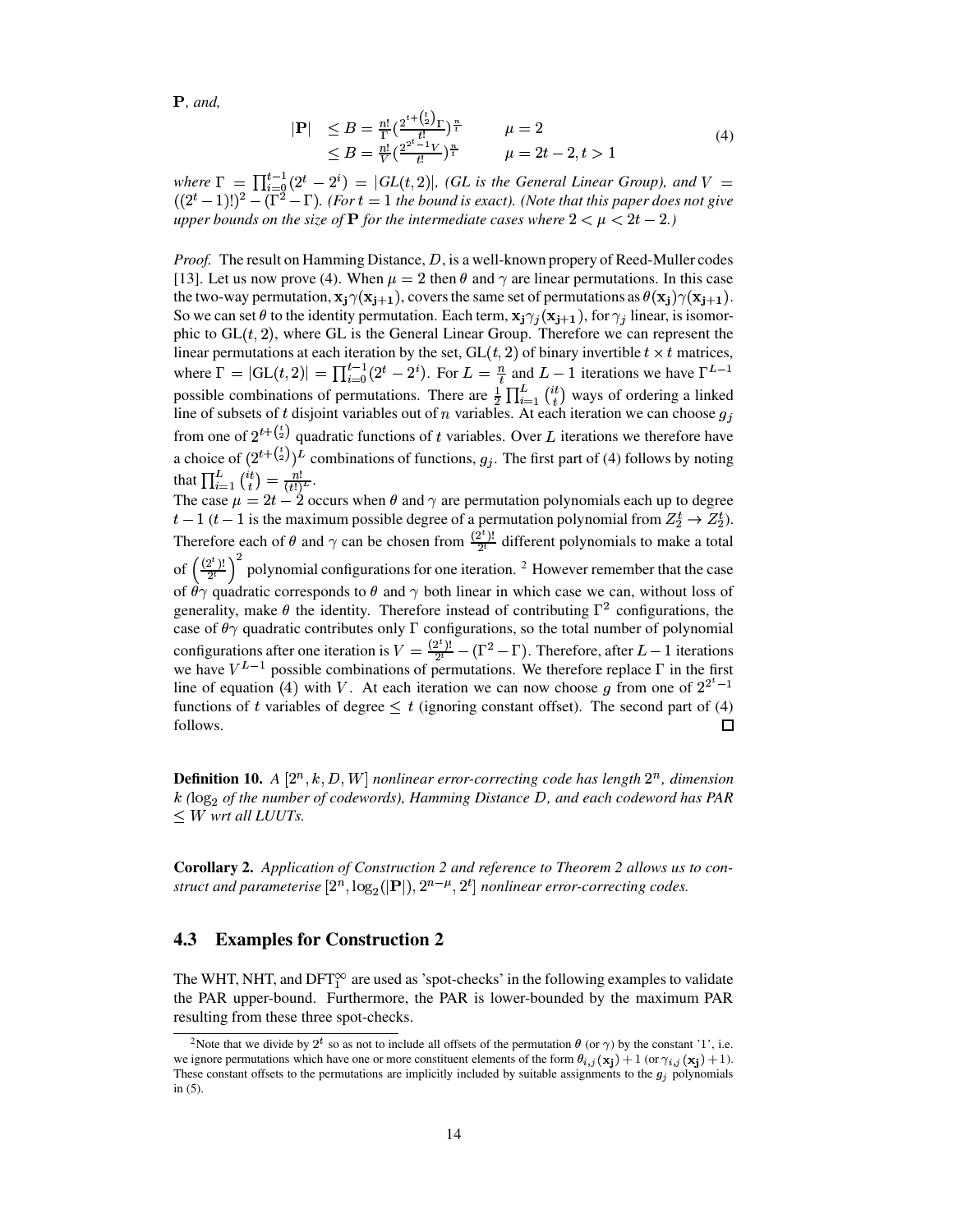$\mathbf{P}$*, and,*

$$
\begin{aligned}
|\mathbf{P}| \quad &\leq B = \frac{n!}{\Gamma}\left(\frac{2^{t+\binom{t}{2}}\Gamma}{t!}\right)^{\frac{n}{t}} \qquad && \mu = 2 \\
&\leq B = \frac{n!}{V}\left(\frac{2^{2^t-1}V}{t!}\right)^{\frac{n}{t}} \qquad && \mu = 2t-2, t > 1
\end{aligned}
\tag{4}
$$

*where* $\Gamma = \prod_{i=0}^{t-1}(2^t - 2^i) = |GL(t,2)|$, *(GL is the General Linear Group), and* $V = ((2^t-1)!)^2 - (\Gamma^2 - \Gamma)$. *(For* $t=1$ *the bound is exact). (Note that this paper does not give upper bounds on the size of* $\mathbf{P}$ *for the intermediate cases where* $2 < \mu < 2t-2$*.)*

*Proof.* The result on Hamming Distance, $D$, is a well-known propery of Reed-Muller codes [13]. Let us now prove (4). When $\mu = 2$ then $\theta$ and $\gamma$ are linear permutations. In this case the two-way permutation, $\mathbf{x_j}\gamma(\mathbf{x_{j+1}})$, covers the same set of permutations as $\theta(\mathbf{x_j})\gamma(\mathbf{x_{j+1}})$. So we can set $\theta$ to the identity permutation. Each term, $\mathbf{x_j}\gamma_j(\mathbf{x_{j+1}})$, for $\gamma_j$ linear, is isomorphic to $\mathrm{GL}(t,2)$, where GL is the General Linear Group. Therefore we can represent the linear permutations at each iteration by the set, $\mathrm{GL}(t,2)$ of binary invertible $t \times t$ matrices, where $\Gamma = |\mathrm{GL}(t,2)| = \prod_{i=0}^{t-1}(2^t - 2^i)$. For $L = \frac{n}{t}$ and $L-1$ iterations we have $\Gamma^{L-1}$ possible combinations of permutations. There are $\frac{1}{2}\prod_{i=1}^{L}\binom{it}{t}$ ways of ordering a linked line of subsets of $t$ disjoint variables out of $n$ variables. At each iteration we can choose $g_j$ from one of $2^{t+\binom{t}{2}}$ quadratic functions of $t$ variables. Over $L$ iterations we therefore have a choice of $(2^{t+\binom{t}{2}})^L$ combinations of functions, $g_j$. The first part of (4) follows by noting that $\prod_{i=1}^{L}\binom{it}{t} = \frac{n!}{(t!)^L}$.
The case $\mu = 2t-2$ occurs when $\theta$ and $\gamma$ are permutation polynomials each up to degree $t-1$ ($t-1$ is the maximum possible degree of a permutation polynomial from $Z_2^t \rightarrow Z_2^t$). Therefore each of $\theta$ and $\gamma$ can be chosen from $\frac{(2^t)!}{2^t}$ different polynomials to make a total of $\left(\frac{(2^t)!}{2^t}\right)^2$ polynomial configurations for one iteration. [2] However remember that the case of $\theta\gamma$ quadratic corresponds to $\theta$ and $\gamma$ both linear in which case we can, without loss of generality, make $\theta$ the identity. Therefore instead of contributing $\Gamma^2$ configurations, the case of $\theta\gamma$ quadratic contributes only $\Gamma$ configurations, so the total number of polynomial configurations after one iteration is $V = \frac{(2^t)!}{2^t} - (\Gamma^2 - \Gamma)$. Therefore, after $L-1$ iterations we have $V^{L-1}$ possible combinations of permutations. We therefore replace $\Gamma$ in the first line of equation (4) with $V$. At each iteration we can now choose $g$ from one of $2^{2^t-1}$ functions of $t$ variables of degree $\leq t$ (ignoring constant offset). The second part of (4) follows. □

**Definition 10.** *A* $[2^n, k, D, W]$ *nonlinear error-correcting code has length* $2^n$*, dimension* $k$ *(*$\log_2$ *of the number of codewords), Hamming Distance* $D$*, and each codeword has PAR* $\leq W$ *wrt all LUUTs.*

**Corollary 2.** *Application of Construction 2 and reference to Theorem 2 allows us to construct and parameterise* $[2^n, \log_2(|\mathbf{P}|), 2^{n-\mu}, 2^t]$ *nonlinear error-correcting codes.*

### 4.3 Examples for Construction 2

The WHT, NHT, and $\mathrm{DFT}_1^\infty$ are used as 'spot-checks' in the following examples to validate the PAR upper-bound. Furthermore, the PAR is lower-bounded by the maximum PAR resulting from these three spot-checks.

---

[2] Note that we divide by $2^t$ so as not to include all offsets of the permutation $\theta$ (or $\gamma$) by the constant '1', i.e. we ignore permutations which have one or more constituent elements of the form $\theta_{i,j}(\mathbf{x_j}) + 1$ (or $\gamma_{i,j}(\mathbf{x_j}) + 1$). These constant offsets to the permutations are implicitly included by suitable assignments to the $g_j$ polynomials in (5).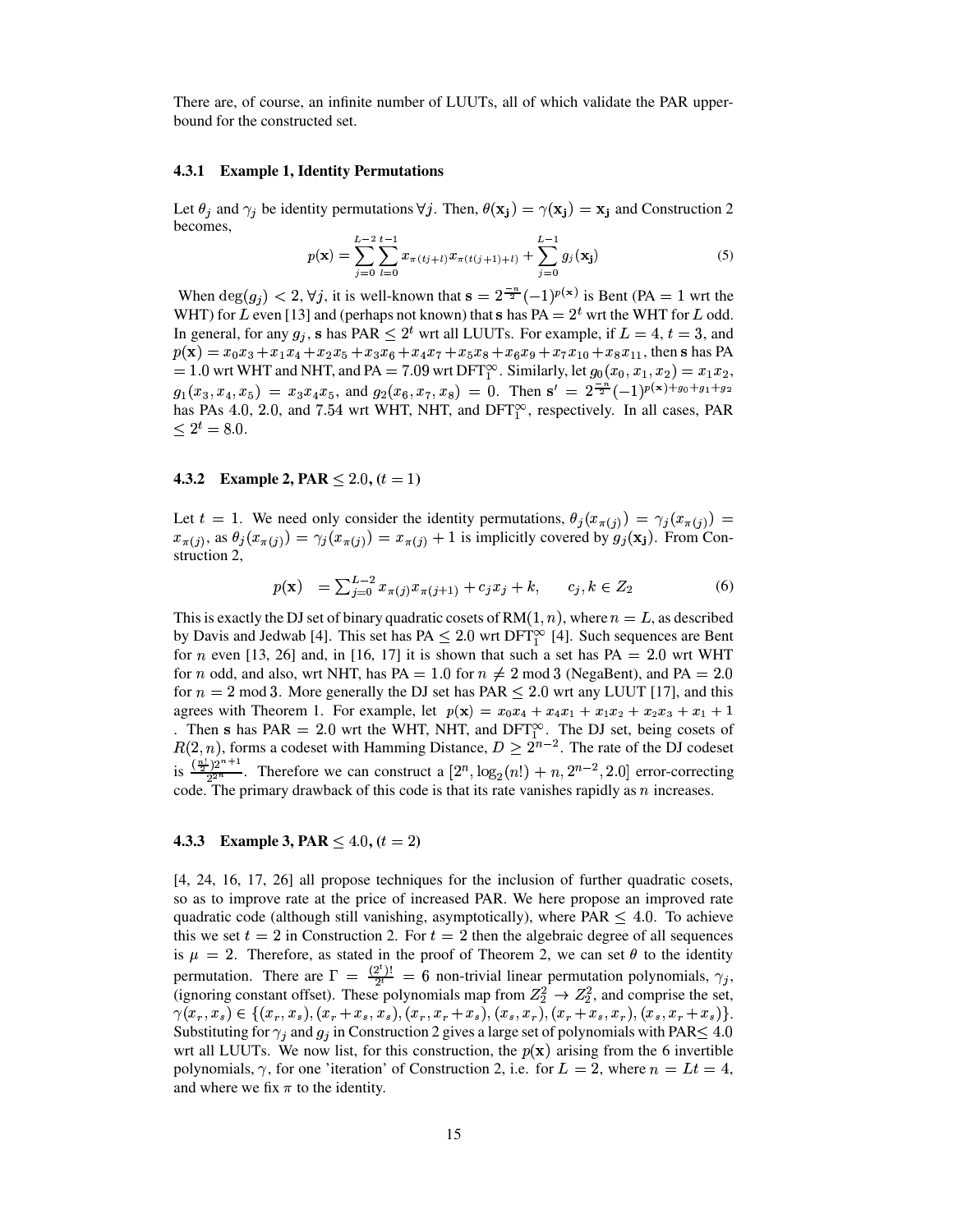There are, of course, an infinite number of LUUTs, all of which validate the PAR upper-bound for the constructed set.

### 4.3.1 Example 1, Identity Permutations

Let $\theta_j$ and $\gamma_j$ be identity permutations $\forall j$. Then, $\theta(\mathbf{x_j}) = \gamma(\mathbf{x_j}) = \mathbf{x_j}$ and Construction 2 becomes,

$$p(\mathbf{x}) = \sum_{j=0}^{L-2}\sum_{l=0}^{t-1} x_{\pi(tj+l)}x_{\pi(t(j+1)+l)} + \sum_{j=0}^{L-1} g_j(\mathbf{x_j}) \tag{5}$$

When $\deg(g_j) < 2, \forall j$, it is well-known that $\mathbf{s} = 2^{\frac{-n}{2}}(-1)^{p(\mathbf{x})}$ is Bent (PA $= 1$ wrt the WHT) for $L$ even [13] and (perhaps not known) that $\mathbf{s}$ has PA $= 2^t$ wrt the WHT for $L$ odd. In general, for any $g_j$, $\mathbf{s}$ has PAR $\leq 2^t$ wrt all LUUTs. For example, if $L = 4$, $t = 3$, and $p(\mathbf{x}) = x_0x_3 + x_1x_4 + x_2x_5 + x_3x_6 + x_4x_7 + x_5x_8 + x_6x_9 + x_7x_{10} + x_8x_{11}$, then $\mathbf{s}$ has PA $= 1.0$ wrt WHT and NHT, and PA $= 7.09$ wrt DFT$_1^\infty$. Similarly, let $g_0(x_0, x_1, x_2) = x_1x_2$, $g_1(x_3, x_4, x_5) = x_3x_4x_5$, and $g_2(x_6, x_7, x_8) = 0$. Then $\mathbf{s}' = 2^{\frac{-n}{2}}(-1)^{p(\mathbf{x})+g_0+g_1+g_2}$ has PAs $4.0$, $2.0$, and $7.54$ wrt WHT, NHT, and DFT$_1^\infty$, respectively. In all cases, PAR $\leq 2^t = 8.0$.

### 4.3.2 Example 2, PAR $\leq 2.0$, ($t = 1$)

Let $t = 1$. We need only consider the identity permutations, $\theta_j(x_{\pi(j)}) = \gamma_j(x_{\pi(j)}) = x_{\pi(j)}$, as $\theta_j(x_{\pi(j)}) = \gamma_j(x_{\pi(j)}) = x_{\pi(j)} + 1$ is implicitly covered by $g_j(\mathbf{x_j})$. From Construction 2,

$$p(\mathbf{x}) \;\; = \sum_{j=0}^{L-2} x_{\pi(j)}x_{\pi(j+1)} + c_jx_j + k, \qquad c_j, k \in Z_2 \tag{6}$$

This is exactly the DJ set of binary quadratic cosets of RM$(1, n)$, where $n = L$, as described by Davis and Jedwab [4]. This set has PA $\leq 2.0$ wrt DFT$_1^\infty$ [4]. Such sequences are Bent for $n$ even [13, 26] and, in [16, 17] it is shown that such a set has PA $= 2.0$ wrt WHT for $n$ odd, and also, wrt NHT, has PA $= 1.0$ for $n \neq 2 \bmod 3$ (NegaBent), and PA $= 2.0$ for $n = 2 \bmod 3$. More generally the DJ set has PAR $\leq 2.0$ wrt any LUUT [17], and this agrees with Theorem 1. For example, let $p(\mathbf{x}) = x_0x_4 + x_4x_1 + x_1x_2 + x_2x_3 + x_1 + 1$. Then $\mathbf{s}$ has PAR $= 2.0$ wrt the WHT, NHT, and DFT$_1^\infty$. The DJ set, being cosets of $R(2, n)$, forms a codeset with Hamming Distance, $D \geq 2^{n-2}$. The rate of the DJ codeset is $\frac{(\frac{n!}{2})2^{n+1}}{2^{2^n}}$. Therefore we can construct a $[2^n, \log_2(n!) + n, 2^{n-2}, 2.0]$ error-correcting code. The primary drawback of this code is that its rate vanishes rapidly as $n$ increases.

### 4.3.3 Example 3, PAR $\leq 4.0$, ($t = 2$)

[4, 24, 16, 17, 26] all propose techniques for the inclusion of further quadratic cosets, so as to improve rate at the price of increased PAR. We here propose an improved rate quadratic code (although still vanishing, asymptotically), where PAR $\leq 4.0$. To achieve this we set $t = 2$ in Construction 2. For $t = 2$ then the algebraic degree of all sequences is $\mu = 2$. Therefore, as stated in the proof of Theorem 2, we can set $\theta$ to the identity permutation. There are $\Gamma = \frac{(2^t)!}{2^t} = 6$ non-trivial linear permutation polynomials, $\gamma_j$, (ignoring constant offset). These polynomials map from $Z_2^2 \rightarrow Z_2^2$, and comprise the set, $\gamma(x_r, x_s) \in \{(x_r, x_s), (x_r + x_s, x_s), (x_r, x_r + x_s), (x_s, x_r), (x_r + x_s, x_r), (x_s, x_r + x_s)\}$. Substituting for $\gamma_j$ and $g_j$ in Construction 2 gives a large set of polynomials with PAR$\leq 4.0$ wrt all LUUTs. We now list, for this construction, the $p(\mathbf{x})$ arising from the 6 invertible polynomials, $\gamma$, for one 'iteration' of Construction 2, i.e. for $L = 2$, where $n = Lt = 4$, and where we fix $\pi$ to the identity.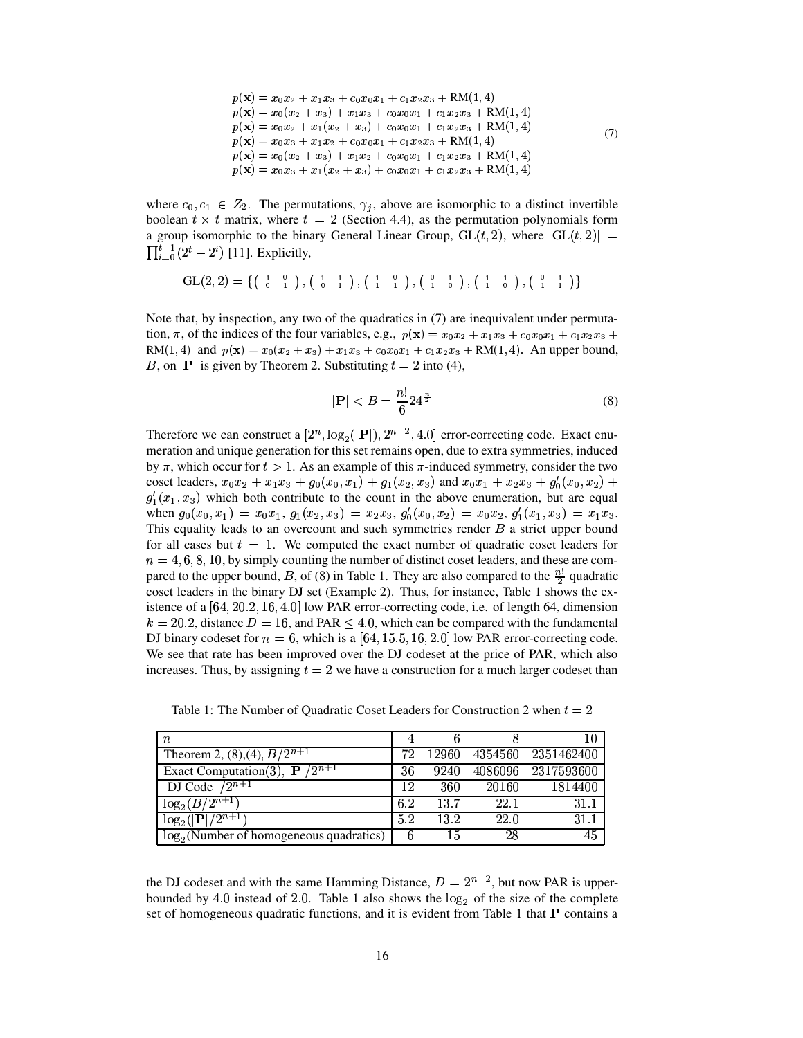$$
\begin{array}{l}
p(\mathbf{x}) = x_0x_2 + x_1x_3 + c_0x_0x_1 + c_1x_2x_3 + \mathrm{RM}(1,4) \\
p(\mathbf{x}) = x_0(x_2 + x_3) + x_1x_3 + c_0x_0x_1 + c_1x_2x_3 + \mathrm{RM}(1,4) \\
p(\mathbf{x}) = x_0x_2 + x_1(x_2 + x_3) + c_0x_0x_1 + c_1x_2x_3 + \mathrm{RM}(1,4) \\
p(\mathbf{x}) = x_0x_3 + x_1x_2 + c_0x_0x_1 + c_1x_2x_3 + \mathrm{RM}(1,4) \\
p(\mathbf{x}) = x_0(x_2 + x_3) + x_1x_2 + c_0x_0x_1 + c_1x_2x_3 + \mathrm{RM}(1,4) \\
p(\mathbf{x}) = x_0x_3 + x_1(x_2 + x_3) + c_0x_0x_1 + c_1x_2x_3 + \mathrm{RM}(1,4)
\end{array}
\tag{7}
$$

where $c_0, c_1 \in Z_2$. The permutations, $\gamma_j$, above are isomorphic to a distinct invertible boolean $t \times t$ matrix, where $t = 2$ (Section 4.4), as the permutation polynomials form a group isomorphic to the binary General Linear Group, $\mathrm{GL}(t,2)$, where $|\mathrm{GL}(t,2)| = \prod_{i=0}^{t-1}(2^t - 2^i)$ [11]. Explicitly,

$$
\mathrm{GL}(2,2) = \{ \left(\begin{smallmatrix} 1 & 0 \\ 0 & 1 \end{smallmatrix}\right), \left(\begin{smallmatrix} 1 & 1 \\ 0 & 1 \end{smallmatrix}\right), \left(\begin{smallmatrix} 1 & 0 \\ 1 & 1 \end{smallmatrix}\right), \left(\begin{smallmatrix} 0 & 1 \\ 1 & 0 \end{smallmatrix}\right), \left(\begin{smallmatrix} 1 & 1 \\ 1 & 0 \end{smallmatrix}\right), \left(\begin{smallmatrix} 0 & 1 \\ 1 & 1 \end{smallmatrix}\right) \}
$$

Note that, by inspection, any two of the quadratics in (7) are inequivalent under permutation, $\pi$, of the indices of the four variables, e.g., $p(\mathbf{x}) = x_0x_2 + x_1x_3 + c_0x_0x_1 + c_1x_2x_3 + \mathrm{RM}(1,4)$ and $p(\mathbf{x}) = x_0(x_2 + x_3) + x_1x_3 + c_0x_0x_1 + c_1x_2x_3 + \mathrm{RM}(1,4)$. An upper bound, $B$, on $|\mathbf{P}|$ is given by Theorem 2. Substituting $t = 2$ into (4),

$$
|\mathbf{P}| < B = \frac{n!}{6} 24^{\frac{n}{2}} \tag{8}
$$

Therefore we can construct a $[2^n, \log_2(|\mathbf{P}|), 2^{n-2}, 4.0]$ error-correcting code. Exact enumeration and unique generation for this set remains open, due to extra symmetries, induced by $\pi$, which occur for $t > 1$. As an example of this $\pi$-induced symmetry, consider the two coset leaders, $x_0x_2 + x_1x_3 + g_0(x_0, x_1) + g_1(x_2, x_3)$ and $x_0x_1 + x_2x_3 + g_0'(x_0, x_2) + g_1'(x_1, x_3)$ which both contribute to the count in the above enumeration, but are equal when $g_0(x_0, x_1) = x_0x_1$, $g_1(x_2, x_3) = x_2x_3$, $g_0'(x_0, x_2) = x_0x_2$, $g_1'(x_1, x_3) = x_1x_3$. This equality leads to an overcount and such symmetries render $B$ a strict upper bound for all cases but $t = 1$. We computed the exact number of quadratic coset leaders for $n = 4, 6, 8, 10$, by simply counting the number of distinct coset leaders, and these are compared to the upper bound, $B$, of (8) in Table 1. They are also compared to the $\frac{n!}{2}$ quadratic coset leaders in the binary DJ set (Example 2). Thus, for instance, Table 1 shows the existence of a $[64, 20.2, 16, 4.0]$ low PAR error-correcting code, i.e. of length 64, dimension $k = 20.2$, distance $D = 16$, and PAR $\leq 4.0$, which can be compared with the fundamental DJ binary codeset for $n = 6$, which is a $[64, 15.5, 16, 2.0]$ low PAR error-correcting code. We see that rate has been improved over the DJ codeset at the price of PAR, which also increases. Thus, by assigning $t = 2$ we have a construction for a much larger codeset than

Table 1: The Number of Quadratic Coset Leaders for Construction 2 when $t = 2$

| $n$ | 4 | 6 | 8 | 10 |
|---|---|---|---|---|
| Theorem 2, (8),(4), $B/2^{n+1}$ | 72 | 12960 | 4354560 | 2351462400 |
| Exact Computation(3), $\lvert\mathbf{P}\rvert/2^{n+1}$ | 36 | 9240 | 4086096 | 2317593600 |
| $\lvert$DJ Code$\rvert/2^{n+1}$ | 12 | 360 | 20160 | 1814400 |
| $\log_2(B/2^{n+1})$ | 6.2 | 13.7 | 22.1 | 31.1 |
| $\log_2(\lvert\mathbf{P}\rvert/2^{n+1})$ | 5.2 | 13.2 | 22.0 | 31.1 |
| $\log_2$(Number of homogeneous quadratics) | 6 | 15 | 28 | 45 |

the DJ codeset and with the same Hamming Distance, $D = 2^{n-2}$, but now PAR is upper-bounded by 4.0 instead of 2.0. Table 1 also shows the $\log_2$ of the size of the complete set of homogeneous quadratic functions, and it is evident from Table 1 that $\mathbf{P}$ contains a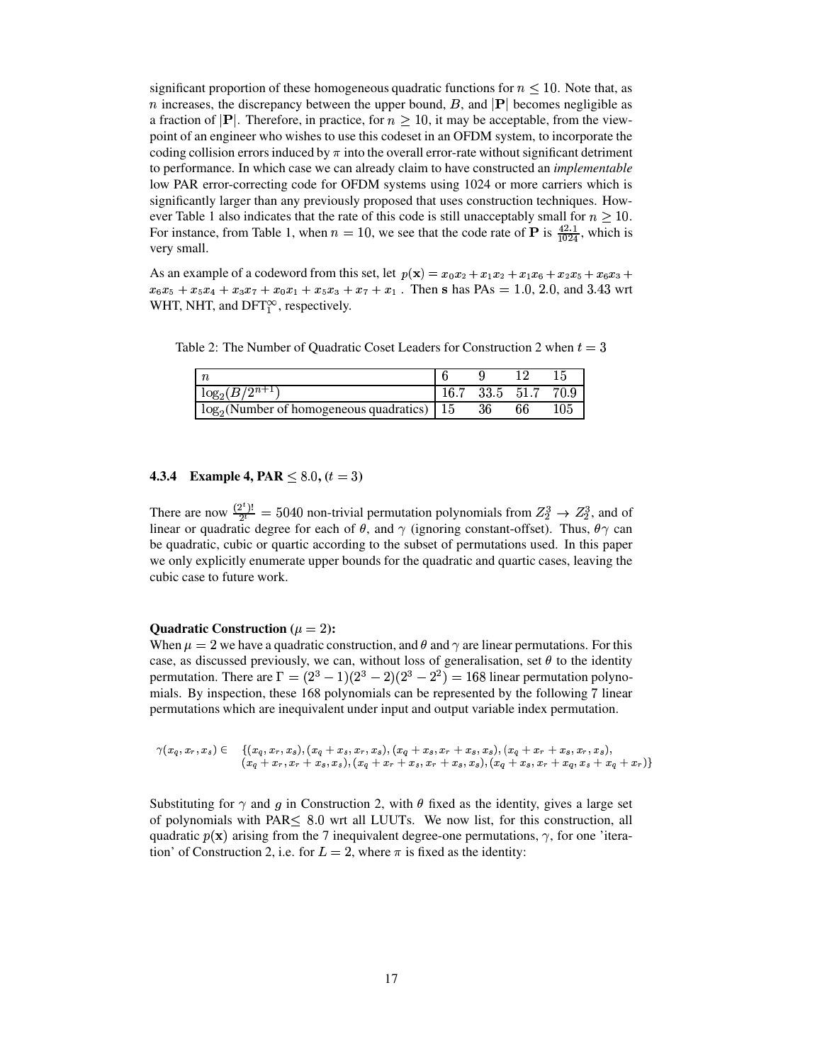significant proportion of these homogeneous quadratic functions for $n \leq 10$. Note that, as $n$ increases, the discrepancy between the upper bound, $B$, and $|\mathbf{P}|$ becomes negligible as a fraction of $|\mathbf{P}|$. Therefore, in practice, for $n \geq 10$, it may be acceptable, from the viewpoint of an engineer who wishes to use this codeset in an OFDM system, to incorporate the coding collision errors induced by $\pi$ into the overall error-rate without significant detriment to performance. In which case we can already claim to have constructed an *implementable* low PAR error-correcting code for OFDM systems using 1024 or more carriers which is significantly larger than any previously proposed that uses construction techniques. However Table 1 also indicates that the rate of this code is still unacceptably small for $n \geq 10$. For instance, from Table 1, when $n = 10$, we see that the code rate of $\mathbf{P}$ is $\frac{42.1}{1024}$, which is very small.

As an example of a codeword from this set, let $p(\mathbf{x}) = x_0x_2 + x_1x_2 + x_1x_6 + x_2x_5 + x_6x_3 + x_6x_5 + x_5x_4 + x_3x_7 + x_0x_1 + x_5x_3 + x_7 + x_1$ . Then $\mathbf{s}$ has PAs $= 1.0$, $2.0$, and $3.43$ wrt WHT, NHT, and $\text{DFT}_1^\infty$, respectively.

Table 2: The Number of Quadratic Coset Leaders for Construction 2 when $t = 3$

| $n$ | 6 | 9 | 12 | 15 |
|---|---|---|---|---|
| $\log_2(B/2^{n+1})$ | 16.7 | 33.5 | 51.7 | 70.9 |
| $\log_2$(Number of homogeneous quadratics) | 15 | 36 | 66 | 105 |

#### 4.3.4 Example 4, PAR $\leq 8.0$, ($t = 3$)

There are now $\frac{(2^t)!}{2^t} = 5040$ non-trivial permutation polynomials from $Z_2^3 \rightarrow Z_2^3$, and of linear or quadratic degree for each of $\theta$, and $\gamma$ (ignoring constant-offset). Thus, $\theta\gamma$ can be quadratic, cubic or quartic according to the subset of permutations used. In this paper we only explicitly enumerate upper bounds for the quadratic and quartic cases, leaving the cubic case to future work.

**Quadratic Construction** ($\mu = 2$)**:**
When $\mu = 2$ we have a quadratic construction, and $\theta$ and $\gamma$ are linear permutations. For this case, as discussed previously, we can, without loss of generalisation, set $\theta$ to the identity permutation. There are $\Gamma = (2^3 - 1)(2^3 - 2)(2^3 - 2^2) = 168$ linear permutation polynomials. By inspection, these 168 polynomials can be represented by the following 7 linear permutations which are inequivalent under input and output variable index permutation.

$$\gamma(x_q, x_r, x_s) \in \quad \{(x_q, x_r, x_s), (x_q + x_s, x_r, x_s), (x_q + x_s, x_r + x_s, x_s), (x_q + x_r + x_s, x_r, x_s), \\ (x_q + x_r, x_r + x_s, x_s), (x_q + x_r + x_s, x_r + x_s, x_s), (x_q + x_s, x_r + x_q, x_s + x_q + x_r)\}$$

Substituting for $\gamma$ and $g$ in Construction 2, with $\theta$ fixed as the identity, gives a large set of polynomials with PAR$\leq$ 8.0 wrt all LUUTs. We now list, for this construction, all quadratic $p(\mathbf{x})$ arising from the 7 inequivalent degree-one permutations, $\gamma$, for one 'iteration' of Construction 2, i.e. for $L = 2$, where $\pi$ is fixed as the identity: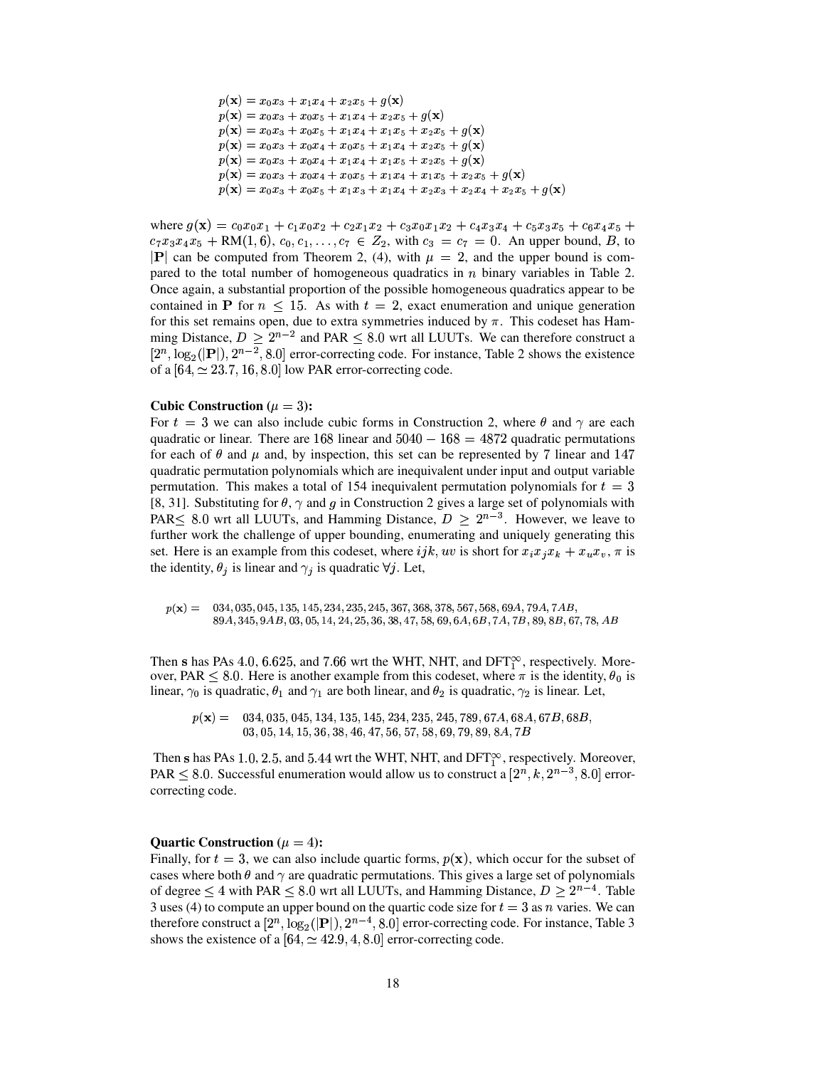$$
\begin{aligned}
p(\mathbf{x}) &= x_0x_3 + x_1x_4 + x_2x_5 + g(\mathbf{x}) \\
p(\mathbf{x}) &= x_0x_3 + x_0x_5 + x_1x_4 + x_2x_5 + g(\mathbf{x}) \\
p(\mathbf{x}) &= x_0x_3 + x_0x_5 + x_1x_4 + x_1x_5 + x_2x_5 + g(\mathbf{x}) \\
p(\mathbf{x}) &= x_0x_3 + x_0x_4 + x_0x_5 + x_1x_4 + x_2x_5 + g(\mathbf{x}) \\
p(\mathbf{x}) &= x_0x_3 + x_0x_4 + x_1x_4 + x_1x_5 + x_2x_5 + g(\mathbf{x}) \\
p(\mathbf{x}) &= x_0x_3 + x_0x_4 + x_0x_5 + x_1x_4 + x_1x_5 + x_2x_5 + g(\mathbf{x}) \\
p(\mathbf{x}) &= x_0x_3 + x_0x_5 + x_1x_3 + x_1x_4 + x_2x_3 + x_2x_4 + x_2x_5 + g(\mathbf{x})
\end{aligned}
$$

where $g(\mathbf{x}) = c_0x_0x_1 + c_1x_0x_2 + c_2x_1x_2 + c_3x_0x_1x_2 + c_4x_3x_4 + c_5x_3x_5 + c_6x_4x_5 + c_7x_3x_4x_5 + \text{RM}(1,6)$, $c_0, c_1, \ldots, c_7 \in Z_2$, with $c_3 = c_7 = 0$. An upper bound, $B$, to $|\mathbf{P}|$ can be computed from Theorem 2, (4), with $\mu = 2$, and the upper bound is compared to the total number of homogeneous quadratics in $n$ binary variables in Table 2. Once again, a substantial proportion of the possible homogeneous quadratics appear to be contained in $\mathbf{P}$ for $n \leq 15$. As with $t = 2$, exact enumeration and unique generation for this set remains open, due to extra symmetries induced by $\pi$. This codeset has Hamming Distance, $D \geq 2^{n-2}$ and PAR $\leq 8.0$ wrt all LUUTs. We can therefore construct a $[2^n, \log_2(|\mathbf{P}|), 2^{n-2}, 8.0]$ error-correcting code. For instance, Table 2 shows the existence of a $[64, \simeq 23.7, 16, 8.0]$ low PAR error-correcting code.

**Cubic Construction ($\mu = 3$):**
For $t = 3$ we can also include cubic forms in Construction 2, where $\theta$ and $\gamma$ are each quadratic or linear. There are $168$ linear and $5040 - 168 = 4872$ quadratic permutations for each of $\theta$ and $\mu$ and, by inspection, this set can be represented by $7$ linear and $147$ quadratic permutation polynomials which are inequivalent under input and output variable permutation. This makes a total of 154 inequivalent permutation polynomials for $t = 3$ [8, 31]. Substituting for $\theta$, $\gamma$ and $g$ in Construction 2 gives a large set of polynomials with PAR$\leq$ 8.0 wrt all LUUTs, and Hamming Distance, $D \geq 2^{n-3}$. However, we leave to further work the challenge of upper bounding, enumerating and uniquely generating this set. Here is an example from this codeset, where $ijk, uv$ is short for $x_ix_jx_k + x_ux_v$, $\pi$ is the identity, $\theta_j$ is linear and $\gamma_j$ is quadratic $\forall j$. Let,

$$
\begin{aligned}
p(\mathbf{x}) = \quad & 034, 035, 045, 135, 145, 234, 235, 245, 367, 368, 378, 567, 568, 69A, 79A, 7AB, \\
& 89A, 345, 9AB, 03, 05, 14, 24, 25, 36, 38, 47, 58, 69, 6A, 6B, 7A, 7B, 89, 8B, 67, 78, AB
\end{aligned}
$$

Then $\mathbf{s}$ has PAs $4.0$, $6.625$, and $7.66$ wrt the WHT, NHT, and DFT$_1^\infty$, respectively. Moreover, PAR $\leq 8.0$. Here is another example from this codeset, where $\pi$ is the identity, $\theta_0$ is linear, $\gamma_0$ is quadratic, $\theta_1$ and $\gamma_1$ are both linear, and $\theta_2$ is quadratic, $\gamma_2$ is linear. Let,

$$
\begin{aligned}
p(\mathbf{x}) = \quad & 034, 035, 045, 134, 135, 145, 234, 235, 245, 789, 67A, 68A, 67B, 68B, \\
& 03, 05, 14, 15, 36, 38, 46, 47, 56, 57, 58, 69, 79, 89, 8A, 7B
\end{aligned}
$$

Then $\mathbf{s}$ has PAs $1.0$, $2.5$, and $5.44$ wrt the WHT, NHT, and DFT$_1^\infty$, respectively. Moreover, PAR $\leq 8.0$. Successful enumeration would allow us to construct a $[2^n, k, 2^{n-3}, 8.0]$ error-correcting code.

**Quartic Construction ($\mu = 4$):**
Finally, for $t = 3$, we can also include quartic forms, $p(\mathbf{x})$, which occur for the subset of cases where both $\theta$ and $\gamma$ are quadratic permutations. This gives a large set of polynomials of degree $\leq 4$ with PAR $\leq 8.0$ wrt all LUUTs, and Hamming Distance, $D \geq 2^{n-4}$. Table 3 uses (4) to compute an upper bound on the quartic code size for $t = 3$ as $n$ varies. We can therefore construct a $[2^n, \log_2(|\mathbf{P}|), 2^{n-4}, 8.0]$ error-correcting code. For instance, Table 3 shows the existence of a $[64, \simeq 42.9, 4, 8.0]$ error-correcting code.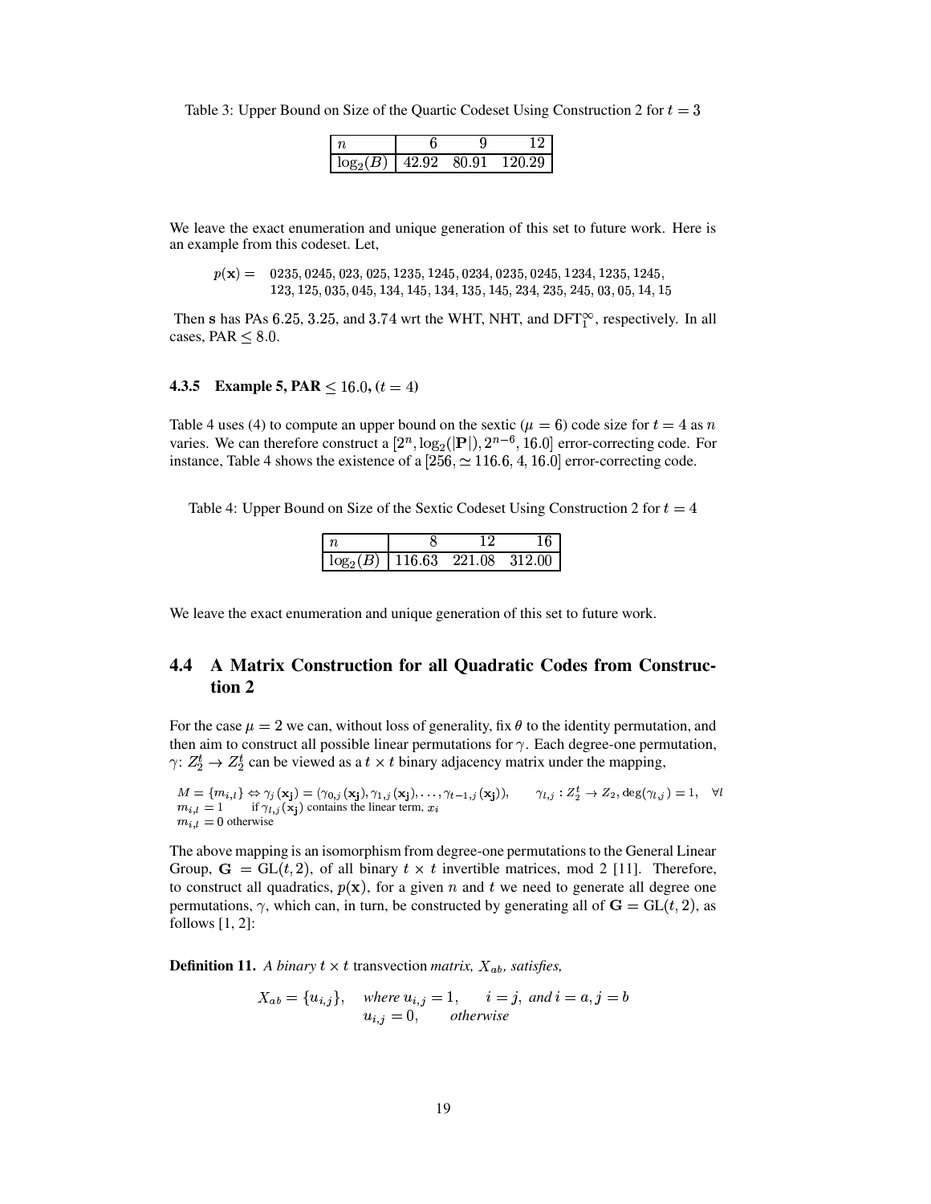Table 3: Upper Bound on Size of the Quartic Codeset Using Construction 2 for $t = 3$

| $n$ | 6 | 9 | 12 |
|---|---|---|---|
| $\log_2(B)$ | 42.92 | 80.91 | 120.29 |

We leave the exact enumeration and unique generation of this set to future work. Here is an example from this codeset. Let,

$$p(\mathbf{x}) = \begin{array}{l} 0235, 0245, 023, 025, 1235, 1245, 0234, 0235, 0245, 1234, 1235, 1245, \\ 123, 125, 035, 045, 134, 145, 134, 135, 145, 234, 235, 245, 03, 05, 14, 15 \end{array}$$

Then $\mathbf{s}$ has PAs $6.25$, $3.25$, and $3.74$ wrt the WHT, NHT, and $\mathrm{DFT}_1^\infty$, respectively. In all cases, PAR $\leq 8.0$.

### 4.3.5 Example 5, PAR $\leq 16.0$, ($t = 4$)

Table 4 uses (4) to compute an upper bound on the sextic ($\mu = 6$) code size for $t = 4$ as $n$ varies. We can therefore construct a $[2^n, \log_2(|\mathbf{P}|), 2^{n-6}, 16.0]$ error-correcting code. For instance, Table 4 shows the existence of a $[256, \simeq 116.6, 4, 16.0]$ error-correcting code.

Table 4: Upper Bound on Size of the Sextic Codeset Using Construction 2 for $t = 4$

| $n$ | 8 | 12 | 16 |
|---|---|---|---|
| $\log_2(B)$ | 116.63 | 221.08 | 312.00 |

We leave the exact enumeration and unique generation of this set to future work.

## 4.4 A Matrix Construction for all Quadratic Codes from Construction 2

For the case $\mu = 2$ we can, without loss of generality, fix $\theta$ to the identity permutation, and then aim to construct all possible linear permutations for $\gamma$. Each degree-one permutation, $\gamma$: $Z_2^t \rightarrow Z_2^t$ can be viewed as a $t \times t$ binary adjacency matrix under the mapping,

$$\begin{array}{ll} M = \{m_{i,l}\} \Leftrightarrow \gamma_j(\mathbf{x_j}) = (\gamma_{0,j}(\mathbf{x_j}), \gamma_{1,j}(\mathbf{x_j}), \ldots, \gamma_{t-1,j}(\mathbf{x_j})), & \gamma_{l,j} : Z_2^t \rightarrow Z_2, \deg(\gamma_{l,j}) = 1, \quad \forall l \\ m_{i,l} = 1 \qquad \text{if } \gamma_{l,j}(\mathbf{x_j}) \text{ contains the linear term, } x_i & \\ m_{i,l} = 0 \text{ otherwise} & \end{array}$$

The above mapping is an isomorphism from degree-one permutations to the General Linear Group, $\mathbf{G} = \mathrm{GL}(t, 2)$, of all binary $t \times t$ invertible matrices, mod 2 [11]. Therefore, to construct all quadratics, $p(\mathbf{x})$, for a given $n$ and $t$ we need to generate all degree one permutations, $\gamma$, which can, in turn, be constructed by generating all of $\mathbf{G} = \mathrm{GL}(t, 2)$, as follows [1, 2]:

**Definition 11.** *A binary $t \times t$ transvection matrix, $X_{ab}$, satisfies,*

$$X_{ab} = \{u_{i,j}\}, \quad \textit{where } u_{i,j} = 1, \quad i = j, \textit{ and } i = a, j = b$$
$$\qquad\qquad\quad u_{i,j} = 0, \quad \textit{otherwise}$$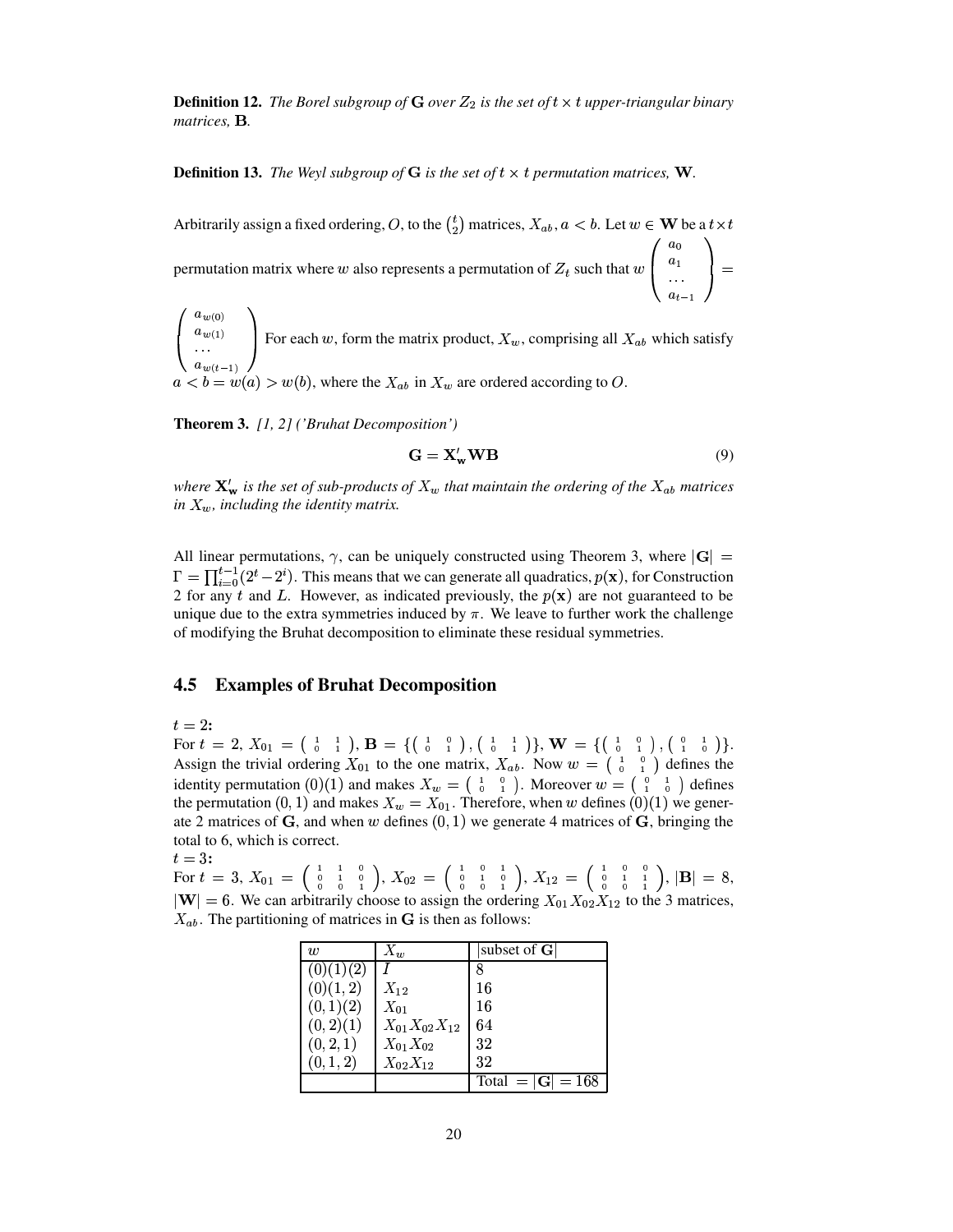**Definition 12.** *The Borel subgroup of* $\mathbf{G}$ *over* $Z_2$ *is the set of* $t \times t$ *upper-triangular binary matrices,* $\mathbf{B}$*.*

**Definition 13.** *The Weyl subgroup of* $\mathbf{G}$ *is the set of* $t \times t$ *permutation matrices,* $\mathbf{W}$*.*

Arbitrarily assign a fixed ordering, $O$, to the $\binom{t}{2}$ matrices, $X_{ab}, a < b$. Let $w \in \mathbf{W}$ be a $t \times t$ permutation matrix where $w$ also represents a permutation of $Z_t$ such that $w \begin{pmatrix} a_0 \\ a_1 \\ \cdots \\ a_{t-1} \end{pmatrix} = \begin{pmatrix} a_{w(0)} \\ a_{w(1)} \\ \cdots \\ a_{w(t-1)} \end{pmatrix}$ For each $w$, form the matrix product, $X_w$, comprising all $X_{ab}$ which satisfy $a < b = w(a) > w(b)$, where the $X_{ab}$ in $X_w$ are ordered according to $O$.

**Theorem 3.** *[1, 2] ('Bruhat Decomposition')*

$$\mathbf{G} = \mathbf{X}'_{\mathbf{w}}\mathbf{W}\mathbf{B} \tag{9}$$

*where* $\mathbf{X}'_{\mathbf{w}}$ *is the set of sub-products of* $X_w$ *that maintain the ordering of the* $X_{ab}$ *matrices in* $X_w$*, including the identity matrix.*

All linear permutations, $\gamma$, can be uniquely constructed using Theorem 3, where $|\mathbf{G}| = \Gamma = \prod_{i=0}^{t-1}(2^t - 2^i)$. This means that we can generate all quadratics, $p(\mathbf{x})$, for Construction 2 for any $t$ and $L$. However, as indicated previously, the $p(\mathbf{x})$ are not guaranteed to be unique due to the extra symmetries induced by $\pi$. We leave to further work the challenge of modifying the Bruhat decomposition to eliminate these residual symmetries.

## 4.5 Examples of Bruhat Decomposition

$t = 2$**:**
For $t = 2$, $X_{01} = \begin{pmatrix} 1 & 1 \\ 0 & 1 \end{pmatrix}$, $\mathbf{B} = \{\begin{pmatrix} 1 & 0 \\ 0 & 1 \end{pmatrix}, \begin{pmatrix} 1 & 1 \\ 0 & 1 \end{pmatrix}\}$, $\mathbf{W} = \{\begin{pmatrix} 1 & 0 \\ 0 & 1 \end{pmatrix}, \begin{pmatrix} 0 & 1 \\ 1 & 0 \end{pmatrix}\}$. Assign the trivial ordering $X_{01}$ to the one matrix, $X_{ab}$. Now $w = \begin{pmatrix} 1 & 0 \\ 0 & 1 \end{pmatrix}$ defines the identity permutation $(0)(1)$ and makes $X_w = \begin{pmatrix} 1 & 0 \\ 0 & 1 \end{pmatrix}$. Moreover $w = \begin{pmatrix} 0 & 1 \\ 1 & 0 \end{pmatrix}$ defines the permutation $(0, 1)$ and makes $X_w = X_{01}$. Therefore, when $w$ defines $(0)(1)$ we generate 2 matrices of $\mathbf{G}$, and when $w$ defines $(0, 1)$ we generate 4 matrices of $\mathbf{G}$, bringing the total to 6, which is correct.
$t = 3$**:**
For $t = 3$, $X_{01} = \begin{pmatrix} 1 & 1 & 0 \\ 0 & 1 & 0 \\ 0 & 0 & 1 \end{pmatrix}$, $X_{02} = \begin{pmatrix} 1 & 0 & 1 \\ 0 & 1 & 0 \\ 0 & 0 & 1 \end{pmatrix}$, $X_{12} = \begin{pmatrix} 1 & 0 & 0 \\ 0 & 1 & 1 \\ 0 & 0 & 1 \end{pmatrix}$, $|\mathbf{B}| = 8$, $|\mathbf{W}| = 6$. We can arbitrarily choose to assign the ordering $X_{01}X_{02}X_{12}$ to the 3 matrices, $X_{ab}$. The partitioning of matrices in $\mathbf{G}$ is then as follows:

| $w$ | $X_w$ | \|subset of $\mathbf{G}$\| |
|---|---|---|
| $(0)(1)(2)$ | $I$ | 8 |
| $(0)(1,2)$ | $X_{12}$ | 16 |
| $(0,1)(2)$ | $X_{01}$ | 16 |
| $(0,2)(1)$ | $X_{01}X_{02}X_{12}$ | 64 |
| $(0,2,1)$ | $X_{01}X_{02}$ | 32 |
| $(0,1,2)$ | $X_{02}X_{12}$ | 32 |
| | | Total $= \|\mathbf{G}\| = 168$ |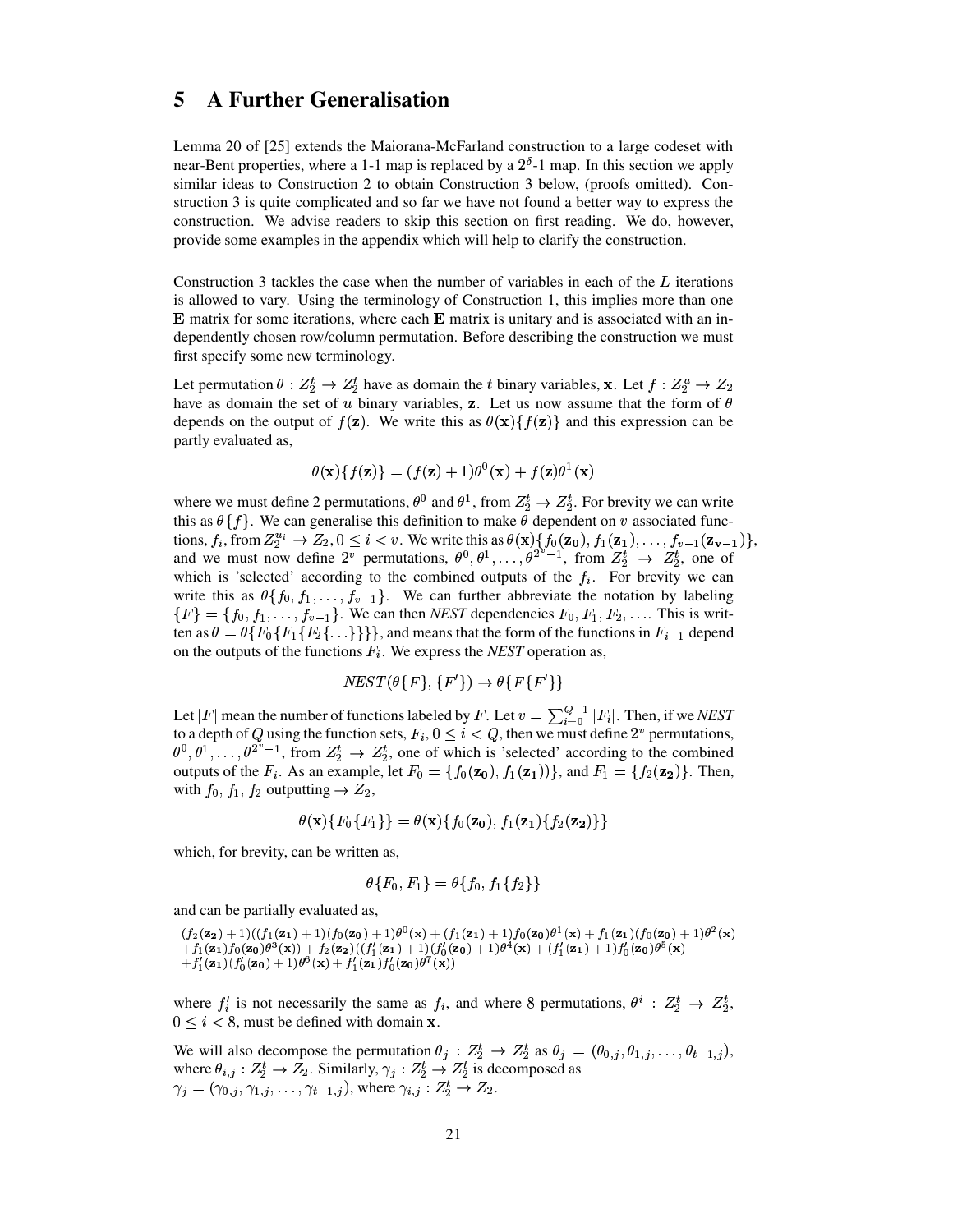## 5 A Further Generalisation

Lemma 20 of [25] extends the Maiorana-McFarland construction to a large codeset with near-Bent properties, where a 1-1 map is replaced by a $2^\delta$-1 map. In this section we apply similar ideas to Construction 2 to obtain Construction 3 below, (proofs omitted). Construction 3 is quite complicated and so far we have not found a better way to express the construction. We advise readers to skip this section on first reading. We do, however, provide some examples in the appendix which will help to clarify the construction.

Construction 3 tackles the case when the number of variables in each of the $L$ iterations is allowed to vary. Using the terminology of Construction 1, this implies more than one $\mathbf{E}$ matrix for some iterations, where each $\mathbf{E}$ matrix is unitary and is associated with an independently chosen row/column permutation. Before describing the construction we must first specify some new terminology.

Let permutation $\theta : Z_2^t \rightarrow Z_2^t$ have as domain the $t$ binary variables, $\mathbf{x}$. Let $f : Z_2^u \rightarrow Z_2$ have as domain the set of $u$ binary variables, $\mathbf{z}$. Let us now assume that the form of $\theta$ depends on the output of $f(\mathbf{z})$. We write this as $\theta(\mathbf{x})\{f(\mathbf{z})\}$ and this expression can be partly evaluated as,

$$\theta(\mathbf{x})\{f(\mathbf{z})\} = (f(\mathbf{z}) + 1)\theta^0(\mathbf{x}) + f(\mathbf{z})\theta^1(\mathbf{x})$$

where we must define 2 permutations, $\theta^0$ and $\theta^1$, from $Z_2^t \rightarrow Z_2^t$. For brevity we can write this as $\theta\{f\}$. We can generalise this definition to make $\theta$ dependent on $v$ associated functions, $f_i$, from $Z_2^{u_i} \rightarrow Z_2, 0 \leq i < v$. We write this as $\theta(\mathbf{x})\{f_0(\mathbf{z_0}), f_1(\mathbf{z_1}), \ldots, f_{v-1}(\mathbf{z_{v-1}})\}$, and we must now define $2^v$ permutations, $\theta^0, \theta^1, \ldots, \theta^{2^v-1}$, from $Z_2^t \rightarrow Z_2^t$, one of which is 'selected' according to the combined outputs of the $f_i$. For brevity we can write this as $\theta\{f_0, f_1, \ldots, f_{v-1}\}$. We can further abbreviate the notation by labeling $\{F\} = \{f_0, f_1, \ldots, f_{v-1}\}$. We can then *NEST* dependencies $F_0, F_1, F_2, \ldots$. This is written as $\theta = \theta\{F_0\{F_1\{F_2\{\ldots\}\}\}\}$, and means that the form of the functions in $F_{i-1}$ depend on the outputs of the functions $F_i$. We express the *NEST* operation as,

$$NEST(\theta\{F\}, \{F'\}) \rightarrow \theta\{F\{F'\}\}$$

Let $|F|$ mean the number of functions labeled by $F$. Let $v = \sum_{i=0}^{Q-1} |F_i|$. Then, if we *NEST* to a depth of $Q$ using the function sets, $F_i, 0 \leq i < Q$, then we must define $2^v$ permutations, $\theta^0, \theta^1, \ldots, \theta^{2^v-1}$, from $Z_2^t \rightarrow Z_2^t$, one of which is 'selected' according to the combined outputs of the $F_i$. As an example, let $F_0 = \{f_0(\mathbf{z_0}), f_1(\mathbf{z_1}))\}$, and $F_1 = \{f_2(\mathbf{z_2})\}$. Then, with $f_0$, $f_1$, $f_2$ outputting $\rightarrow Z_2$,

$$\theta(\mathbf{x})\{F_0\{F_1\}\} = \theta(\mathbf{x})\{f_0(\mathbf{z_0}), f_1(\mathbf{z_1})\{f_2(\mathbf{z_2})\}\}$$

which, for brevity, can be written as,

$$\theta\{F_0, F_1\} = \theta\{f_0, f_1\{f_2\}\}$$

and can be partially evaluated as,

$$\begin{aligned}
&(f_2(\mathbf{z_2})+1)((f_1(\mathbf{z_1})+1)(f_0(\mathbf{z_0})+1)\theta^0(\mathbf{x}) + (f_1(\mathbf{z_1})+1)f_0(\mathbf{z_0})\theta^1(\mathbf{x}) + f_1(\mathbf{z_1})(f_0(\mathbf{z_0})+1)\theta^2(\mathbf{x}) \\
&+ f_1(\mathbf{z_1})f_0(\mathbf{z_0})\theta^3(\mathbf{x})) + f_2(\mathbf{z_2})((f_1'(\mathbf{z_1})+1)(f_0'(\mathbf{z_0})+1)\theta^4(\mathbf{x}) + (f_1'(\mathbf{z_1})+1)f_0'(\mathbf{z_0})\theta^5(\mathbf{x}) \\
&+ f_1'(\mathbf{z_1})(f_0'(\mathbf{z_0})+1)\theta^6(\mathbf{x}) + f_1'(\mathbf{z_1})f_0'(\mathbf{z_0})\theta^7(\mathbf{x}))
\end{aligned}$$

where $f_i'$ is not necessarily the same as $f_i$, and where 8 permutations, $\theta^i : Z_2^t \rightarrow Z_2^t$, $0 \leq i < 8$, must be defined with domain $\mathbf{x}$.

We will also decompose the permutation $\theta_j : Z_2^t \rightarrow Z_2^t$ as $\theta_j = (\theta_{0,j}, \theta_{1,j}, \ldots, \theta_{t-1,j})$, where $\theta_{i,j} : Z_2^t \rightarrow Z_2$. Similarly, $\gamma_j : Z_2^t \rightarrow Z_2^t$ is decomposed as $\gamma_j = (\gamma_{0,j}, \gamma_{1,j}, \ldots, \gamma_{t-1,j})$, where $\gamma_{i,j} : Z_2^t \rightarrow Z_2$.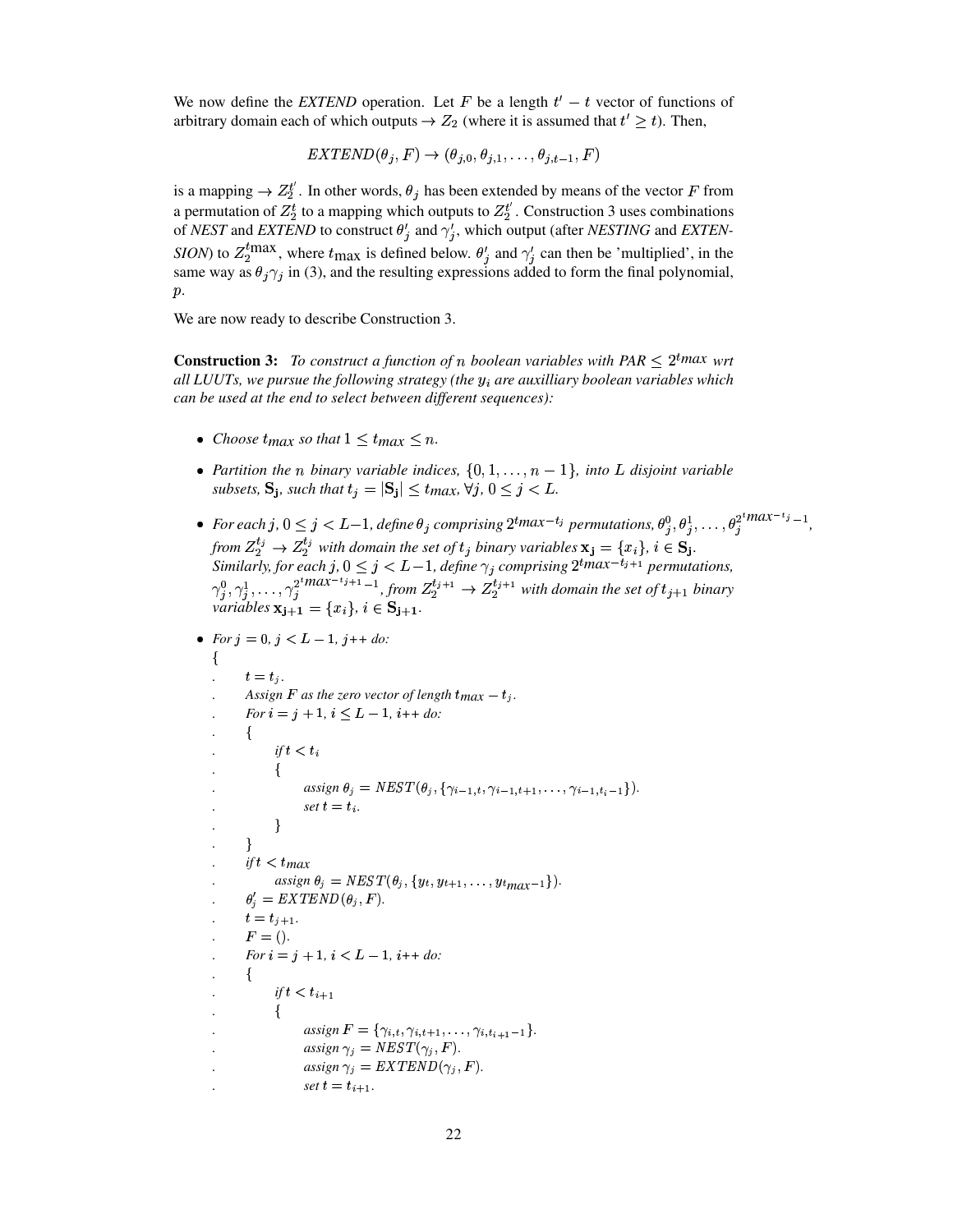We now define the *EXTEND* operation. Let $F$ be a length $t' - t$ vector of functions of arbitrary domain each of which outputs $\rightarrow Z_2$ (where it is assumed that $t' \geq t$). Then,

$$EXTEND(\theta_j, F) \rightarrow (\theta_{j,0}, \theta_{j,1}, \ldots, \theta_{j,t-1}, F)$$

is a mapping $\rightarrow Z_2^{t'}$. In other words, $\theta_j$ has been extended by means of the vector $F$ from a permutation of $Z_2^t$ to a mapping which outputs to $Z_2^{t'}$. Construction 3 uses combinations of *NEST* and *EXTEND* to construct $\theta'_j$ and $\gamma'_j$, which output (after *NESTING* and *EXTENSION*) to $Z_2^{t_{\max}}$, where $t_{\max}$ is defined below. $\theta'_j$ and $\gamma'_j$ can then be 'multiplied', in the same way as $\theta_j \gamma_j$ in (3), and the resulting expressions added to form the final polynomial, $p$.

We are now ready to describe Construction 3.

**Construction 3:** *To construct a function of $n$ boolean variables with PAR $\leq 2^{t_{max}}$ wrt all LUUTs, we pursue the following strategy (the $y_i$ are auxilliary boolean variables which can be used at the end to select between different sequences):*

- *Choose $t_{max}$ so that $1 \leq t_{max} \leq n$.*
- *Partition the $n$ binary variable indices, $\{0, 1, \ldots, n-1\}$, into $L$ disjoint variable subsets, $\mathbf{S_j}$, such that $t_j = |\mathbf{S_j}| \leq t_{max}$, $\forall j$, $0 \leq j < L$.*
- *For each $j$, $0 \leq j < L-1$, define $\theta_j$ comprising $2^{t_{max}-t_j}$ permutations, $\theta_j^0, \theta_j^1, \ldots, \theta_j^{2^{t_{max}-t_j}-1}$, from $Z_2^{t_j} \rightarrow Z_2^{t_j}$ with domain the set of $t_j$ binary variables $\mathbf{x_j} = \{x_i\}$, $i \in \mathbf{S_j}$.*
  *Similarly, for each $j$, $0 \leq j < L-1$, define $\gamma_j$ comprising $2^{t_{max}-t_{j+1}}$ permutations, $\gamma_j^0, \gamma_j^1, \ldots, \gamma_j^{2^{t_{max}-t_{j+1}}-1}$, from $Z_2^{t_{j+1}} \rightarrow Z_2^{t_{j+1}}$ with domain the set of $t_{j+1}$ binary variables $\mathbf{x_{j+1}} = \{x_i\}$, $i \in \mathbf{S_{j+1}}$.*
- *For $j = 0$, $j < L-1$, $j$++ do:*

```
{
.     t = t_j.
.     Assign F as the zero vector of length t_max − t_j.
.     For i = j + 1, i ≤ L − 1, i++ do:
.     {
.           if t < t_i
.           {
.                 assign θ_j = NEST(θ_j, {γ_{i−1,t}, γ_{i−1,t+1}, ..., γ_{i−1,t_i−1}}).
.                 set t = t_i.
.           }
.     }
.     if t < t_max
.           assign θ_j = NEST(θ_j, {y_t, y_{t+1}, ..., y_{t_max−1}}).
.     θ'_j = EXTEND(θ_j, F).
.     t = t_{j+1}.
.     F = ().
.     For i = j + 1, i < L − 1, i++ do:
.     {
.           if t < t_{i+1}
.           {
.                 assign F = {γ_{i,t}, γ_{i,t+1}, ..., γ_{i,t_{i+1}−1}}.
.                 assign γ_j = NEST(γ_j, F).
.                 assign γ_j = EXTEND(γ_j, F).
.                 set t = t_{i+1}.
```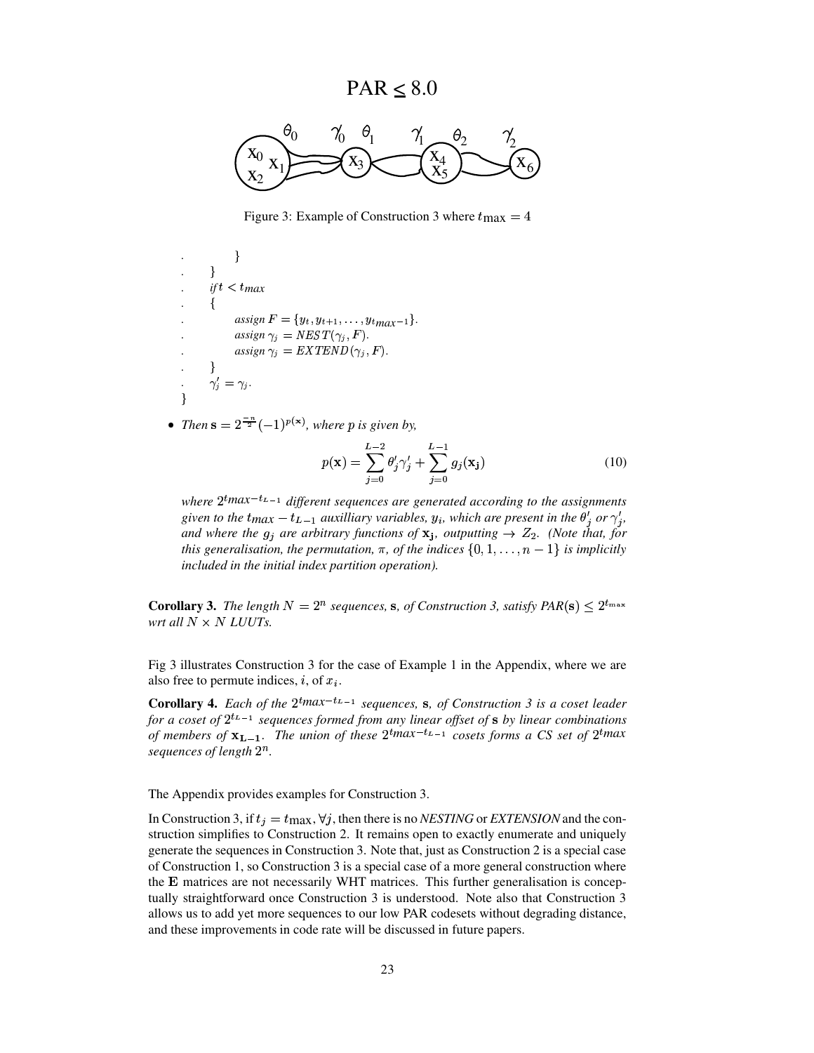PAR ≤ 8.0

Figure 3: Example of Construction 3 where $t_{\max} = 4$

```
.            }
.      }
.      if t < t_max
.      {
.            assign F = {y_t, y_{t+1}, ..., y_{t_max - 1}}.
.            assign γ_j = NEST(γ_j, F).
.            assign γ_j = EXTEND(γ_j, F).
.      }
.      γ'_j = γ_j.
}
```

- *Then* $\mathbf{s} = 2^{\frac{-n}{2}}(-1)^{p(\mathbf{x})}$*, where* $p$ *is given by,*

$$p(\mathbf{x}) = \sum_{j=0}^{L-2} \theta'_j \gamma'_j + \sum_{j=0}^{L-1} g_j(\mathbf{x_j}) \tag{10}$$

*where* $2^{tmax - t_{L-1}}$ *different sequences are generated according to the assignments given to the* $t_{max} - t_{L-1}$ *auxilliary variables,* $y_i$*, which are present in the* $\theta'_j$ *or* $\gamma'_j$*, and where the* $g_j$ *are arbitrary functions of* $\mathbf{x_j}$*, outputting* $\rightarrow Z_2$*. (Note that, for this generalisation, the permutation,* $\pi$*, of the indices* $\{0, 1, \ldots, n-1\}$ *is implicitly included in the initial index partition operation).*

**Corollary 3.** *The length* $N = 2^n$ *sequences,* $\mathbf{s}$*, of Construction 3, satisfy PAR*$(\mathbf{s}) \leq 2^{t_{\max}}$ *wrt all* $N \times N$ *LUUTs.*

Fig 3 illustrates Construction 3 for the case of Example 1 in the Appendix, where we are also free to permute indices, $i$, of $x_i$.

**Corollary 4.** *Each of the* $2^{tmax - t_{L-1}}$ *sequences,* $\mathbf{s}$*, of Construction 3 is a coset leader for a coset of* $2^{t_{L-1}}$ *sequences formed from any linear offset of* $\mathbf{s}$ *by linear combinations of members of* $\mathbf{x_{L-1}}$*. The union of these* $2^{tmax - t_{L-1}}$ *cosets forms a CS set of* $2^{tmax}$ *sequences of length* $2^n$*.*

The Appendix provides examples for Construction 3.

In Construction 3, if $t_j = t_{\max}, \forall j$, then there is no *NESTING* or *EXTENSION* and the construction simplifies to Construction 2. It remains open to exactly enumerate and uniquely generate the sequences in Construction 3. Note that, just as Construction 2 is a special case of Construction 1, so Construction 3 is a special case of a more general construction where the $\mathbf{E}$ matrices are not necessarily WHT matrices. This further generalisation is conceptually straightforward once Construction 3 is understood. Note also that Construction 3 allows us to add yet more sequences to our low PAR codesets without degrading distance, and these improvements in code rate will be discussed in future papers.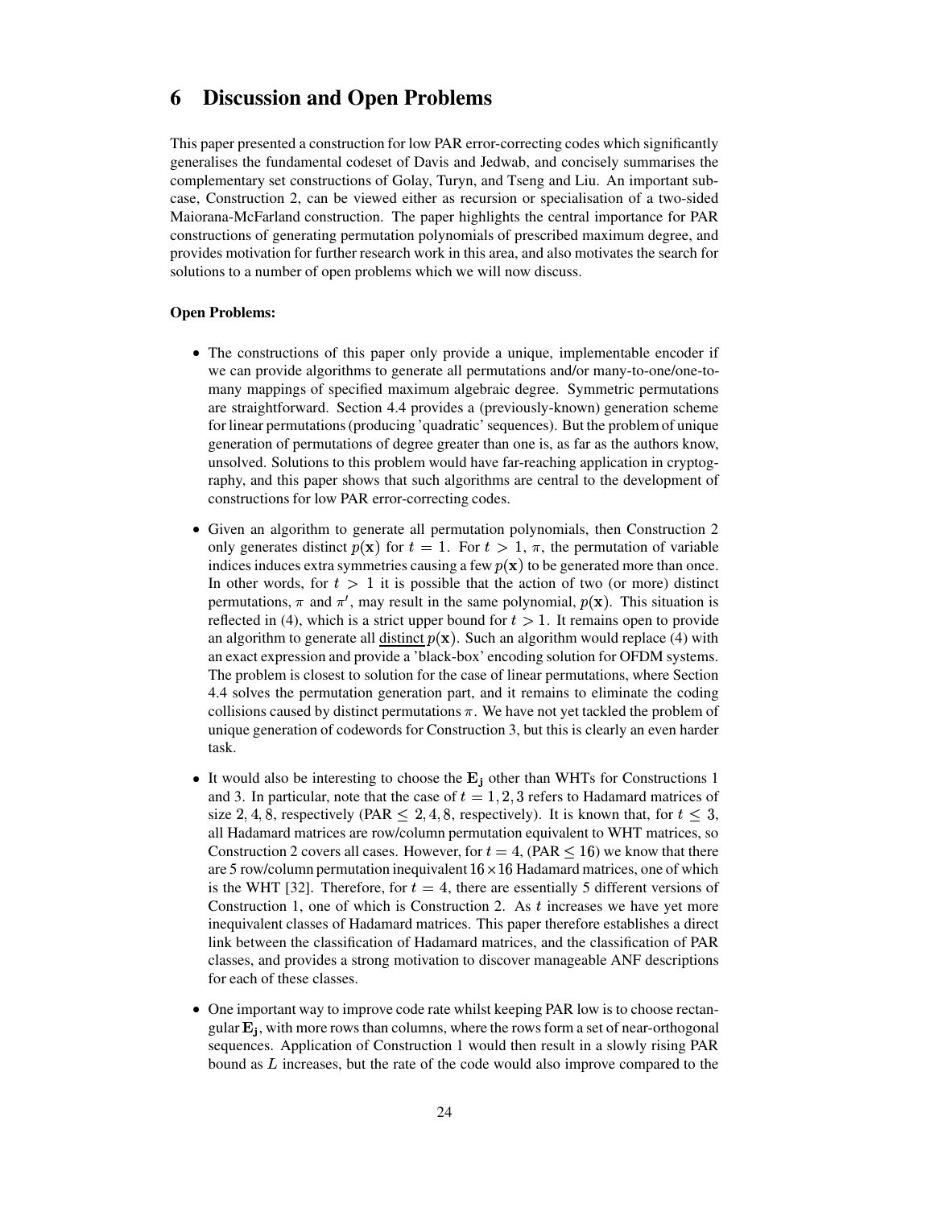# 6 Discussion and Open Problems

This paper presented a construction for low PAR error-correcting codes which significantly generalises the fundamental codeset of Davis and Jedwab, and concisely summarises the complementary set constructions of Golay, Turyn, and Tseng and Liu. An important subcase, Construction 2, can be viewed either as recursion or specialisation of a two-sided Maiorana-McFarland construction. The paper highlights the central importance for PAR constructions of generating permutation polynomials of prescribed maximum degree, and provides motivation for further research work in this area, and also motivates the search for solutions to a number of open problems which we will now discuss.

**Open Problems:**

- The constructions of this paper only provide a unique, implementable encoder if we can provide algorithms to generate all permutations and/or many-to-one/one-to-many mappings of specified maximum algebraic degree. Symmetric permutations are straightforward. Section 4.4 provides a (previously-known) generation scheme for linear permutations (producing 'quadratic' sequences). But the problem of unique generation of permutations of degree greater than one is, as far as the authors know, unsolved. Solutions to this problem would have far-reaching application in cryptography, and this paper shows that such algorithms are central to the development of constructions for low PAR error-correcting codes.

- Given an algorithm to generate all permutation polynomials, then Construction 2 only generates distinct $p(\mathbf{x})$ for $t = 1$. For $t > 1$, $\pi$, the permutation of variable indices induces extra symmetries causing a few $p(\mathbf{x})$ to be generated more than once. In other words, for $t > 1$ it is possible that the action of two (or more) distinct permutations, $\pi$ and $\pi'$, may result in the same polynomial, $p(\mathbf{x})$. This situation is reflected in (4), which is a strict upper bound for $t > 1$. It remains open to provide an algorithm to generate all <u>distinct</u> $p(\mathbf{x})$. Such an algorithm would replace (4) with an exact expression and provide a 'black-box' encoding solution for OFDM systems. The problem is closest to solution for the case of linear permutations, where Section 4.4 solves the permutation generation part, and it remains to eliminate the coding collisions caused by distinct permutations $\pi$. We have not yet tackled the problem of unique generation of codewords for Construction 3, but this is clearly an even harder task.

- It would also be interesting to choose the $\mathbf{E_j}$ other than WHTs for Constructions 1 and 3. In particular, note that the case of $t = 1, 2, 3$ refers to Hadamard matrices of size $2, 4, 8$, respectively (PAR $\leq 2, 4, 8$, respectively). It is known that, for $t \leq 3$, all Hadamard matrices are row/column permutation equivalent to WHT matrices, so Construction 2 covers all cases. However, for $t = 4$, (PAR $\leq 16$) we know that there are 5 row/column permutation inequivalent $16 \times 16$ Hadamard matrices, one of which is the WHT [32]. Therefore, for $t = 4$, there are essentially 5 different versions of Construction 1, one of which is Construction 2. As $t$ increases we have yet more inequivalent classes of Hadamard matrices. This paper therefore establishes a direct link between the classification of Hadamard matrices, and the classification of PAR classes, and provides a strong motivation to discover manageable ANF descriptions for each of these classes.

- One important way to improve code rate whilst keeping PAR low is to choose rectangular $\mathbf{E_j}$, with more rows than columns, where the rows form a set of near-orthogonal sequences. Application of Construction 1 would then result in a slowly rising PAR bound as $L$ increases, but the rate of the code would also improve compared to the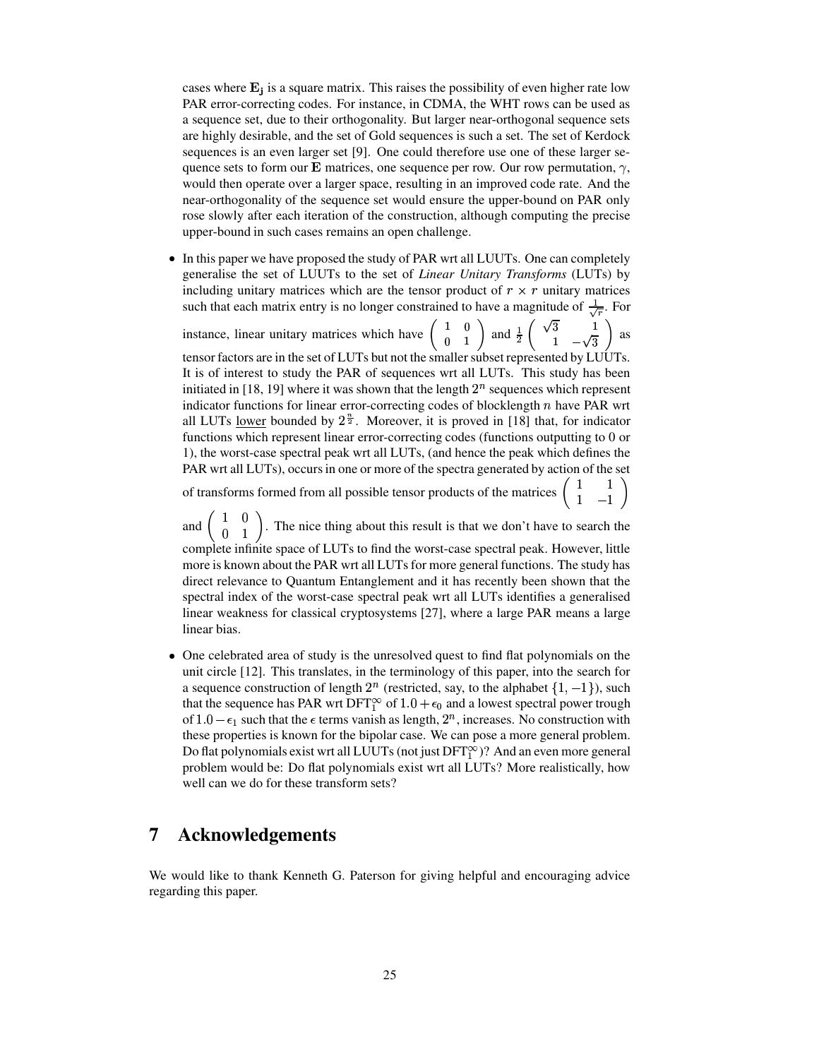cases where $\mathbf{E_j}$ is a square matrix. This raises the possibility of even higher rate low PAR error-correcting codes. For instance, in CDMA, the WHT rows can be used as a sequence set, due to their orthogonality. But larger near-orthogonal sequence sets are highly desirable, and the set of Gold sequences is such a set. The set of Kerdock sequences is an even larger set [9]. One could therefore use one of these larger sequence sets to form our $\mathbf{E}$ matrices, one sequence per row. Our row permutation, $\gamma$, would then operate over a larger space, resulting in an improved code rate. And the near-orthogonality of the sequence set would ensure the upper-bound on PAR only rose slowly after each iteration of the construction, although computing the precise upper-bound in such cases remains an open challenge.

- In this paper we have proposed the study of PAR wrt all LUUTs. One can completely generalise the set of LUUTs to the set of *Linear Unitary Transforms* (LUTs) by including unitary matrices which are the tensor product of $r \times r$ unitary matrices such that each matrix entry is no longer constrained to have a magnitude of $\frac{1}{\sqrt{r}}$. For instance, linear unitary matrices which have $\begin{pmatrix} 1 & 0 \\ 0 & 1 \end{pmatrix}$ and $\frac{1}{2}\begin{pmatrix} \sqrt{3} & 1 \\ 1 & -\sqrt{3} \end{pmatrix}$ as tensor factors are in the set of LUTs but not the smaller subset represented by LUUTs. It is of interest to study the PAR of sequences wrt all LUTs. This study has been initiated in [18, 19] where it was shown that the length $2^n$ sequences which represent indicator functions for linear error-correcting codes of blocklength $n$ have PAR wrt all LUTs lower bounded by $2^{\frac{n}{2}}$. Moreover, it is proved in [18] that, for indicator functions which represent linear error-correcting codes (functions outputting to 0 or 1), the worst-case spectral peak wrt all LUTs, (and hence the peak which defines the PAR wrt all LUTs), occurs in one or more of the spectra generated by action of the set of transforms formed from all possible tensor products of the matrices $\begin{pmatrix} 1 & 1 \\ 1 & -1 \end{pmatrix}$ and $\begin{pmatrix} 1 & 0 \\ 0 & 1 \end{pmatrix}$. The nice thing about this result is that we don't have to search the complete infinite space of LUTs to find the worst-case spectral peak. However, little more is known about the PAR wrt all LUTs for more general functions. The study has direct relevance to Quantum Entanglement and it has recently been shown that the spectral index of the worst-case spectral peak wrt all LUTs identifies a generalised linear weakness for classical cryptosystems [27], where a large PAR means a large linear bias.

- One celebrated area of study is the unresolved quest to find flat polynomials on the unit circle [12]. This translates, in the terminology of this paper, into the search for a sequence construction of length $2^n$ (restricted, say, to the alphabet $\{1, -1\}$), such that the sequence has PAR wrt $\text{DFT}_1^\infty$ of $1.0 + \epsilon_0$ and a lowest spectral power trough of $1.0 - \epsilon_1$ such that the $\epsilon$ terms vanish as length, $2^n$, increases. No construction with these properties is known for the bipolar case. We can pose a more general problem. Do flat polynomials exist wrt all LUUTs (not just $\text{DFT}_1^\infty$)? And an even more general problem would be: Do flat polynomials exist wrt all LUTs? More realistically, how well can we do for these transform sets?

## 7 Acknowledgements

We would like to thank Kenneth G. Paterson for giving helpful and encouraging advice regarding this paper.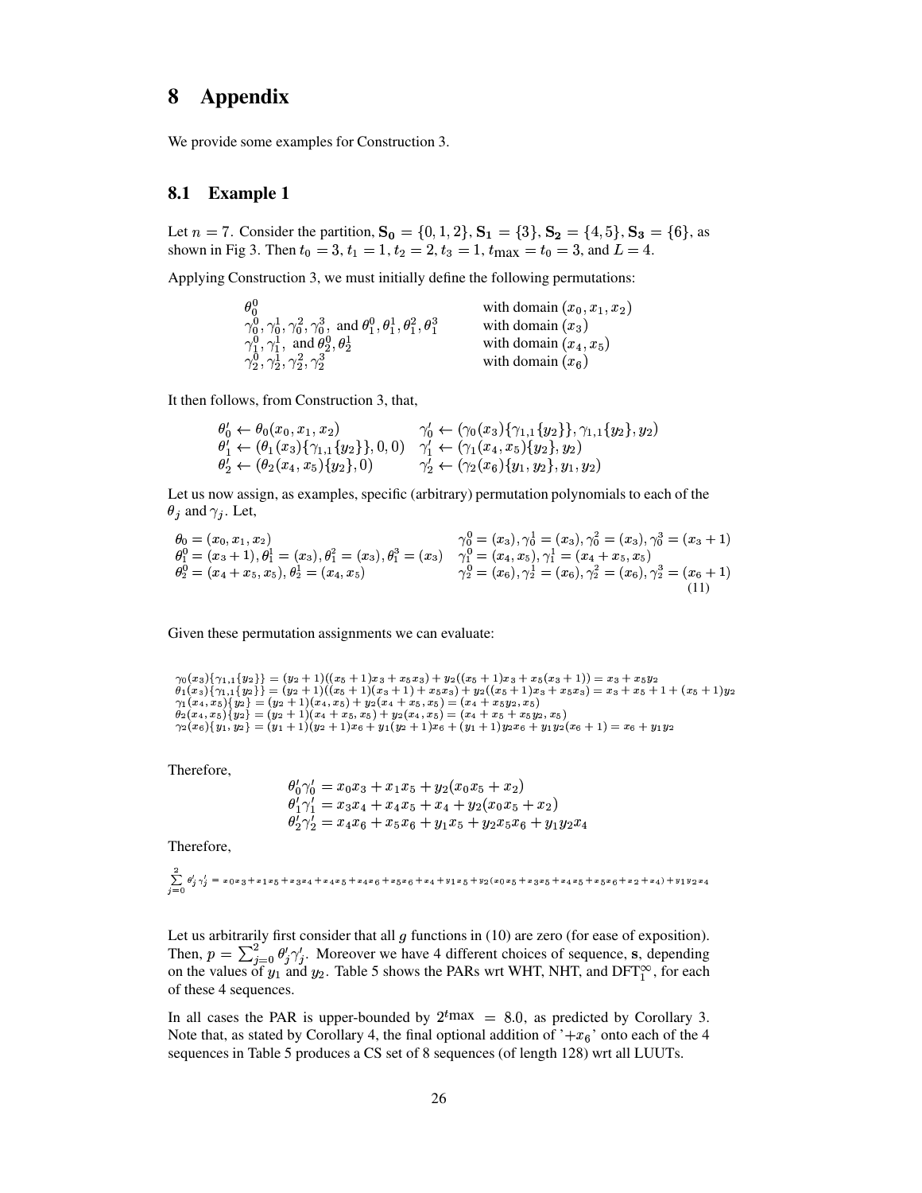# 8 Appendix

We provide some examples for Construction 3.

## 8.1 Example 1

Let $n = 7$. Consider the partition, $\mathbf{S_0} = \{0, 1, 2\}$, $\mathbf{S_1} = \{3\}$, $\mathbf{S_2} = \{4, 5\}$, $\mathbf{S_3} = \{6\}$, as shown in Fig 3. Then $t_0 = 3$, $t_1 = 1$, $t_2 = 2$, $t_3 = 1$, $t_{\max} = t_0 = 3$, and $L = 4$.

Applying Construction 3, we must initially define the following permutations:

$$
\begin{array}{ll}
\theta_0^0 & \text{with domain } (x_0, x_1, x_2) \\
\gamma_0^0, \gamma_0^1, \gamma_0^2, \gamma_0^3, \text{ and } \theta_1^0, \theta_1^1, \theta_1^2, \theta_1^3 & \text{with domain } (x_3) \\
\gamma_1^0, \gamma_1^1, \text{ and } \theta_2^0, \theta_2^1 & \text{with domain } (x_4, x_5) \\
\gamma_2^0, \gamma_2^1, \gamma_2^2, \gamma_2^3 & \text{with domain } (x_6)
\end{array}
$$

It then follows, from Construction 3, that,

$$
\begin{array}{ll}
\theta_0' \leftarrow \theta_0(x_0, x_1, x_2) & \gamma_0' \leftarrow (\gamma_0(x_3)\{\gamma_{1,1}\{y_2\}\}, \gamma_{1,1}\{y_2\}, y_2) \\
\theta_1' \leftarrow (\theta_1(x_3)\{\gamma_{1,1}\{y_2\}\}, 0, 0) & \gamma_1' \leftarrow (\gamma_1(x_4, x_5)\{y_2\}, y_2) \\
\theta_2' \leftarrow (\theta_2(x_4, x_5)\{y_2\}, 0) & \gamma_2' \leftarrow (\gamma_2(x_6)\{y_1, y_2\}, y_1, y_2)
\end{array}
$$

Let us now assign, as examples, specific (arbitrary) permutation polynomials to each of the $\theta_j$ and $\gamma_j$. Let,

$$
\begin{array}{ll}
\theta_0 = (x_0, x_1, x_2) & \gamma_0^0 = (x_3), \gamma_0^1 = (x_3), \gamma_0^2 = (x_3), \gamma_0^3 = (x_3 + 1) \\
\theta_1^0 = (x_3 + 1), \theta_1^1 = (x_3), \theta_1^2 = (x_3), \theta_1^3 = (x_3) & \gamma_1^0 = (x_4, x_5), \gamma_1^1 = (x_4 + x_5, x_5) \\
\theta_2^0 = (x_4 + x_5, x_5), \theta_2^1 = (x_4, x_5) & \gamma_2^0 = (x_6), \gamma_2^1 = (x_6), \gamma_2^2 = (x_6), \gamma_2^3 = (x_6 + 1)
\end{array}
\tag{11}
$$

Given these permutation assignments we can evaluate:

$$
\begin{array}{l}
\gamma_0(x_3)\{\gamma_{1,1}\{y_2\}\} = (y_2 + 1)((x_5 + 1)x_3 + x_5 x_3) + y_2((x_5 + 1)x_3 + x_5(x_3 + 1)) = x_3 + x_5 y_2 \\
\theta_1(x_3)\{\gamma_{1,1}\{y_2\}\} = (y_2 + 1)((x_5 + 1)(x_3 + 1) + x_5 x_3) + y_2((x_5 + 1)x_3 + x_5 x_3) = x_3 + x_5 + 1 + (x_5 + 1)y_2 \\
\gamma_1(x_4, x_5)\{y_2\} = (y_2 + 1)(x_4, x_5) + y_2(x_4 + x_5, x_5) = (x_4 + x_5 y_2, x_5) \\
\theta_2(x_4, x_5)\{y_2\} = (y_2 + 1)(x_4 + x_5, x_5) + y_2(x_4, x_5) = (x_4 + x_5 + x_5 y_2, x_5) \\
\gamma_2(x_6)\{y_1, y_2\} = (y_1 + 1)(y_2 + 1)x_6 + y_1(y_2 + 1)x_6 + (y_1 + 1)y_2 x_6 + y_1 y_2(x_6 + 1) = x_6 + y_1 y_2
\end{array}
$$

Therefore,

$$
\begin{array}{l}
\theta_0'\gamma_0' = x_0 x_3 + x_1 x_5 + y_2(x_0 x_5 + x_2) \\
\theta_1'\gamma_1' = x_3 x_4 + x_4 x_5 + x_4 + y_2(x_0 x_5 + x_2) \\
\theta_2'\gamma_2' = x_4 x_6 + x_5 x_6 + y_1 x_5 + y_2 x_5 x_6 + y_1 y_2 x_4
\end{array}
$$

Therefore,

$$
\sum_{j=0}^{2} \theta_j'\gamma_j' = x_0x_3 + x_1x_5 + x_3x_4 + x_4x_5 + x_4x_6 + x_5x_6 + x_4 + y_1x_5 + y_2(x_0x_5 + x_3x_5 + x_4x_5 + x_5x_6 + x_2 + x_4) + y_1y_2x_4
$$

Let us arbitrarily first consider that all $g$ functions in (10) are zero (for ease of exposition). Then, $p = \sum_{j=0}^{2} \theta_j'\gamma_j'$. Moreover we have 4 different choices of sequence, $\mathbf{s}$, depending on the values of $y_1$ and $y_2$. Table 5 shows the PARs wrt WHT, NHT, and $\text{DFT}_1^\infty$, for each of these 4 sequences.

In all cases the PAR is upper-bounded by $2^{t_{\max}} = 8.0$, as predicted by Corollary 3. Note that, as stated by Corollary 4, the final optional addition of '$+x_6$' onto each of the 4 sequences in Table 5 produces a CS set of 8 sequences (of length 128) wrt all LUUTs.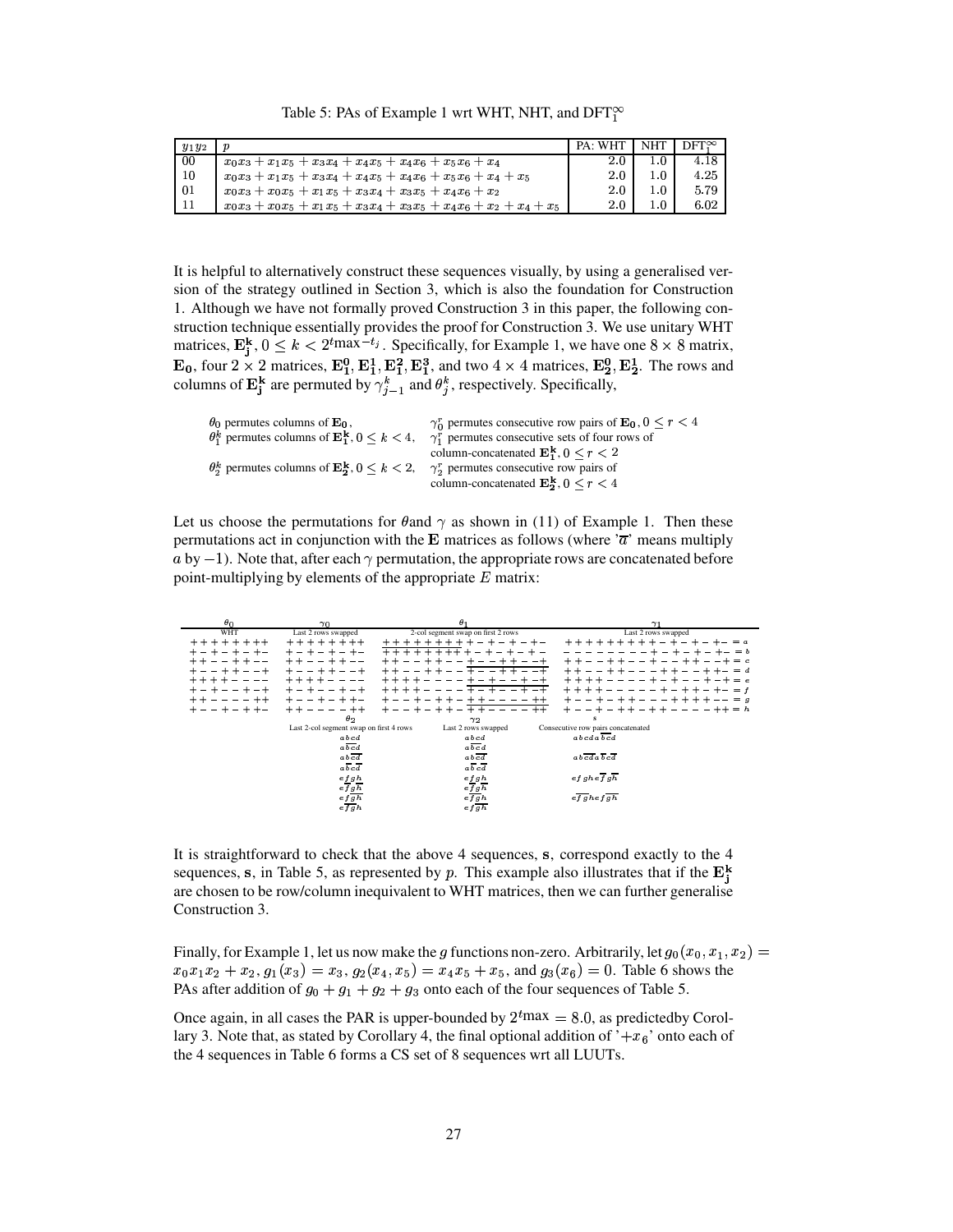Table 5: PAs of Example 1 wrt WHT, NHT, and $\text{DFT}_1^\infty$

| $y_1y_2$ | $p$ | PA: WHT | NHT | $\text{DFT}_1^\infty$ |
|---|---|---|---|---|
| 00 | $x_0x_3 + x_1x_5 + x_3x_4 + x_4x_5 + x_4x_6 + x_5x_6 + x_4$ | 2.0 | 1.0 | 4.18 |
| 10 | $x_0x_3 + x_1x_5 + x_3x_4 + x_4x_5 + x_4x_6 + x_5x_6 + x_4 + x_5$ | 2.0 | 1.0 | 4.25 |
| 01 | $x_0x_3 + x_0x_5 + x_1x_5 + x_3x_4 + x_3x_5 + x_4x_6 + x_2$ | 2.0 | 1.0 | 5.79 |
| 11 | $x_0x_3 + x_0x_5 + x_1x_5 + x_3x_4 + x_3x_5 + x_4x_6 + x_2 + x_4 + x_5$ | 2.0 | 1.0 | 6.02 |

It is helpful to alternatively construct these sequences visually, by using a generalised version of the strategy outlined in Section 3, which is also the foundation for Construction 1. Although we have not formally proved Construction 3 in this paper, the following construction technique essentially provides the proof for Construction 3. We use unitary WHT matrices, $\mathbf{E_j^k}$, $0 \le k < 2^{t_{\max} - t_j}$. Specifically, for Example 1, we have one $8 \times 8$ matrix, $\mathbf{E_0}$, four $2 \times 2$ matrices, $\mathbf{E_1^0}, \mathbf{E_1^1}, \mathbf{E_1^2}, \mathbf{E_1^3}$, and two $4 \times 4$ matrices, $\mathbf{E_2^0}, \mathbf{E_2^1}$. The rows and columns of $\mathbf{E_j^k}$ are permuted by $\gamma_{j-1}^k$ and $\theta_j^k$, respectively. Specifically,

| | |
|---|---|
| $\theta_0$ permutes columns of $\mathbf{E_0}$, | $\gamma_0^r$ permutes consecutive row pairs of $\mathbf{E_0}$, $0 \le r < 4$ |
| $\theta_1^k$ permutes columns of $\mathbf{E_1^k}$, $0 \le k < 4$, | $\gamma_1^r$ permutes consecutive sets of four rows of column-concatenated $\mathbf{E_1^k}$, $0 \le r < 2$ |
| $\theta_2^k$ permutes columns of $\mathbf{E_2^k}$, $0 \le k < 2$, | $\gamma_2^r$ permutes consecutive row pairs of column-concatenated $\mathbf{E_2^k}$, $0 \le r < 4$ |

Let us choose the permutations for $\theta$and $\gamma$ as shown in (11) of Example 1. Then these permutations act in conjunction with the $\mathbf{E}$ matrices as follows (where '$\overline{a}$' means multiply $a$ by $-1$). Note that, after each $\gamma$ permutation, the appropriate rows are concatenated before point-multiplying by elements of the appropriate $E$ matrix:

```
   θ0            γ0                      θ1                                   γ1
   WHT     Last 2 rows swapped   2-col segment swap on first 2 rows   Last 2 rows swapped
++++++++    ++++++++            ++++++++ +-+-+-+-                  ++++++++ +-+-+-+- = a
+-+-+-+-    +-+-+-+-            ++++++++ +-+-+-+-                  -------- +-+-+-+- = b
++--++--    ++--++--            ++--++-- +--++--+                  ++--++-- +--++--+ = c
+--++--+    +--++--+            ++--++-- +--++--+                  ++--++-- -++--++- = d
++++----    ++++----            ++++---- +-+--+-+                  ++++---- +-+--+-+ = e
+-+--+-+    +-+--+-+            ++++---- +-+--+-+                  ++++---- -+-++-+- = f
++----++    +--+-++-            +--+-++- ++----++                  +--+-++- --++++-- = g
+--+-++-    ++----++            +--+-++- ++----++                  +--+-++- ++----++ = h
```

| $\theta_2$ (Last 2-col segment swap on first 4 rows) | $\gamma_2$ (Last 2 rows swapped) | $s$ (Consecutive row pairs concatenated) |
|---|---|---|
| $abcd$ | $abcd$ | $abcd\,a\overline{b}\overline{c}d$ |
| $a\overline{b}\overline{c}d$ | $a\overline{b}\overline{c}d$ | |
| $ab\overline{c}\overline{d}$ | $ab\overline{c}\overline{d}$ | $ab\overline{c}\overline{d}\,a\overline{b}c\overline{d}$ |
| $a\overline{b}c\overline{d}$ | $a\overline{b}c\overline{d}$ | |
| $efgh$ | $efgh$ | $efgh\,e\overline{f}g\overline{h}$ |
| $e\overline{f}g\overline{h}$ | $e\overline{f}g\overline{h}$ | |
| $e\overline{f}\overline{g}h$ | $e\overline{f}\overline{g}h$ | $e\overline{f}\overline{g}h\,ef\overline{g}\overline{h}$ |
| $e\overline{f}\overline{g}h$ | $ef\overline{g}\overline{h}$ | |

It is straightforward to check that the above 4 sequences, $\mathbf{s}$, correspond exactly to the 4 sequences, $\mathbf{s}$, in Table 5, as represented by $p$. This example also illustrates that if the $\mathbf{E_j^k}$ are chosen to be row/column inequivalent to WHT matrices, then we can further generalise Construction 3.

Finally, for Example 1, let us now make the $g$ functions non-zero. Arbitrarily, let $g_0(x_0, x_1, x_2) = x_0x_1x_2 + x_2$, $g_1(x_3) = x_3$, $g_2(x_4, x_5) = x_4x_5 + x_5$, and $g_3(x_6) = 0$. Table 6 shows the PAs after addition of $g_0 + g_1 + g_2 + g_3$ onto each of the four sequences of Table 5.

Once again, in all cases the PAR is upper-bounded by $2^{t_{\max}} = 8.0$, as predictedby Corollary 3. Note that, as stated by Corollary 4, the final optional addition of '$+x_6$' onto each of the 4 sequences in Table 6 forms a CS set of 8 sequences wrt all LUUTs.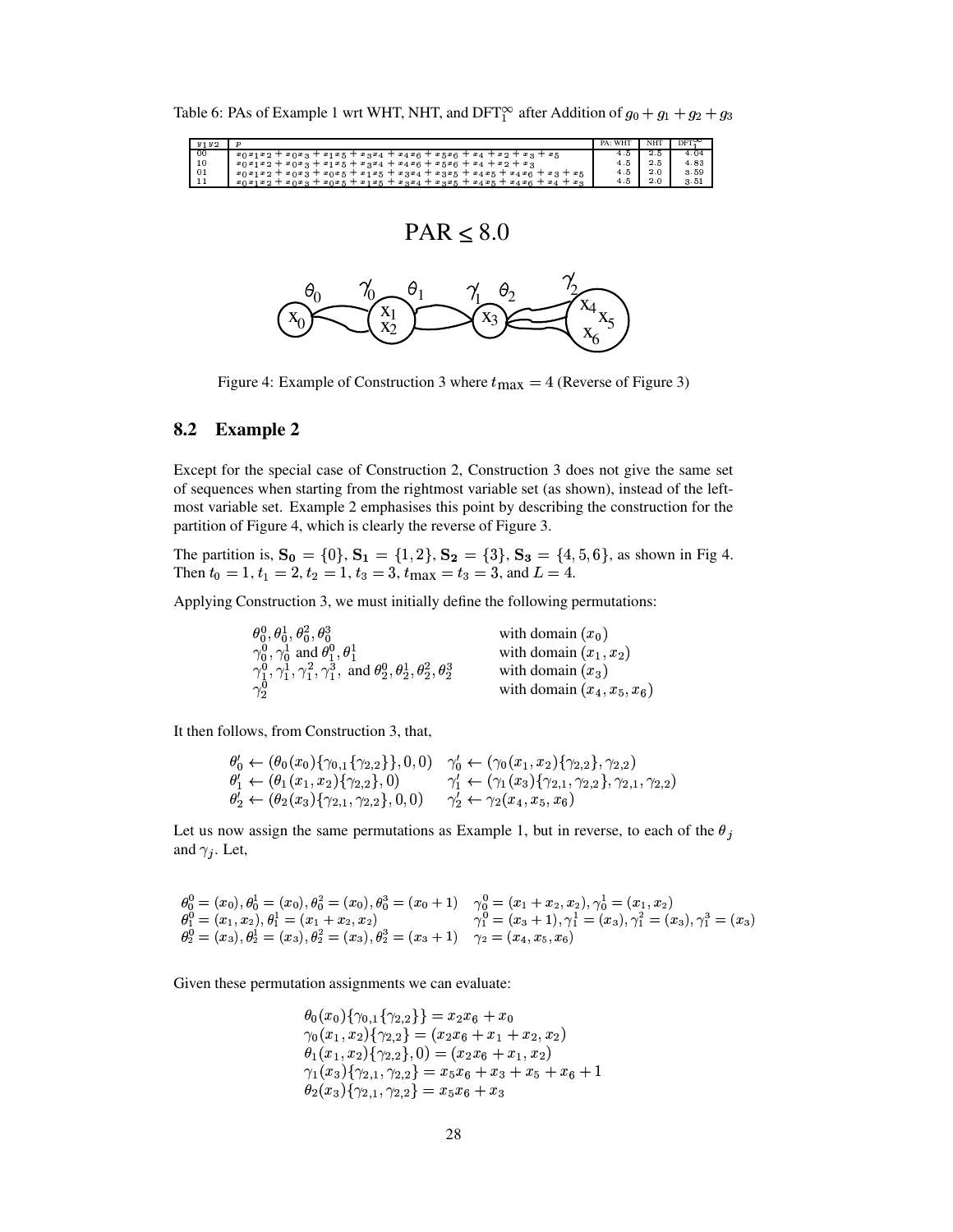Table 6: PAs of Example 1 wrt WHT, NHT, and $\mathrm{DFT}_1^\infty$ after Addition of $g_0 + g_1 + g_2 + g_3$

| $y_1 y_2$ | $p$ | PA: WHT | NHT | $\mathrm{DFT}_1^\infty$ |
|---|---|---|---|---|
| 00 | $x_0x_1x_2 + x_0x_3 + x_1x_5 + x_3x_4 + x_4x_6 + x_5x_6 + x_4 + x_2 + x_3 + x_5$ | 4.5 | 2.5 | 4.04 |
| 10 | $x_0x_1x_2 + x_0x_3 + x_1x_5 + x_3x_4 + x_4x_6 + x_5x_6 + x_4 + x_2 + x_3$ | 4.5 | 2.5 | 4.83 |
| 01 | $x_0x_1x_2 + x_0x_3 + x_0x_5 + x_1x_5 + x_3x_4 + x_3x_5 + x_4x_5 + x_4x_6 + x_3 + x_5$ | 4.5 | 2.0 | 3.59 |
| 11 | $x_0x_1x_2 + x_0x_3 + x_0x_5 + x_1x_5 + x_3x_4 + x_3x_5 + x_4x_5 + x_4x_6 + x_4 + x_3$ | 4.5 | 2.0 | 3.51 |

PAR $\leq 8.0$

Figure 4: Example of Construction 3 where $t_{\max} = 4$ (Reverse of Figure 3)

## 8.2 Example 2

Except for the special case of Construction 2, Construction 3 does not give the same set of sequences when starting from the rightmost variable set (as shown), instead of the leftmost variable set. Example 2 emphasises this point by describing the construction for the partition of Figure 4, which is clearly the reverse of Figure 3.

The partition is, $\mathbf{S_0} = \{0\}$, $\mathbf{S_1} = \{1,2\}$, $\mathbf{S_2} = \{3\}$, $\mathbf{S_3} = \{4,5,6\}$, as shown in Fig 4. Then $t_0 = 1$, $t_1 = 2$, $t_2 = 1$, $t_3 = 3$, $t_{\max} = t_3 = 3$, and $L = 4$.

Applying Construction 3, we must initially define the following permutations:

| | |
|---|---|
| $\theta_0^0, \theta_0^1, \theta_0^2, \theta_0^3$ | with domain $(x_0)$ |
| $\gamma_0^0, \gamma_0^1$ and $\theta_1^0, \theta_1^1$ | with domain $(x_1, x_2)$ |
| $\gamma_1^0, \gamma_1^1, \gamma_1^2, \gamma_1^3$, and $\theta_2^0, \theta_2^1, \theta_2^2, \theta_2^3$ | with domain $(x_3)$ |
| $\gamma_2^0$ | with domain $(x_4, x_5, x_6)$ |

It then follows, from Construction 3, that,

$$\theta_0' \leftarrow (\theta_0(x_0)\{\gamma_{0,1}\{\gamma_{2,2}\}\}, 0, 0) \quad \gamma_0' \leftarrow (\gamma_0(x_1, x_2)\{\gamma_{2,2}\}, \gamma_{2,2})$$
$$\theta_1' \leftarrow (\theta_1(x_1, x_2)\{\gamma_{2,2}\}, 0) \quad \gamma_1' \leftarrow (\gamma_1(x_3)\{\gamma_{2,1}, \gamma_{2,2}\}, \gamma_{2,1}, \gamma_{2,2})$$
$$\theta_2' \leftarrow (\theta_2(x_3)\{\gamma_{2,1}, \gamma_{2,2}\}, 0, 0) \quad \gamma_2' \leftarrow \gamma_2(x_4, x_5, x_6)$$

Let us now assign the same permutations as Example 1, but in reverse, to each of the $\theta_j$ and $\gamma_j$. Let,

$$\theta_0^0 = (x_0), \theta_0^1 = (x_0), \theta_0^2 = (x_0), \theta_0^3 = (x_0 + 1) \quad \gamma_0^0 = (x_1 + x_2, x_2), \gamma_0^1 = (x_1, x_2)$$
$$\theta_1^0 = (x_1, x_2), \theta_1^1 = (x_1 + x_2, x_2) \quad \gamma_1^0 = (x_3 + 1), \gamma_1^1 = (x_3), \gamma_1^2 = (x_3), \gamma_1^3 = (x_3)$$
$$\theta_2^0 = (x_3), \theta_2^1 = (x_3), \theta_2^2 = (x_3), \theta_2^3 = (x_3 + 1) \quad \gamma_2 = (x_4, x_5, x_6)$$

Given these permutation assignments we can evaluate:

$$\theta_0(x_0)\{\gamma_{0,1}\{\gamma_{2,2}\}\} = x_2x_6 + x_0$$
$$\gamma_0(x_1, x_2)\{\gamma_{2,2}\} = (x_2x_6 + x_1 + x_2, x_2)$$
$$\theta_1(x_1, x_2)\{\gamma_{2,2}\}, 0) = (x_2x_6 + x_1, x_2)$$
$$\gamma_1(x_3)\{\gamma_{2,1}, \gamma_{2,2}\} = x_5x_6 + x_3 + x_5 + x_6 + 1$$
$$\theta_2(x_3)\{\gamma_{2,1}, \gamma_{2,2}\} = x_5x_6 + x_3$$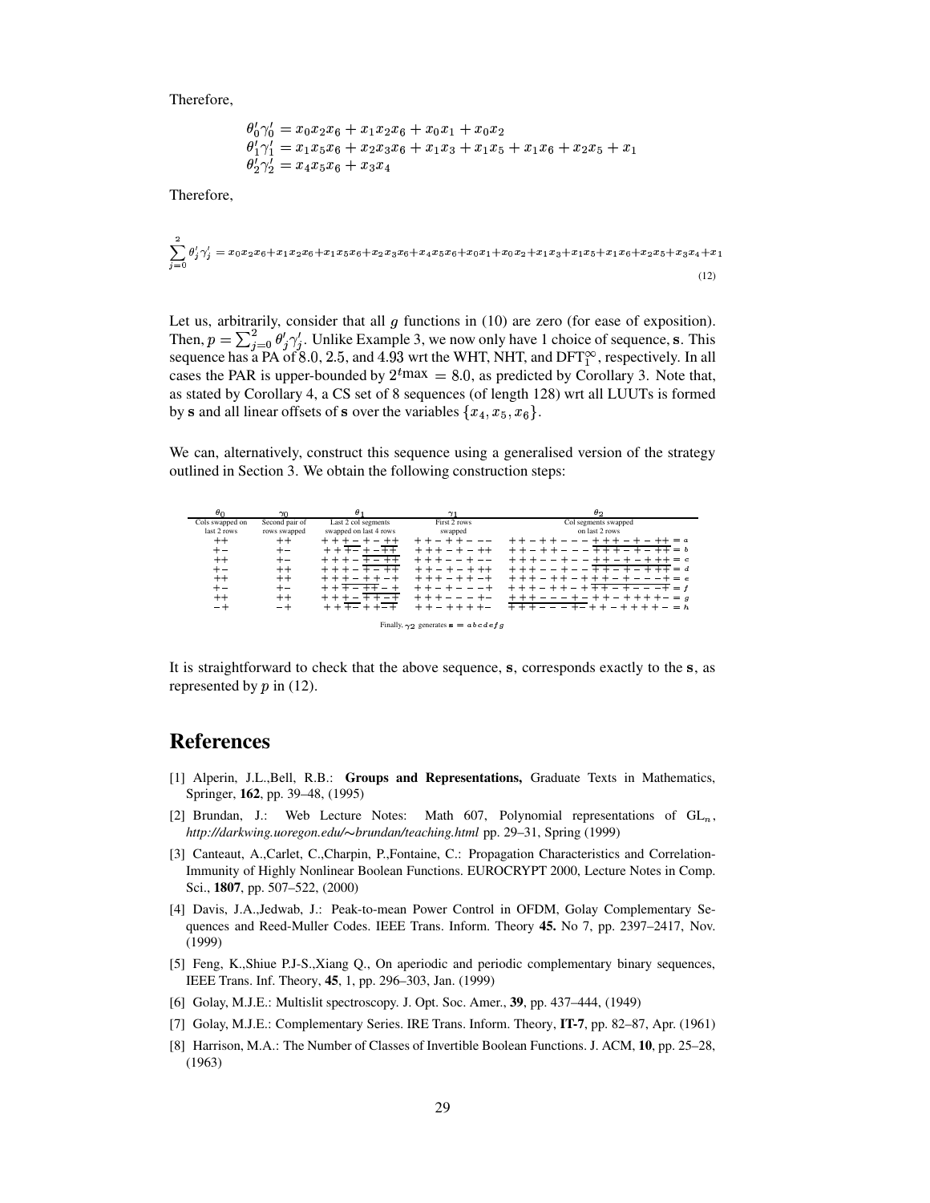Therefore,

$$\theta'_0\gamma'_0 = x_0x_2x_6 + x_1x_2x_6 + x_0x_1 + x_0x_2$$
$$\theta'_1\gamma'_1 = x_1x_5x_6 + x_2x_3x_6 + x_1x_3 + x_1x_5 + x_1x_6 + x_2x_5 + x_1$$
$$\theta'_2\gamma'_2 = x_4x_5x_6 + x_3x_4$$

Therefore,

$$\sum_{j=0}^{2}\theta'_j\gamma'_j = x_0x_2x_6+x_1x_2x_6+x_1x_5x_6+x_2x_3x_6+x_4x_5x_6+x_0x_1+x_0x_2+x_1x_3+x_1x_5+x_1x_6+x_2x_5+x_3x_4+x_1 \tag{12}$$

Let us, arbitrarily, consider that all $g$ functions in (10) are zero (for ease of exposition). Then, $p = \sum_{j=0}^{2}\theta'_j\gamma'_j$. Unlike Example 3, we now only have 1 choice of sequence, $\mathbf{s}$. This sequence has a PA of $8.0$, $2.5$, and $4.93$ wrt the WHT, NHT, and $\text{DFT}_1^\infty$, respectively. In all cases the PAR is upper-bounded by $2^{t\max} = 8.0$, as predicted by Corollary 3. Note that, as stated by Corollary 4, a CS set of 8 sequences (of length 128) wrt all LUUTs is formed by $\mathbf{s}$ and all linear offsets of $\mathbf{s}$ over the variables $\{x_4, x_5, x_6\}$.

We can, alternatively, construct this sequence using a generalised version of the strategy outlined in Section 3. We obtain the following construction steps:

| $\theta_0$ | $\gamma_0$ | $\theta_1$ | $\gamma_1$ | $\theta_2$ |
|---|---|---|---|---|
| Cols swapped on last 2 rows | Second pair of rows swapped | Last 2 col segments swapped on last 4 rows | First 2 rows swapped | Col segments swapped on last 2 rows |
| ++ | ++ | ++++−+−++ | ++−++−−− | ++−++−−−+++−+−++ = $a$ |
| +− | +− | +++−+−++ | +++−+−++ | ++−++−−−+++−+−++ = $b$ |
| ++ | +− | +++−+−++ | +++−−+−− | +++−−+−−++−+−+++ = $c$ |
| +− | ++ | +++−+−++ | ++−+−+++ | +++−−+−−++−+−+++ = $d$ |
| ++ | ++ | +++−++−+ | +++−++−+ | +++−++−++++−+−−−+ = $e$ |
| +− | +− | +++−++−+ | ++−+−−−+ | +++−++−++++−+−−−+ = $f$ |
| ++ | ++ | +++−+++−+ | +++−−−+− | +++−−−+−++−++++− = $g$ |
| −+ | −+ | +++−++−+ | ++−++++− | +++−−−+−++−++++− = $h$ |

Finally, $\gamma_2$ generates $\mathbf{s} = abcdefg$

It is straightforward to check that the above sequence, $\mathbf{s}$, corresponds exactly to the $\mathbf{s}$, as represented by $p$ in (12).

# References

[1] Alperin, J.L.,Bell, R.B.: **Groups and Representations,** Graduate Texts in Mathematics, Springer, **162**, pp. 39–48, (1995)

[2] Brundan, J.: Web Lecture Notes: Math 607, Polynomial representations of $\text{GL}_n$, *http://darkwing.uoregon.edu/∼brundan/teaching.html* pp. 29–31, Spring (1999)

[3] Canteaut, A.,Carlet, C.,Charpin, P.,Fontaine, C.: Propagation Characteristics and Correlation-Immunity of Highly Nonlinear Boolean Functions. EUROCRYPT 2000, Lecture Notes in Comp. Sci., **1807**, pp. 507–522, (2000)

[4] Davis, J.A.,Jedwab, J.: Peak-to-mean Power Control in OFDM, Golay Complementary Sequences and Reed-Muller Codes. IEEE Trans. Inform. Theory **45.** No 7, pp. 2397–2417, Nov. (1999)

[5] Feng, K.,Shiue P.J-S.,Xiang Q., On aperiodic and periodic complementary binary sequences, IEEE Trans. Inf. Theory, **45**, 1, pp. 296–303, Jan. (1999)

[6] Golay, M.J.E.: Multislit spectroscopy. J. Opt. Soc. Amer., **39**, pp. 437–444, (1949)

[7] Golay, M.J.E.: Complementary Series. IRE Trans. Inform. Theory, **IT-7**, pp. 82–87, Apr. (1961)

[8] Harrison, M.A.: The Number of Classes of Invertible Boolean Functions. J. ACM, **10**, pp. 25–28, (1963)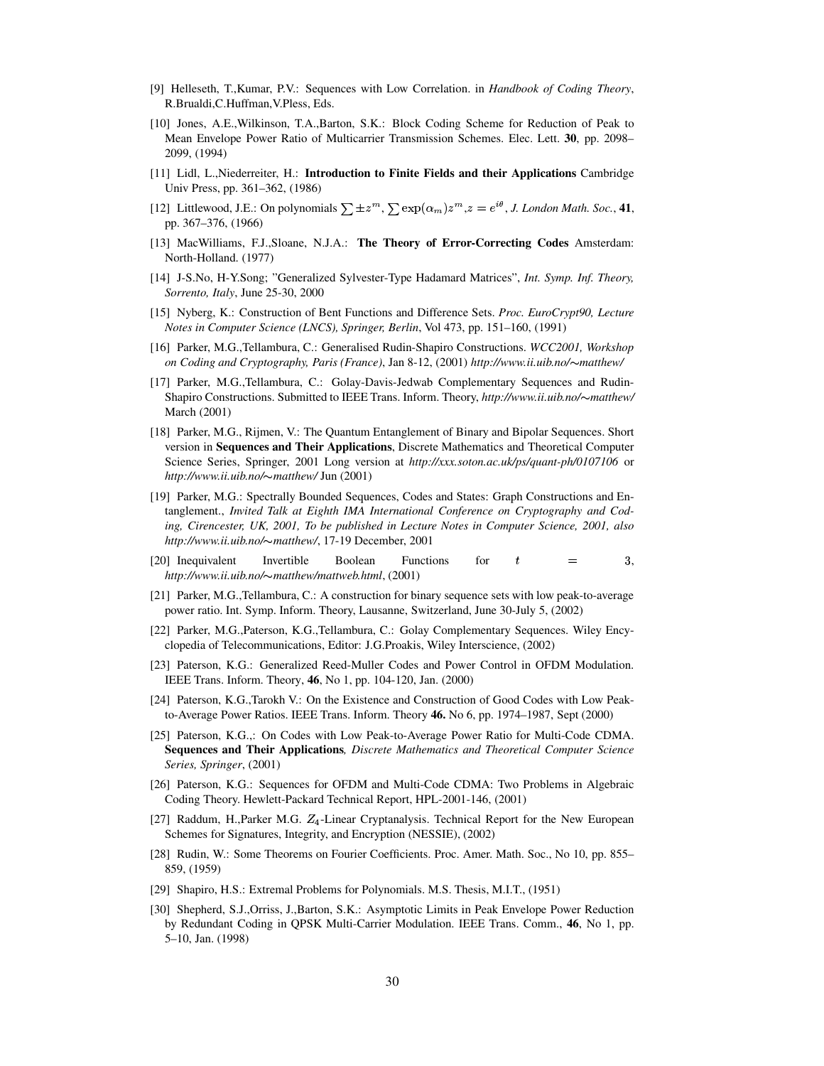[9] Helleseth, T.,Kumar, P.V.: Sequences with Low Correlation. in *Handbook of Coding Theory*, R.Brualdi,C.Huffman,V.Pless, Eds.

[10] Jones, A.E.,Wilkinson, T.A.,Barton, S.K.: Block Coding Scheme for Reduction of Peak to Mean Envelope Power Ratio of Multicarrier Transmission Schemes. Elec. Lett. **30**, pp. 2098–2099, (1994)

[11] Lidl, L.,Niederreiter, H.: **Introduction to Finite Fields and their Applications** Cambridge Univ Press, pp. 361–362, (1986)

[12] Littlewood, J.E.: On polynomials $\sum \pm z^m$, $\sum \exp(\alpha_m) z^m$,$z = e^{i\theta}$, *J. London Math. Soc.*, **41**, pp. 367–376, (1966)

[13] MacWilliams, F.J.,Sloane, N.J.A.: **The Theory of Error-Correcting Codes** Amsterdam: North-Holland. (1977)

[14] J-S.No, H-Y.Song; "Generalized Sylvester-Type Hadamard Matrices", *Int. Symp. Inf. Theory, Sorrento, Italy*, June 25-30, 2000

[15] Nyberg, K.: Construction of Bent Functions and Difference Sets. *Proc. EuroCrypt90, Lecture Notes in Computer Science (LNCS), Springer, Berlin*, Vol 473, pp. 151–160, (1991)

[16] Parker, M.G.,Tellambura, C.: Generalised Rudin-Shapiro Constructions. *WCC2001, Workshop on Coding and Cryptography, Paris (France)*, Jan 8-12, (2001) *http://www.ii.uib.no/~matthew/*

[17] Parker, M.G.,Tellambura, C.: Golay-Davis-Jedwab Complementary Sequences and Rudin-Shapiro Constructions. Submitted to IEEE Trans. Inform. Theory, *http://www.ii.uib.no/~matthew/* March (2001)

[18] Parker, M.G., Rijmen, V.: The Quantum Entanglement of Binary and Bipolar Sequences. Short version in **Sequences and Their Applications**, Discrete Mathematics and Theoretical Computer Science Series, Springer, 2001 Long version at *http://xxx.soton.ac.uk/ps/quant-ph/0107106* or *http://www.ii.uib.no/~matthew/* Jun (2001)

[19] Parker, M.G.: Spectrally Bounded Sequences, Codes and States: Graph Constructions and Entanglement., *Invited Talk at Eighth IMA International Conference on Cryptography and Coding, Cirencester, UK, 2001, To be published in Lecture Notes in Computer Science, 2001, also http://www.ii.uib.no/~matthew/*, 17-19 December, 2001

[20] Inequivalent Invertible Boolean Functions for $t = 3$, *http://www.ii.uib.no/~matthew/mattweb.html*, (2001)

[21] Parker, M.G.,Tellambura, C.: A construction for binary sequence sets with low peak-to-average power ratio. Int. Symp. Inform. Theory, Lausanne, Switzerland, June 30-July 5, (2002)

[22] Parker, M.G.,Paterson, K.G.,Tellambura, C.: Golay Complementary Sequences. Wiley Encyclopedia of Telecommunications, Editor: J.G.Proakis, Wiley Interscience, (2002)

[23] Paterson, K.G.: Generalized Reed-Muller Codes and Power Control in OFDM Modulation. IEEE Trans. Inform. Theory, **46**, No 1, pp. 104-120, Jan. (2000)

[24] Paterson, K.G.,Tarokh V.: On the Existence and Construction of Good Codes with Low Peak-to-Average Power Ratios. IEEE Trans. Inform. Theory **46.** No 6, pp. 1974–1987, Sept (2000)

[25] Paterson, K.G.,: On Codes with Low Peak-to-Average Power Ratio for Multi-Code CDMA. **Sequences and Their Applications***, Discrete Mathematics and Theoretical Computer Science Series, Springer*, (2001)

[26] Paterson, K.G.: Sequences for OFDM and Multi-Code CDMA: Two Problems in Algebraic Coding Theory. Hewlett-Packard Technical Report, HPL-2001-146, (2001)

[27] Raddum, H.,Parker M.G. $Z_4$-Linear Cryptanalysis. Technical Report for the New European Schemes for Signatures, Integrity, and Encryption (NESSIE), (2002)

[28] Rudin, W.: Some Theorems on Fourier Coefficients. Proc. Amer. Math. Soc., No 10, pp. 855–859, (1959)

[29] Shapiro, H.S.: Extremal Problems for Polynomials. M.S. Thesis, M.I.T., (1951)

[30] Shepherd, S.J.,Orriss, J.,Barton, S.K.: Asymptotic Limits in Peak Envelope Power Reduction by Redundant Coding in QPSK Multi-Carrier Modulation. IEEE Trans. Comm., **46**, No 1, pp. 5–10, Jan. (1998)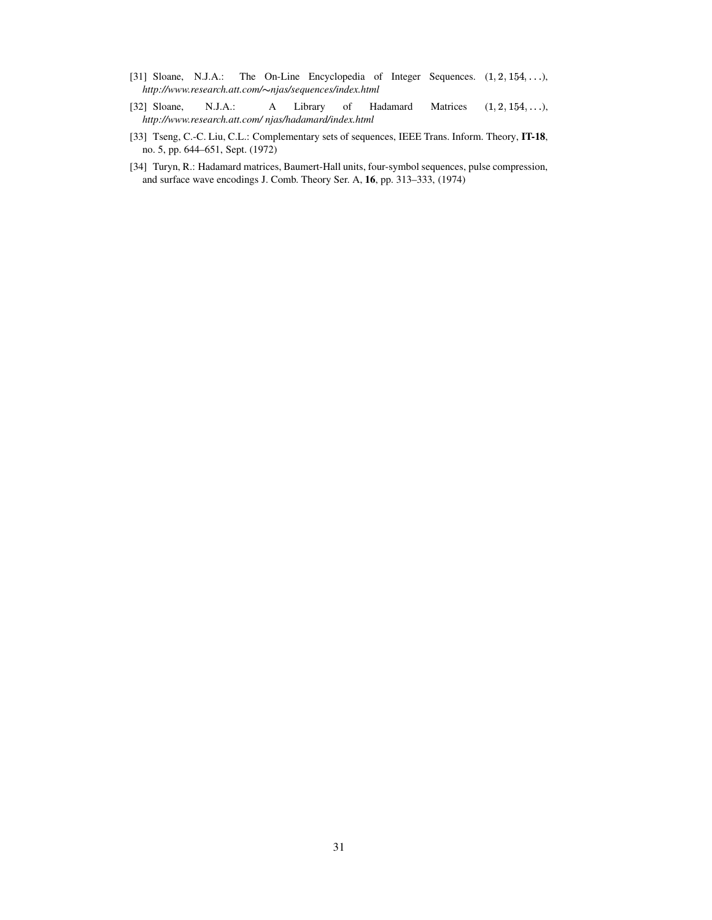[31] Sloane, N.J.A.: The On-Line Encyclopedia of Integer Sequences. $(1, 2, 154, \ldots)$, *http://www.research.att.com/∼njas/sequences/index.html*

[32] Sloane, N.J.A.: A Library of Hadamard Matrices $(1, 2, 154, \ldots)$, *http://www.research.att.com/ njas/hadamard/index.html*

[33] Tseng, C.-C. Liu, C.L.: Complementary sets of sequences, IEEE Trans. Inform. Theory, **IT-18**, no. 5, pp. 644–651, Sept. (1972)

[34] Turyn, R.: Hadamard matrices, Baumert-Hall units, four-symbol sequences, pulse compression, and surface wave encodings J. Comb. Theory Ser. A, **16**, pp. 313–333, (1974)